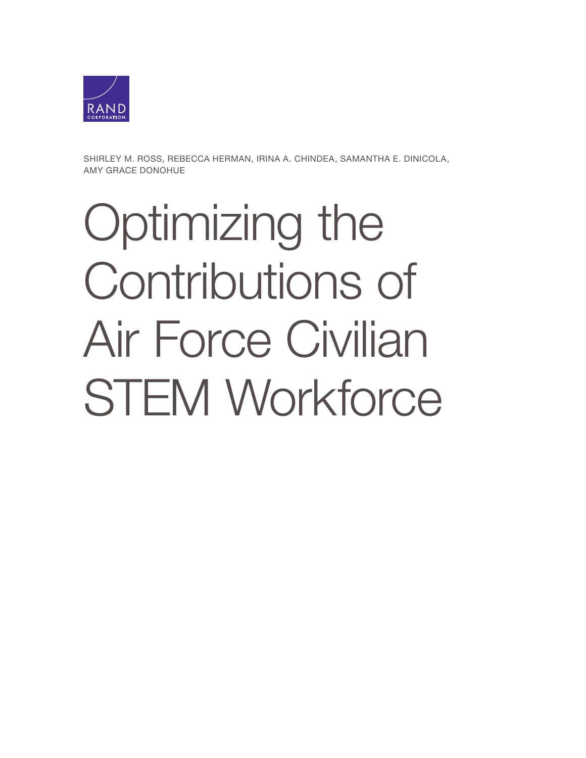RAND CORPORATION

SHIRLEY M. ROSS, REBECCA HERMAN, IRINA A. CHINDEA, SAMANTHA E. DINICOLA, AMY GRACE DONOHUE

# Optimizing the Contributions of Air Force Civilian STEM Workforce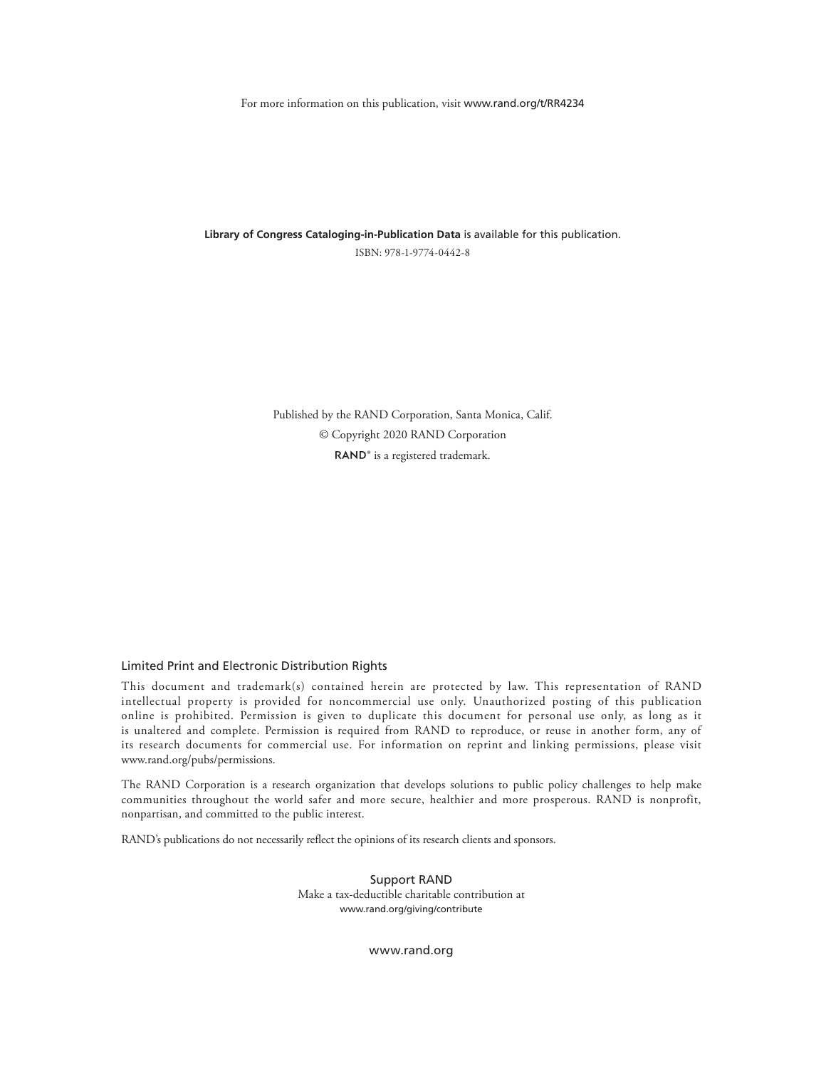For more information on this publication, visit www.rand.org/t/RR4234

**Library of Congress Cataloging-in-Publication Data** is available for this publication.

ISBN: 978-1-9774-0442-8

Published by the RAND Corporation, Santa Monica, Calif.

© Copyright 2020 RAND Corporation

**RAND**® is a registered trademark.

Limited Print and Electronic Distribution Rights

This document and trademark(s) contained herein are protected by law. This representation of RAND intellectual property is provided for noncommercial use only. Unauthorized posting of this publication online is prohibited. Permission is given to duplicate this document for personal use only, as long as it is unaltered and complete. Permission is required from RAND to reproduce, or reuse in another form, any of its research documents for commercial use. For information on reprint and linking permissions, please visit www.rand.org/pubs/permissions.

The RAND Corporation is a research organization that develops solutions to public policy challenges to help make communities throughout the world safer and more secure, healthier and more prosperous. RAND is nonprofit, nonpartisan, and committed to the public interest.

RAND's publications do not necessarily reflect the opinions of its research clients and sponsors.

Support RAND

Make a tax-deductible charitable contribution at
www.rand.org/giving/contribute

www.rand.org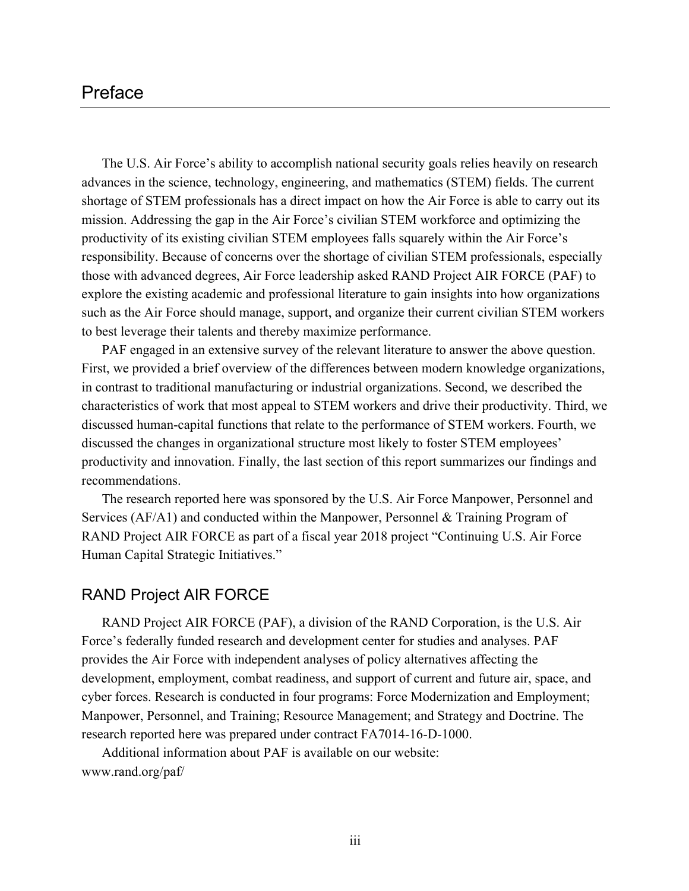# Preface

The U.S. Air Force's ability to accomplish national security goals relies heavily on research advances in the science, technology, engineering, and mathematics (STEM) fields. The current shortage of STEM professionals has a direct impact on how the Air Force is able to carry out its mission. Addressing the gap in the Air Force's civilian STEM workforce and optimizing the productivity of its existing civilian STEM employees falls squarely within the Air Force's responsibility. Because of concerns over the shortage of civilian STEM professionals, especially those with advanced degrees, Air Force leadership asked RAND Project AIR FORCE (PAF) to explore the existing academic and professional literature to gain insights into how organizations such as the Air Force should manage, support, and organize their current civilian STEM workers to best leverage their talents and thereby maximize performance.

PAF engaged in an extensive survey of the relevant literature to answer the above question. First, we provided a brief overview of the differences between modern knowledge organizations, in contrast to traditional manufacturing or industrial organizations. Second, we described the characteristics of work that most appeal to STEM workers and drive their productivity. Third, we discussed human-capital functions that relate to the performance of STEM workers. Fourth, we discussed the changes in organizational structure most likely to foster STEM employees' productivity and innovation. Finally, the last section of this report summarizes our findings and recommendations.

The research reported here was sponsored by the U.S. Air Force Manpower, Personnel and Services (AF/A1) and conducted within the Manpower, Personnel & Training Program of RAND Project AIR FORCE as part of a fiscal year 2018 project "Continuing U.S. Air Force Human Capital Strategic Initiatives."

## RAND Project AIR FORCE

RAND Project AIR FORCE (PAF), a division of the RAND Corporation, is the U.S. Air Force's federally funded research and development center for studies and analyses. PAF provides the Air Force with independent analyses of policy alternatives affecting the development, employment, combat readiness, and support of current and future air, space, and cyber forces. Research is conducted in four programs: Force Modernization and Employment; Manpower, Personnel, and Training; Resource Management; and Strategy and Doctrine. The research reported here was prepared under contract FA7014-16-D-1000.

Additional information about PAF is available on our website:
www.rand.org/paf/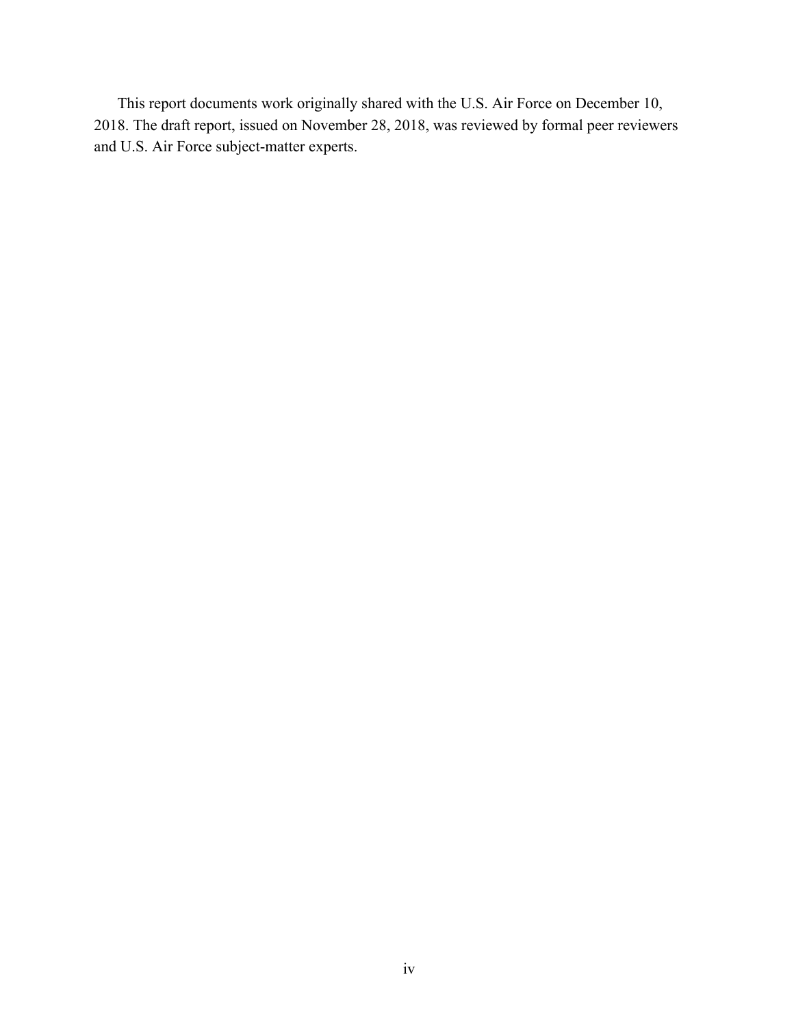This report documents work originally shared with the U.S. Air Force on December 10, 2018. The draft report, issued on November 28, 2018, was reviewed by formal peer reviewers and U.S. Air Force subject-matter experts.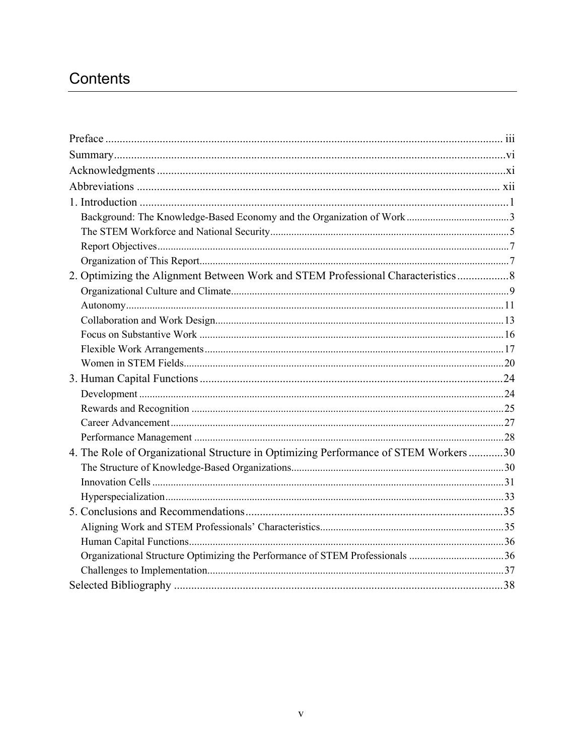# Contents

Preface ........................................................................................................................................ iii

Summary.......................................................................................................................................vi

Acknowledgments ..........................................................................................................................xi

Abbreviations .............................................................................................................................. xii

1. Introduction .................................................................................................................................1
   - Background: The Knowledge-Based Economy and the Organization of Work .......................................3
   - The STEM Workforce and National Security..........................................................................................5
   - Report Objectives....................................................................................................................................7
   - Organization of This Report....................................................................................................................7

2. Optimizing the Alignment Between Work and STEM Professional Characteristics..................8
   - Organizational Culture and Climate.........................................................................................................9
   - Autonomy..............................................................................................................................................11
   - Collaboration and Work Design.............................................................................................................13
   - Focus on Substantive Work ...................................................................................................................16
   - Flexible Work Arrangements.................................................................................................................17
   - Women in STEM Fields.........................................................................................................................20

3. Human Capital Functions ..........................................................................................................24
   - Development .........................................................................................................................................24
   - Rewards and Recognition .....................................................................................................................25
   - Career Advancement.............................................................................................................................27
   - Performance Management ....................................................................................................................28

4. The Role of Organizational Structure in Optimizing Performance of STEM Workers ............30
   - The Structure of Knowledge-Based Organizations................................................................................30
   - Innovation Cells ....................................................................................................................................31
   - Hyperspecialization................................................................................................................................33

5. Conclusions and Recommendations...........................................................................................35
   - Aligning Work and STEM Professionals' Characteristics......................................................................35
   - Human Capital Functions.......................................................................................................................36
   - Organizational Structure Optimizing the Performance of STEM Professionals ....................................36
   - Challenges to Implementation...............................................................................................................37

Selected Bibliography ...................................................................................................................38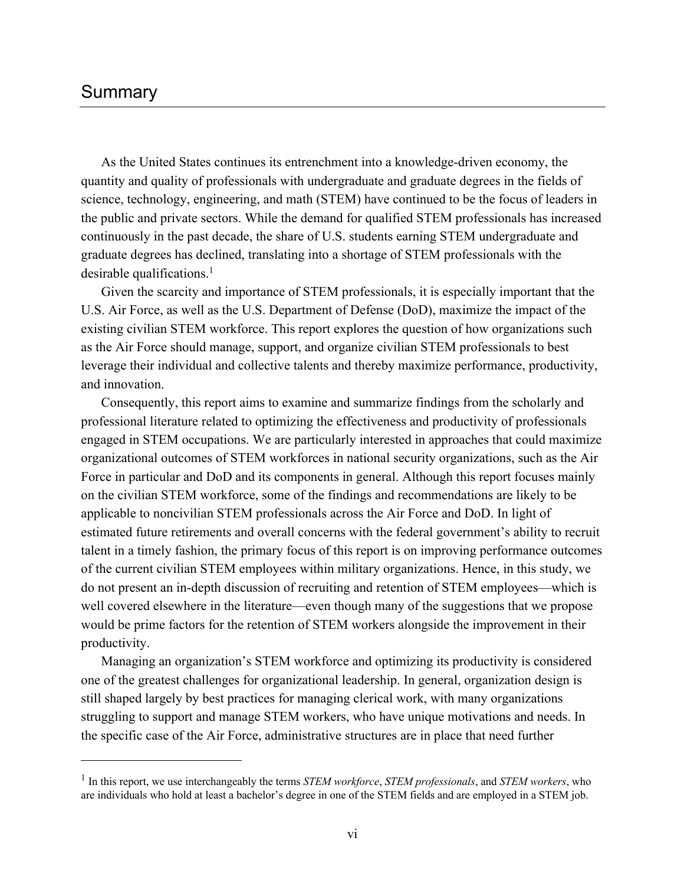# Summary

As the United States continues its entrenchment into a knowledge-driven economy, the quantity and quality of professionals with undergraduate and graduate degrees in the fields of science, technology, engineering, and math (STEM) have continued to be the focus of leaders in the public and private sectors. While the demand for qualified STEM professionals has increased continuously in the past decade, the share of U.S. students earning STEM undergraduate and graduate degrees has declined, translating into a shortage of STEM professionals with the desirable qualifications.[1]

Given the scarcity and importance of STEM professionals, it is especially important that the U.S. Air Force, as well as the U.S. Department of Defense (DoD), maximize the impact of the existing civilian STEM workforce. This report explores the question of how organizations such as the Air Force should manage, support, and organize civilian STEM professionals to best leverage their individual and collective talents and thereby maximize performance, productivity, and innovation.

Consequently, this report aims to examine and summarize findings from the scholarly and professional literature related to optimizing the effectiveness and productivity of professionals engaged in STEM occupations. We are particularly interested in approaches that could maximize organizational outcomes of STEM workforces in national security organizations, such as the Air Force in particular and DoD and its components in general. Although this report focuses mainly on the civilian STEM workforce, some of the findings and recommendations are likely to be applicable to noncivilian STEM professionals across the Air Force and DoD. In light of estimated future retirements and overall concerns with the federal government's ability to recruit talent in a timely fashion, the primary focus of this report is on improving performance outcomes of the current civilian STEM employees within military organizations. Hence, in this study, we do not present an in-depth discussion of recruiting and retention of STEM employees—which is well covered elsewhere in the literature—even though many of the suggestions that we propose would be prime factors for the retention of STEM workers alongside the improvement in their productivity.

Managing an organization's STEM workforce and optimizing its productivity is considered one of the greatest challenges for organizational leadership. In general, organization design is still shaped largely by best practices for managing clerical work, with many organizations struggling to support and manage STEM workers, who have unique motivations and needs. In the specific case of the Air Force, administrative structures are in place that need further

---

[1] In this report, we use interchangeably the terms *STEM workforce*, *STEM professionals*, and *STEM workers*, who are individuals who hold at least a bachelor's degree in one of the STEM fields and are employed in a STEM job.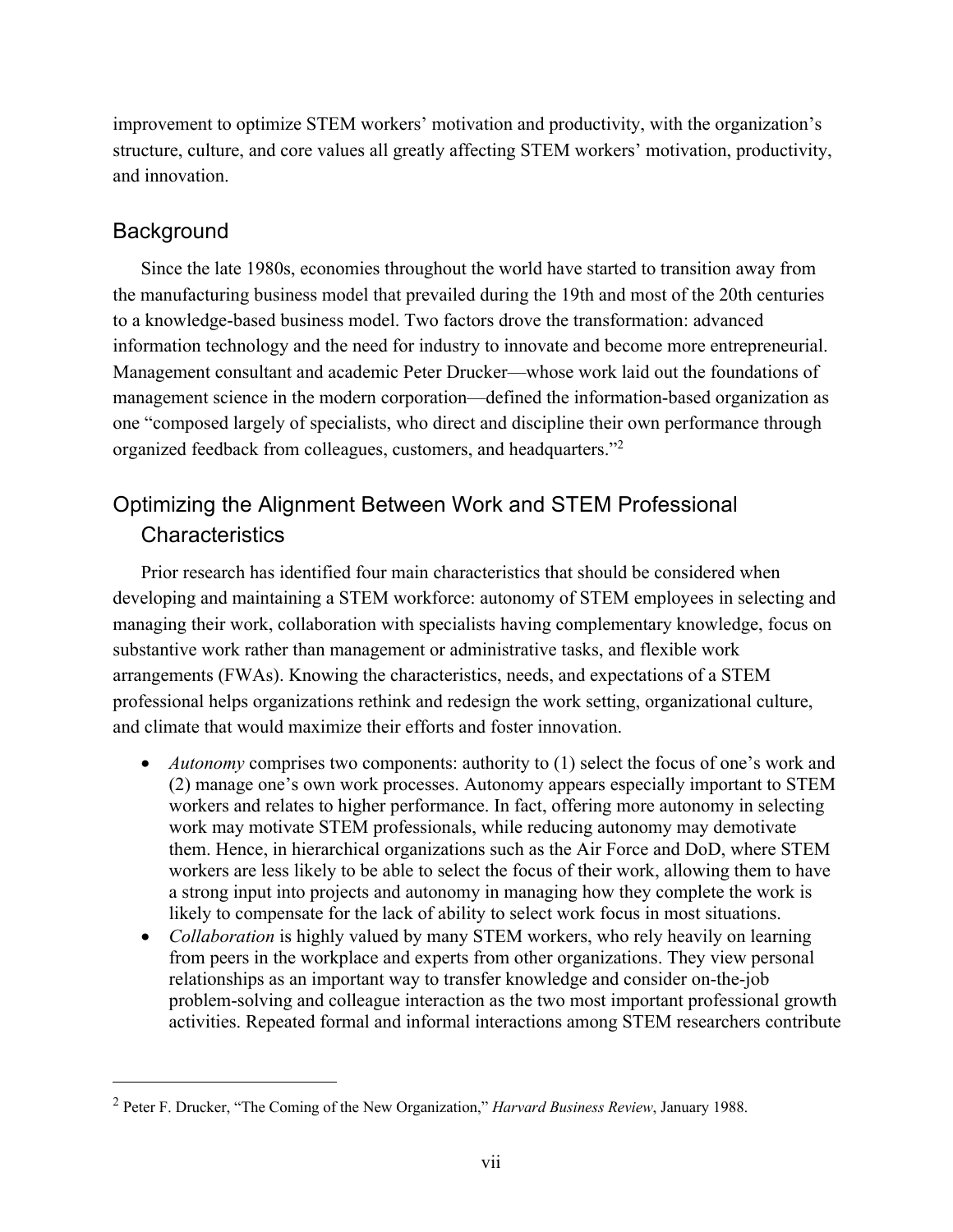improvement to optimize STEM workers' motivation and productivity, with the organization's structure, culture, and core values all greatly affecting STEM workers' motivation, productivity, and innovation.

## Background

Since the late 1980s, economies throughout the world have started to transition away from the manufacturing business model that prevailed during the 19th and most of the 20th centuries to a knowledge-based business model. Two factors drove the transformation: advanced information technology and the need for industry to innovate and become more entrepreneurial. Management consultant and academic Peter Drucker—whose work laid out the foundations of management science in the modern corporation—defined the information-based organization as one "composed largely of specialists, who direct and discipline their own performance through organized feedback from colleagues, customers, and headquarters."[2]

## Optimizing the Alignment Between Work and STEM Professional Characteristics

Prior research has identified four main characteristics that should be considered when developing and maintaining a STEM workforce: autonomy of STEM employees in selecting and managing their work, collaboration with specialists having complementary knowledge, focus on substantive work rather than management or administrative tasks, and flexible work arrangements (FWAs). Knowing the characteristics, needs, and expectations of a STEM professional helps organizations rethink and redesign the work setting, organizational culture, and climate that would maximize their efforts and foster innovation.

- *Autonomy* comprises two components: authority to (1) select the focus of one's work and (2) manage one's own work processes. Autonomy appears especially important to STEM workers and relates to higher performance. In fact, offering more autonomy in selecting work may motivate STEM professionals, while reducing autonomy may demotivate them. Hence, in hierarchical organizations such as the Air Force and DoD, where STEM workers are less likely to be able to select the focus of their work, allowing them to have a strong input into projects and autonomy in managing how they complete the work is likely to compensate for the lack of ability to select work focus in most situations.
- *Collaboration* is highly valued by many STEM workers, who rely heavily on learning from peers in the workplace and experts from other organizations. They view personal relationships as an important way to transfer knowledge and consider on-the-job problem-solving and colleague interaction as the two most important professional growth activities. Repeated formal and informal interactions among STEM researchers contribute

[2] Peter F. Drucker, "The Coming of the New Organization," *Harvard Business Review*, January 1988.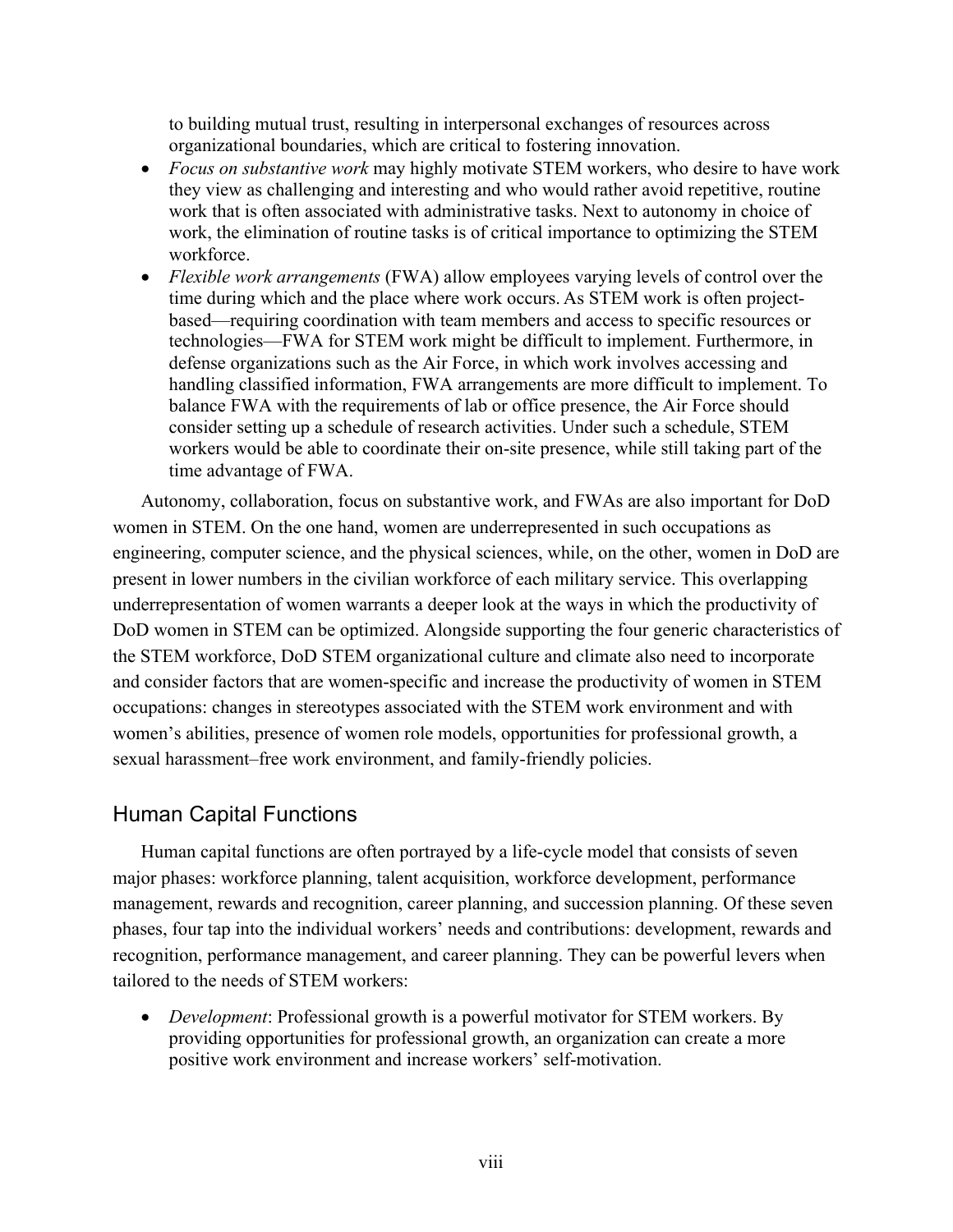to building mutual trust, resulting in interpersonal exchanges of resources across organizational boundaries, which are critical to fostering innovation.

- *Focus on substantive work* may highly motivate STEM workers, who desire to have work they view as challenging and interesting and who would rather avoid repetitive, routine work that is often associated with administrative tasks. Next to autonomy in choice of work, the elimination of routine tasks is of critical importance to optimizing the STEM workforce.
- *Flexible work arrangements* (FWA) allow employees varying levels of control over the time during which and the place where work occurs. As STEM work is often project-based—requiring coordination with team members and access to specific resources or technologies—FWA for STEM work might be difficult to implement. Furthermore, in defense organizations such as the Air Force, in which work involves accessing and handling classified information, FWA arrangements are more difficult to implement. To balance FWA with the requirements of lab or office presence, the Air Force should consider setting up a schedule of research activities. Under such a schedule, STEM workers would be able to coordinate their on-site presence, while still taking part of the time advantage of FWA.

Autonomy, collaboration, focus on substantive work, and FWAs are also important for DoD women in STEM. On the one hand, women are underrepresented in such occupations as engineering, computer science, and the physical sciences, while, on the other, women in DoD are present in lower numbers in the civilian workforce of each military service. This overlapping underrepresentation of women warrants a deeper look at the ways in which the productivity of DoD women in STEM can be optimized. Alongside supporting the four generic characteristics of the STEM workforce, DoD STEM organizational culture and climate also need to incorporate and consider factors that are women-specific and increase the productivity of women in STEM occupations: changes in stereotypes associated with the STEM work environment and with women's abilities, presence of women role models, opportunities for professional growth, a sexual harassment–free work environment, and family-friendly policies.

## Human Capital Functions

Human capital functions are often portrayed by a life-cycle model that consists of seven major phases: workforce planning, talent acquisition, workforce development, performance management, rewards and recognition, career planning, and succession planning. Of these seven phases, four tap into the individual workers' needs and contributions: development, rewards and recognition, performance management, and career planning. They can be powerful levers when tailored to the needs of STEM workers:

- *Development*: Professional growth is a powerful motivator for STEM workers. By providing opportunities for professional growth, an organization can create a more positive work environment and increase workers' self-motivation.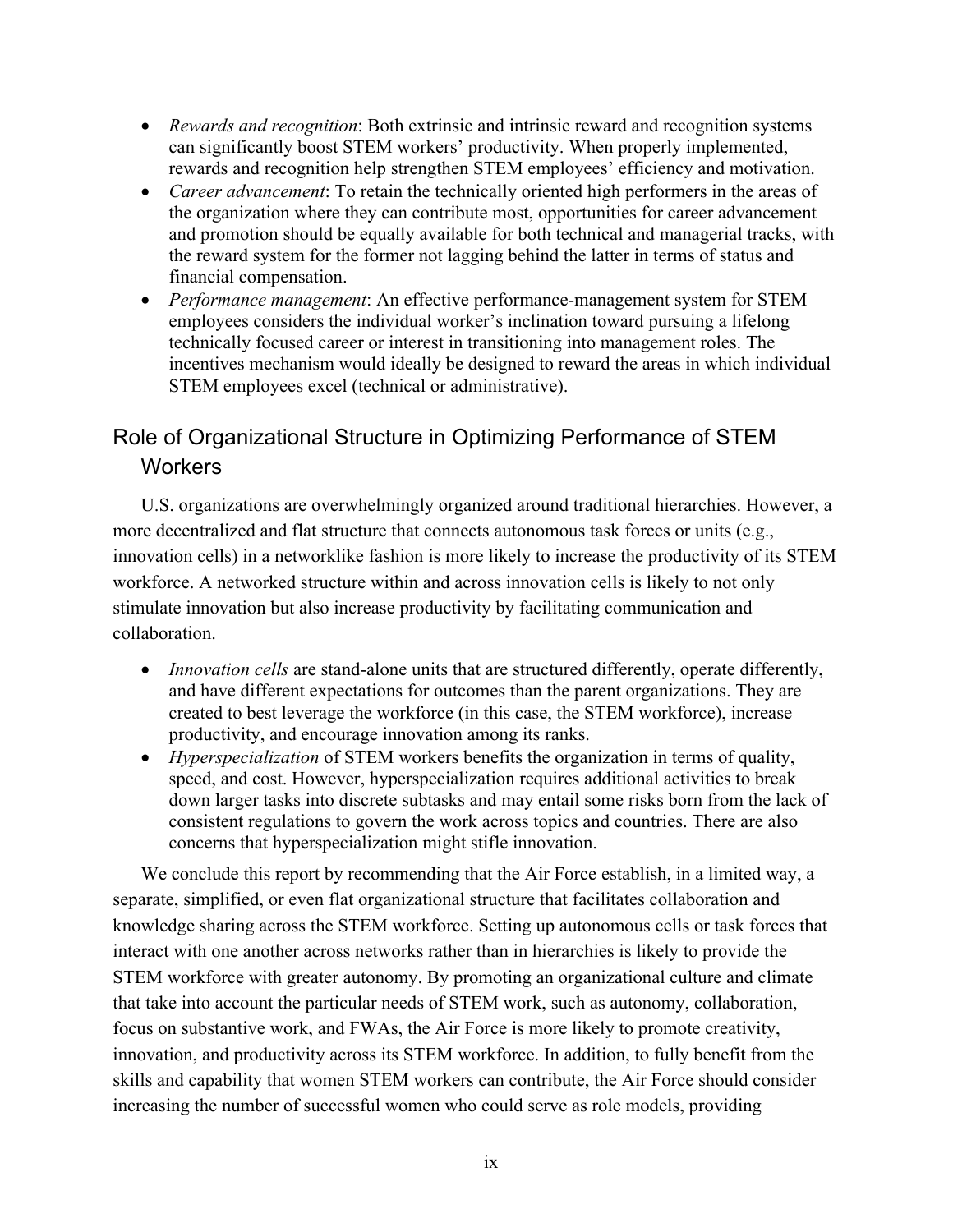- *Rewards and recognition*: Both extrinsic and intrinsic reward and recognition systems can significantly boost STEM workers' productivity. When properly implemented, rewards and recognition help strengthen STEM employees' efficiency and motivation.
- *Career advancement*: To retain the technically oriented high performers in the areas of the organization where they can contribute most, opportunities for career advancement and promotion should be equally available for both technical and managerial tracks, with the reward system for the former not lagging behind the latter in terms of status and financial compensation.
- *Performance management*: An effective performance-management system for STEM employees considers the individual worker's inclination toward pursuing a lifelong technically focused career or interest in transitioning into management roles. The incentives mechanism would ideally be designed to reward the areas in which individual STEM employees excel (technical or administrative).

## Role of Organizational Structure in Optimizing Performance of STEM Workers

U.S. organizations are overwhelmingly organized around traditional hierarchies. However, a more decentralized and flat structure that connects autonomous task forces or units (e.g., innovation cells) in a networklike fashion is more likely to increase the productivity of its STEM workforce. A networked structure within and across innovation cells is likely to not only stimulate innovation but also increase productivity by facilitating communication and collaboration.

- *Innovation cells* are stand-alone units that are structured differently, operate differently, and have different expectations for outcomes than the parent organizations. They are created to best leverage the workforce (in this case, the STEM workforce), increase productivity, and encourage innovation among its ranks.
- *Hyperspecialization* of STEM workers benefits the organization in terms of quality, speed, and cost. However, hyperspecialization requires additional activities to break down larger tasks into discrete subtasks and may entail some risks born from the lack of consistent regulations to govern the work across topics and countries. There are also concerns that hyperspecialization might stifle innovation.

We conclude this report by recommending that the Air Force establish, in a limited way, a separate, simplified, or even flat organizational structure that facilitates collaboration and knowledge sharing across the STEM workforce. Setting up autonomous cells or task forces that interact with one another across networks rather than in hierarchies is likely to provide the STEM workforce with greater autonomy. By promoting an organizational culture and climate that take into account the particular needs of STEM work, such as autonomy, collaboration, focus on substantive work, and FWAs, the Air Force is more likely to promote creativity, innovation, and productivity across its STEM workforce. In addition, to fully benefit from the skills and capability that women STEM workers can contribute, the Air Force should consider increasing the number of successful women who could serve as role models, providing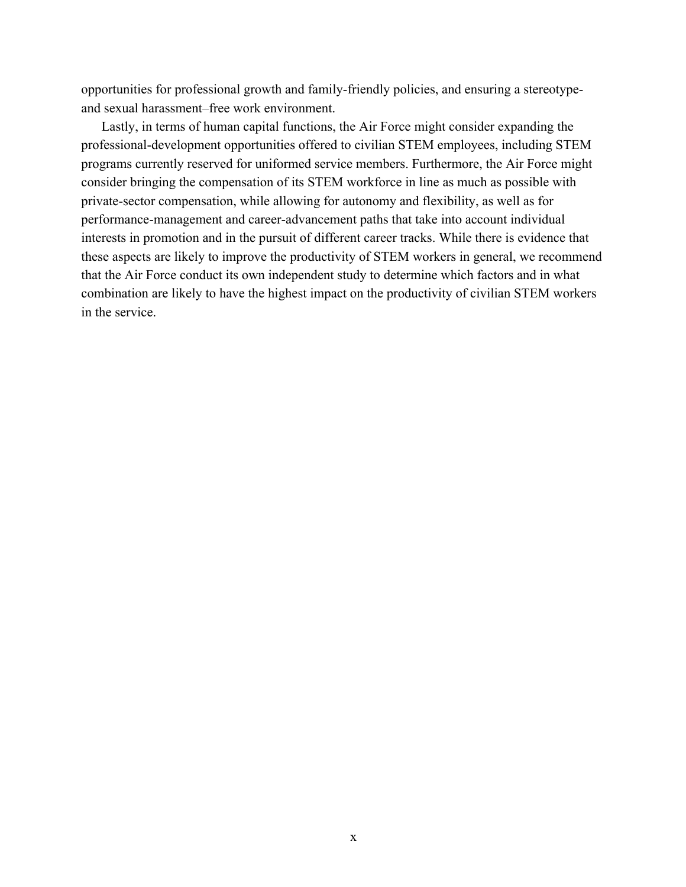opportunities for professional growth and family-friendly policies, and ensuring a stereotype- and sexual harassment–free work environment.

Lastly, in terms of human capital functions, the Air Force might consider expanding the professional-development opportunities offered to civilian STEM employees, including STEM programs currently reserved for uniformed service members. Furthermore, the Air Force might consider bringing the compensation of its STEM workforce in line as much as possible with private-sector compensation, while allowing for autonomy and flexibility, as well as for performance-management and career-advancement paths that take into account individual interests in promotion and in the pursuit of different career tracks. While there is evidence that these aspects are likely to improve the productivity of STEM workers in general, we recommend that the Air Force conduct its own independent study to determine which factors and in what combination are likely to have the highest impact on the productivity of civilian STEM workers in the service.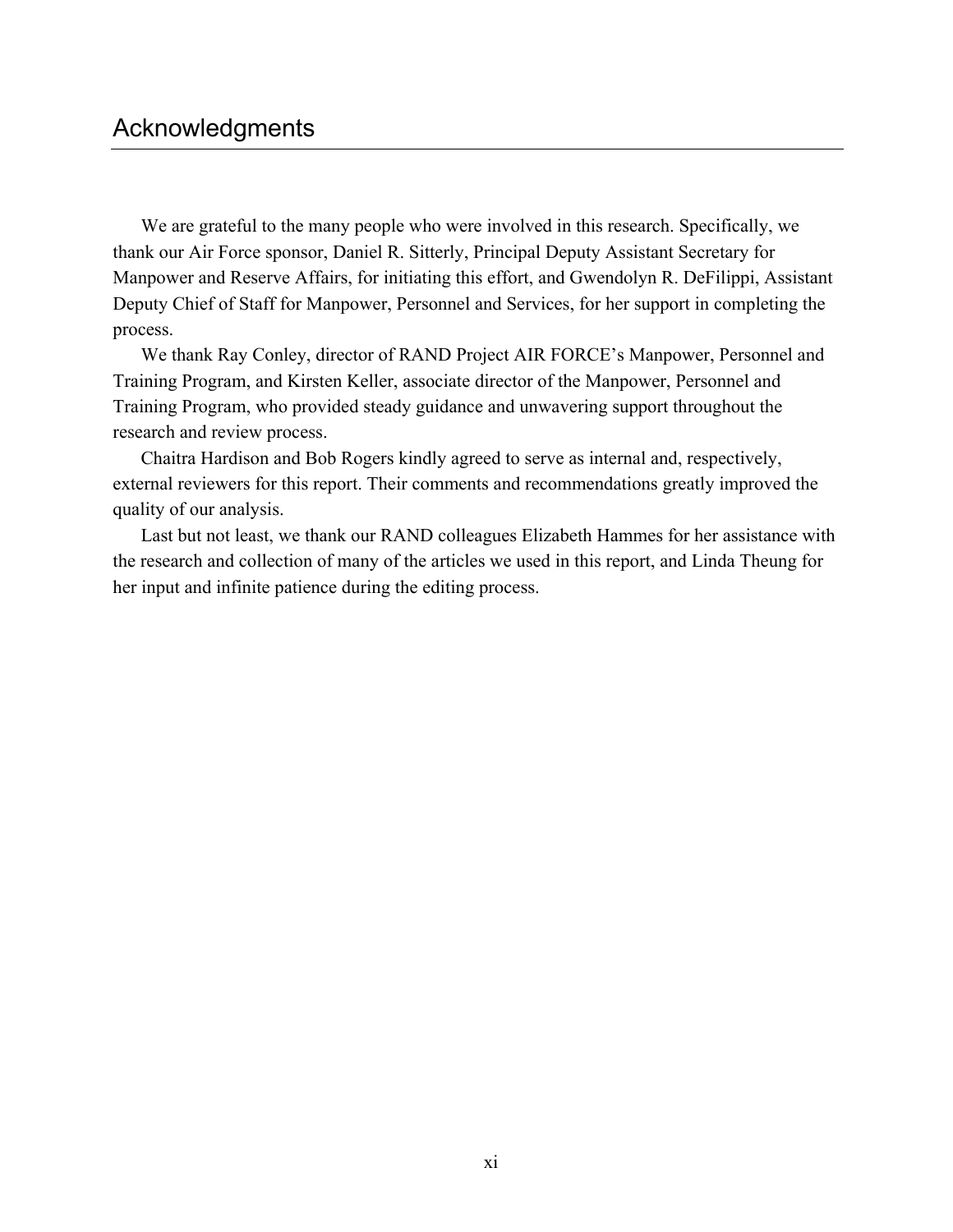# Acknowledgments

We are grateful to the many people who were involved in this research. Specifically, we thank our Air Force sponsor, Daniel R. Sitterly, Principal Deputy Assistant Secretary for Manpower and Reserve Affairs, for initiating this effort, and Gwendolyn R. DeFilippi, Assistant Deputy Chief of Staff for Manpower, Personnel and Services, for her support in completing the process.

We thank Ray Conley, director of RAND Project AIR FORCE's Manpower, Personnel and Training Program, and Kirsten Keller, associate director of the Manpower, Personnel and Training Program, who provided steady guidance and unwavering support throughout the research and review process.

Chaitra Hardison and Bob Rogers kindly agreed to serve as internal and, respectively, external reviewers for this report. Their comments and recommendations greatly improved the quality of our analysis.

Last but not least, we thank our RAND colleagues Elizabeth Hammes for her assistance with the research and collection of many of the articles we used in this report, and Linda Theung for her input and infinite patience during the editing process.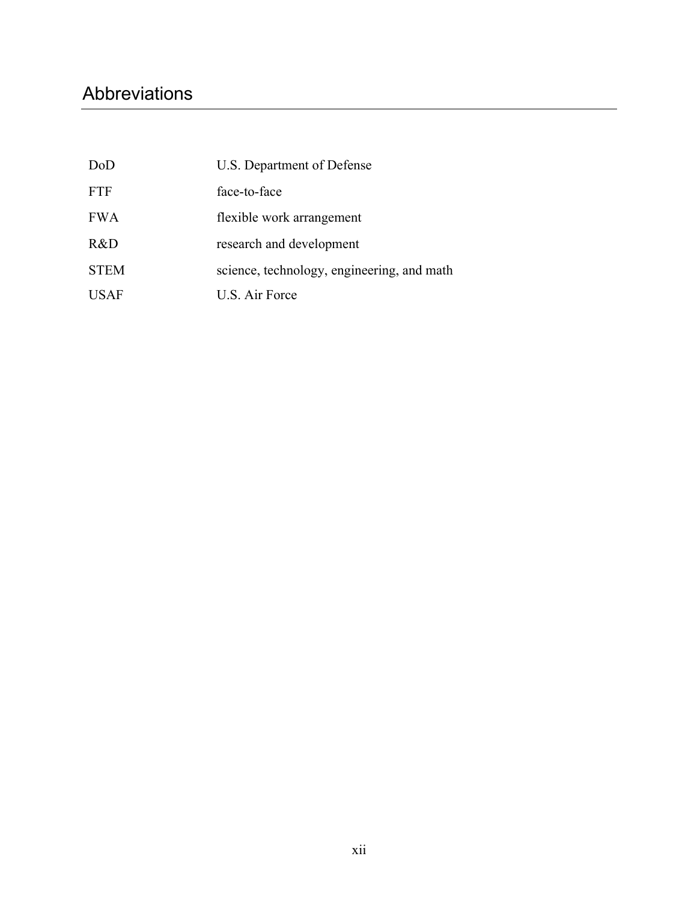# Abbreviations

| | |
|---|---|
| DoD | U.S. Department of Defense |
| FTF | face-to-face |
| FWA | flexible work arrangement |
| R&D | research and development |
| STEM | science, technology, engineering, and math |
| USAF | U.S. Air Force |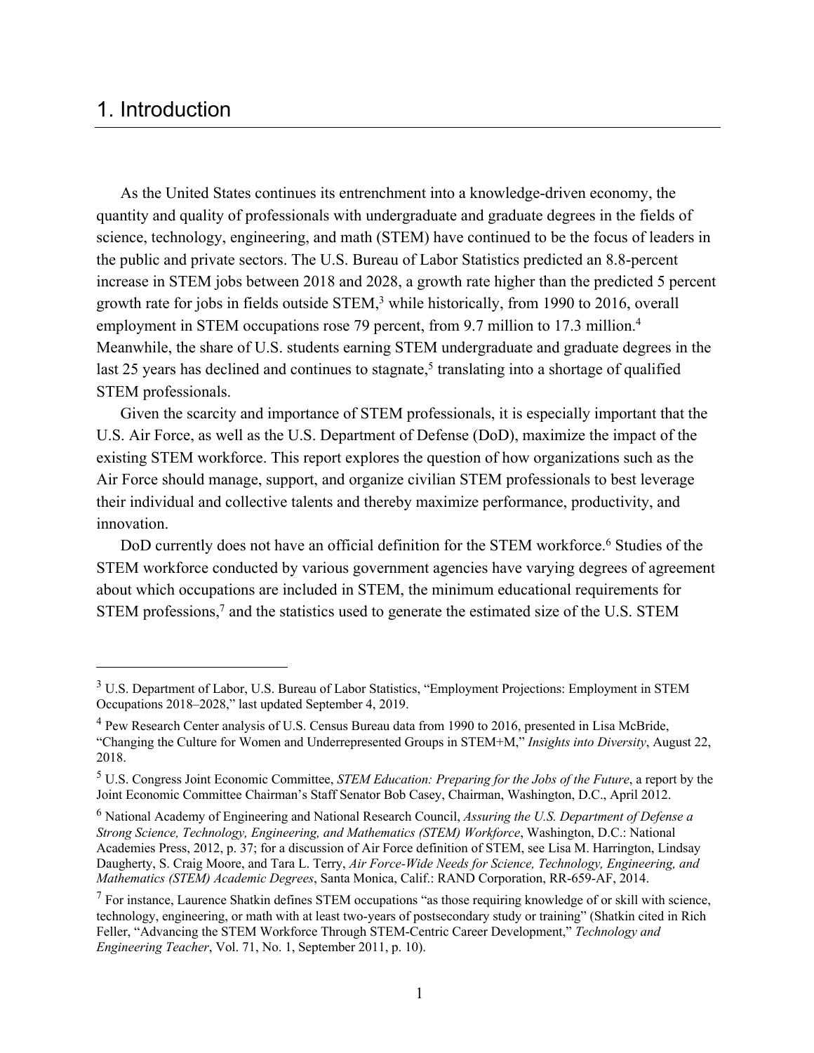# 1. Introduction

As the United States continues its entrenchment into a knowledge-driven economy, the quantity and quality of professionals with undergraduate and graduate degrees in the fields of science, technology, engineering, and math (STEM) have continued to be the focus of leaders in the public and private sectors. The U.S. Bureau of Labor Statistics predicted an 8.8-percent increase in STEM jobs between 2018 and 2028, a growth rate higher than the predicted 5 percent growth rate for jobs in fields outside STEM,[3] while historically, from 1990 to 2016, overall employment in STEM occupations rose 79 percent, from 9.7 million to 17.3 million.[4] Meanwhile, the share of U.S. students earning STEM undergraduate and graduate degrees in the last 25 years has declined and continues to stagnate,[5] translating into a shortage of qualified STEM professionals.

Given the scarcity and importance of STEM professionals, it is especially important that the U.S. Air Force, as well as the U.S. Department of Defense (DoD), maximize the impact of the existing STEM workforce. This report explores the question of how organizations such as the Air Force should manage, support, and organize civilian STEM professionals to best leverage their individual and collective talents and thereby maximize performance, productivity, and innovation.

DoD currently does not have an official definition for the STEM workforce.[6] Studies of the STEM workforce conducted by various government agencies have varying degrees of agreement about which occupations are included in STEM, the minimum educational requirements for STEM professions,[7] and the statistics used to generate the estimated size of the U.S. STEM

---

[3] U.S. Department of Labor, U.S. Bureau of Labor Statistics, "Employment Projections: Employment in STEM Occupations 2018–2028," last updated September 4, 2019.

[4] Pew Research Center analysis of U.S. Census Bureau data from 1990 to 2016, presented in Lisa McBride, "Changing the Culture for Women and Underrepresented Groups in STEM+M," *Insights into Diversity*, August 22, 2018.

[5] U.S. Congress Joint Economic Committee, *STEM Education: Preparing for the Jobs of the Future*, a report by the Joint Economic Committee Chairman's Staff Senator Bob Casey, Chairman, Washington, D.C., April 2012.

[6] National Academy of Engineering and National Research Council, *Assuring the U.S. Department of Defense a Strong Science, Technology, Engineering, and Mathematics (STEM) Workforce*, Washington, D.C.: National Academies Press, 2012, p. 37; for a discussion of Air Force definition of STEM, see Lisa M. Harrington, Lindsay Daugherty, S. Craig Moore, and Tara L. Terry, *Air Force-Wide Needs for Science, Technology, Engineering, and Mathematics (STEM) Academic Degrees*, Santa Monica, Calif.: RAND Corporation, RR-659-AF, 2014.

[7] For instance, Laurence Shatkin defines STEM occupations "as those requiring knowledge of or skill with science, technology, engineering, or math with at least two-years of postsecondary study or training" (Shatkin cited in Rich Feller, "Advancing the STEM Workforce Through STEM-Centric Career Development," *Technology and Engineering Teacher*, Vol. 71, No. 1, September 2011, p. 10).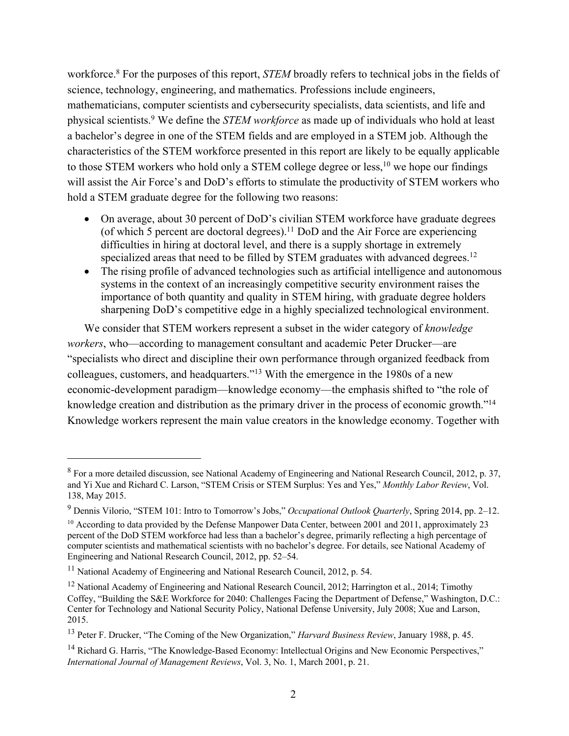workforce.[8] For the purposes of this report, *STEM* broadly refers to technical jobs in the fields of science, technology, engineering, and mathematics. Professions include engineers, mathematicians, computer scientists and cybersecurity specialists, data scientists, and life and physical scientists.[9] We define the *STEM workforce* as made up of individuals who hold at least a bachelor's degree in one of the STEM fields and are employed in a STEM job. Although the characteristics of the STEM workforce presented in this report are likely to be equally applicable to those STEM workers who hold only a STEM college degree or less,[10] we hope our findings will assist the Air Force's and DoD's efforts to stimulate the productivity of STEM workers who hold a STEM graduate degree for the following two reasons:

- On average, about 30 percent of DoD's civilian STEM workforce have graduate degrees (of which 5 percent are doctoral degrees).[11] DoD and the Air Force are experiencing difficulties in hiring at doctoral level, and there is a supply shortage in extremely specialized areas that need to be filled by STEM graduates with advanced degrees.[12]
- The rising profile of advanced technologies such as artificial intelligence and autonomous systems in the context of an increasingly competitive security environment raises the importance of both quantity and quality in STEM hiring, with graduate degree holders sharpening DoD's competitive edge in a highly specialized technological environment.

We consider that STEM workers represent a subset in the wider category of *knowledge workers*, who—according to management consultant and academic Peter Drucker—are "specialists who direct and discipline their own performance through organized feedback from colleagues, customers, and headquarters."[13] With the emergence in the 1980s of a new economic-development paradigm—knowledge economy—the emphasis shifted to "the role of knowledge creation and distribution as the primary driver in the process of economic growth."[14] Knowledge workers represent the main value creators in the knowledge economy. Together with

---

[8] For a more detailed discussion, see National Academy of Engineering and National Research Council, 2012, p. 37, and Yi Xue and Richard C. Larson, "STEM Crisis or STEM Surplus: Yes and Yes," *Monthly Labor Review*, Vol. 138, May 2015.

[9] Dennis Vilorio, "STEM 101: Intro to Tomorrow's Jobs," *Occupational Outlook Quarterly*, Spring 2014, pp. 2–12.

[10] According to data provided by the Defense Manpower Data Center, between 2001 and 2011, approximately 23 percent of the DoD STEM workforce had less than a bachelor's degree, primarily reflecting a high percentage of computer scientists and mathematical scientists with no bachelor's degree. For details, see National Academy of Engineering and National Research Council, 2012, pp. 52–54.

[11] National Academy of Engineering and National Research Council, 2012, p. 54.

[12] National Academy of Engineering and National Research Council, 2012; Harrington et al., 2014; Timothy Coffey, "Building the S&E Workforce for 2040: Challenges Facing the Department of Defense," Washington, D.C.: Center for Technology and National Security Policy, National Defense University, July 2008; Xue and Larson, 2015.

[13] Peter F. Drucker, "The Coming of the New Organization," *Harvard Business Review*, January 1988, p. 45.

[14] Richard G. Harris, "The Knowledge-Based Economy: Intellectual Origins and New Economic Perspectives," *International Journal of Management Reviews*, Vol. 3, No. 1, March 2001, p. 21.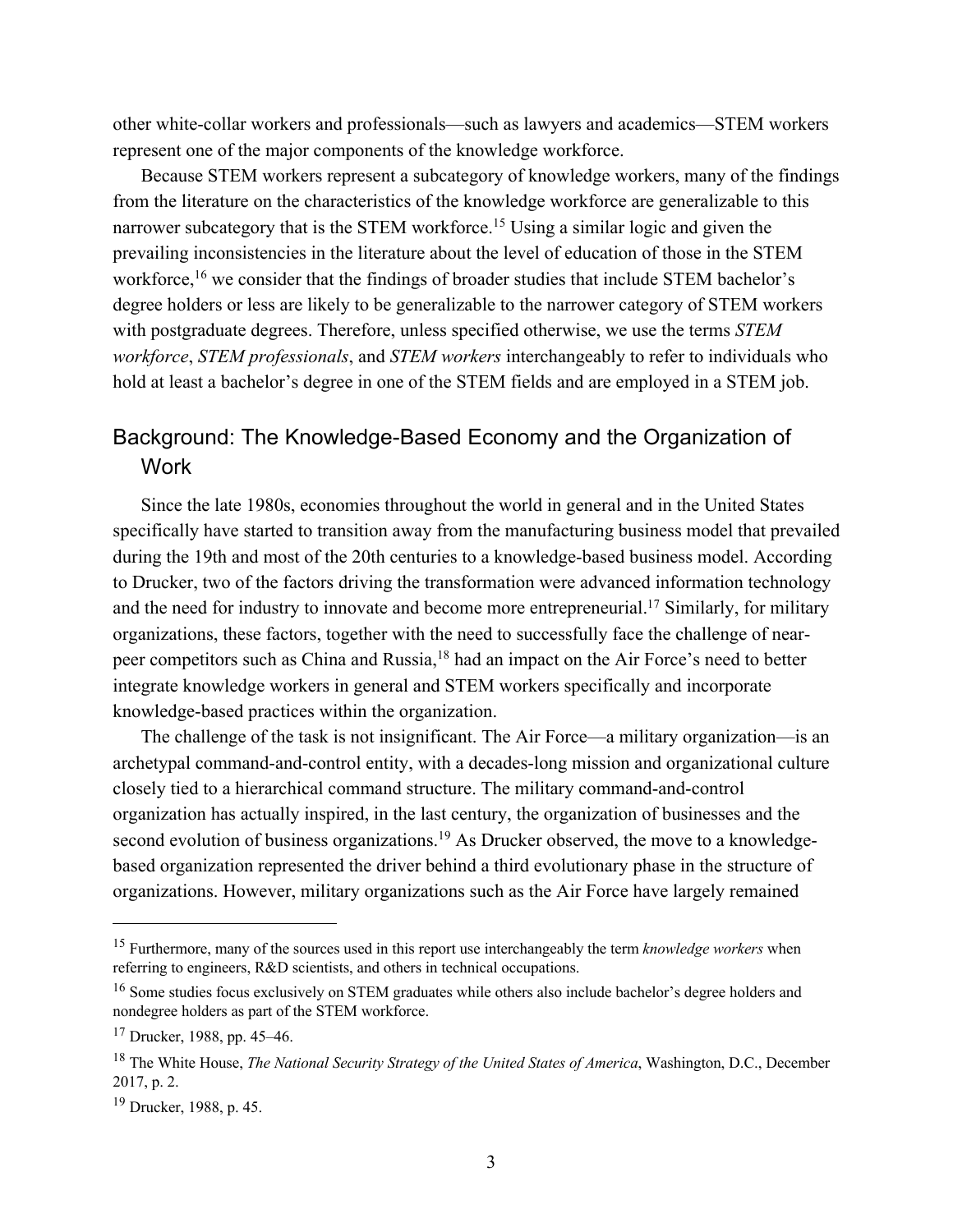other white-collar workers and professionals—such as lawyers and academics—STEM workers represent one of the major components of the knowledge workforce.

Because STEM workers represent a subcategory of knowledge workers, many of the findings from the literature on the characteristics of the knowledge workforce are generalizable to this narrower subcategory that is the STEM workforce.[15] Using a similar logic and given the prevailing inconsistencies in the literature about the level of education of those in the STEM workforce,[16] we consider that the findings of broader studies that include STEM bachelor's degree holders or less are likely to be generalizable to the narrower category of STEM workers with postgraduate degrees. Therefore, unless specified otherwise, we use the terms *STEM workforce*, *STEM professionals*, and *STEM workers* interchangeably to refer to individuals who hold at least a bachelor's degree in one of the STEM fields and are employed in a STEM job.

## Background: The Knowledge-Based Economy and the Organization of Work

Since the late 1980s, economies throughout the world in general and in the United States specifically have started to transition away from the manufacturing business model that prevailed during the 19th and most of the 20th centuries to a knowledge-based business model. According to Drucker, two of the factors driving the transformation were advanced information technology and the need for industry to innovate and become more entrepreneurial.[17] Similarly, for military organizations, these factors, together with the need to successfully face the challenge of near-peer competitors such as China and Russia,[18] had an impact on the Air Force's need to better integrate knowledge workers in general and STEM workers specifically and incorporate knowledge-based practices within the organization.

The challenge of the task is not insignificant. The Air Force—a military organization—is an archetypal command-and-control entity, with a decades-long mission and organizational culture closely tied to a hierarchical command structure. The military command-and-control organization has actually inspired, in the last century, the organization of businesses and the second evolution of business organizations.[19] As Drucker observed, the move to a knowledge-based organization represented the driver behind a third evolutionary phase in the structure of organizations. However, military organizations such as the Air Force have largely remained

---

[15] Furthermore, many of the sources used in this report use interchangeably the term *knowledge workers* when referring to engineers, R&D scientists, and others in technical occupations.

[16] Some studies focus exclusively on STEM graduates while others also include bachelor's degree holders and nondegree holders as part of the STEM workforce.

[17] Drucker, 1988, pp. 45–46.

[18] The White House, *The National Security Strategy of the United States of America*, Washington, D.C., December 2017, p. 2.

[19] Drucker, 1988, p. 45.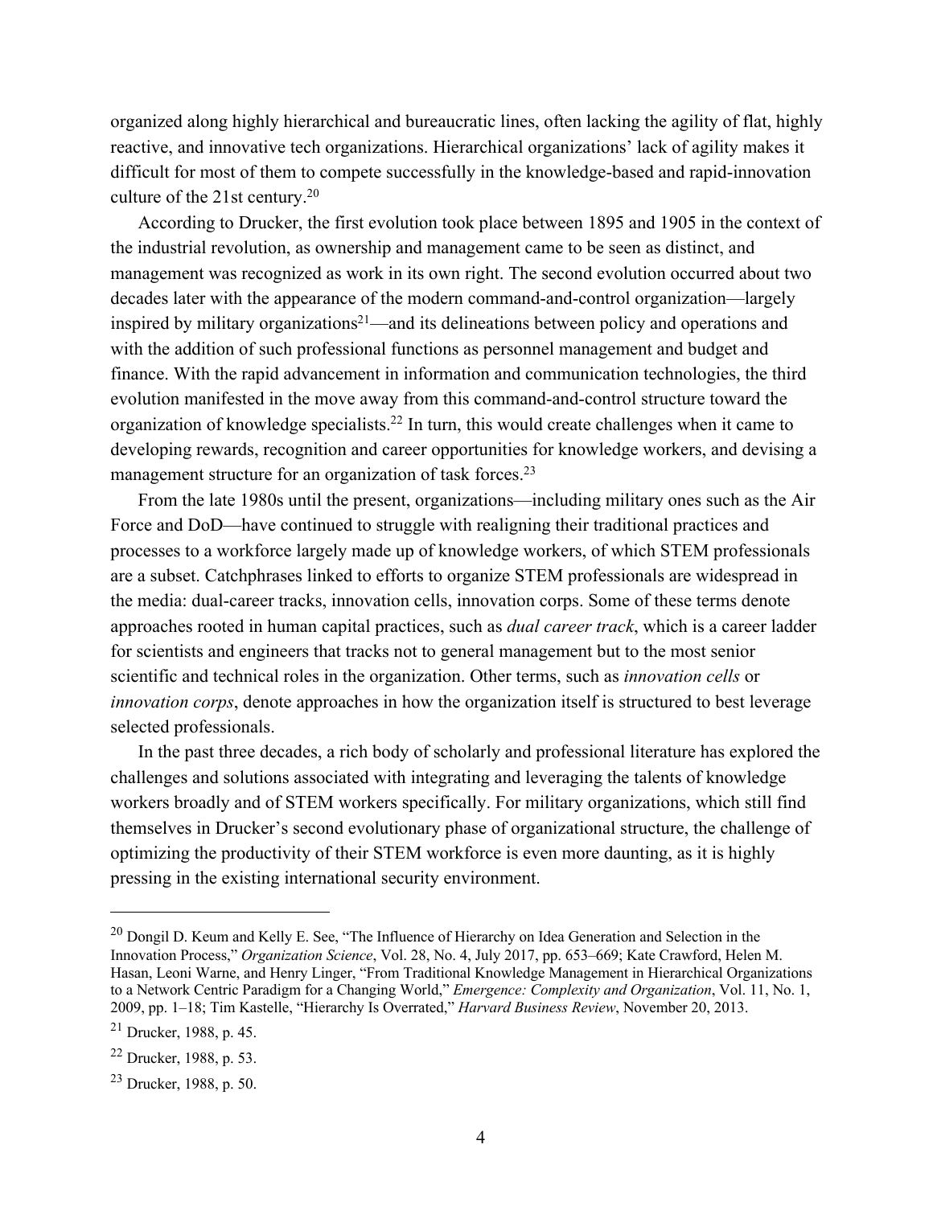organized along highly hierarchical and bureaucratic lines, often lacking the agility of flat, highly reactive, and innovative tech organizations. Hierarchical organizations' lack of agility makes it difficult for most of them to compete successfully in the knowledge-based and rapid-innovation culture of the 21st century.[20]

According to Drucker, the first evolution took place between 1895 and 1905 in the context of the industrial revolution, as ownership and management came to be seen as distinct, and management was recognized as work in its own right. The second evolution occurred about two decades later with the appearance of the modern command-and-control organization—largely inspired by military organizations[21]—and its delineations between policy and operations and with the addition of such professional functions as personnel management and budget and finance. With the rapid advancement in information and communication technologies, the third evolution manifested in the move away from this command-and-control structure toward the organization of knowledge specialists.[22] In turn, this would create challenges when it came to developing rewards, recognition and career opportunities for knowledge workers, and devising a management structure for an organization of task forces.[23]

From the late 1980s until the present, organizations—including military ones such as the Air Force and DoD—have continued to struggle with realigning their traditional practices and processes to a workforce largely made up of knowledge workers, of which STEM professionals are a subset. Catchphrases linked to efforts to organize STEM professionals are widespread in the media: dual-career tracks, innovation cells, innovation corps. Some of these terms denote approaches rooted in human capital practices, such as *dual career track*, which is a career ladder for scientists and engineers that tracks not to general management but to the most senior scientific and technical roles in the organization. Other terms, such as *innovation cells* or *innovation corps*, denote approaches in how the organization itself is structured to best leverage selected professionals.

In the past three decades, a rich body of scholarly and professional literature has explored the challenges and solutions associated with integrating and leveraging the talents of knowledge workers broadly and of STEM workers specifically. For military organizations, which still find themselves in Drucker's second evolutionary phase of organizational structure, the challenge of optimizing the productivity of their STEM workforce is even more daunting, as it is highly pressing in the existing international security environment.

---

[20] Dongil D. Keum and Kelly E. See, "The Influence of Hierarchy on Idea Generation and Selection in the Innovation Process," *Organization Science*, Vol. 28, No. 4, July 2017, pp. 653–669; Kate Crawford, Helen M. Hasan, Leoni Warne, and Henry Linger, "From Traditional Knowledge Management in Hierarchical Organizations to a Network Centric Paradigm for a Changing World," *Emergence: Complexity and Organization*, Vol. 11, No. 1, 2009, pp. 1–18; Tim Kastelle, "Hierarchy Is Overrated," *Harvard Business Review*, November 20, 2013.

[21] Drucker, 1988, p. 45.

[22] Drucker, 1988, p. 53.

[23] Drucker, 1988, p. 50.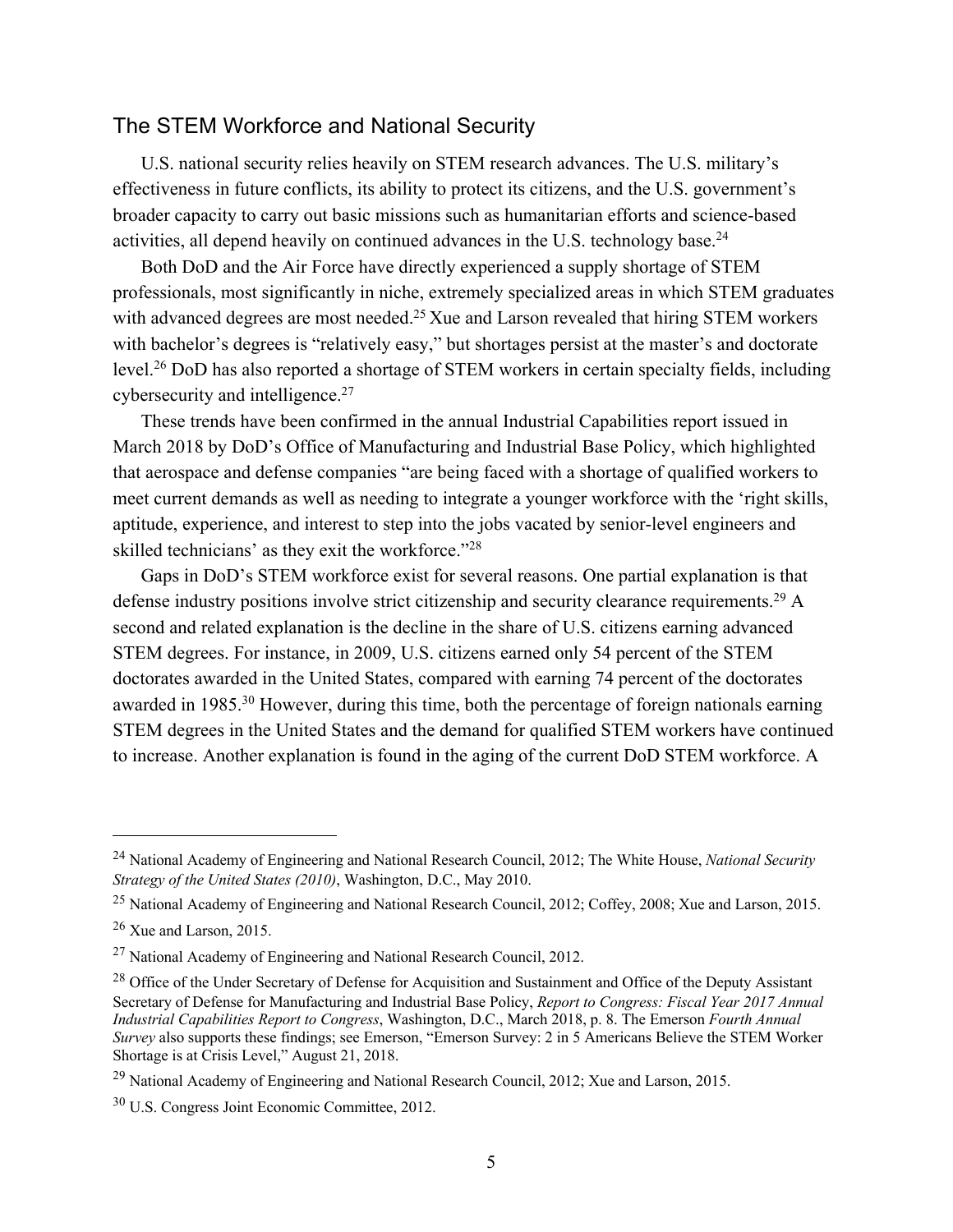## The STEM Workforce and National Security

U.S. national security relies heavily on STEM research advances. The U.S. military's effectiveness in future conflicts, its ability to protect its citizens, and the U.S. government's broader capacity to carry out basic missions such as humanitarian efforts and science-based activities, all depend heavily on continued advances in the U.S. technology base.[24]

Both DoD and the Air Force have directly experienced a supply shortage of STEM professionals, most significantly in niche, extremely specialized areas in which STEM graduates with advanced degrees are most needed.[25] Xue and Larson revealed that hiring STEM workers with bachelor's degrees is "relatively easy," but shortages persist at the master's and doctorate level.[26] DoD has also reported a shortage of STEM workers in certain specialty fields, including cybersecurity and intelligence.[27]

These trends have been confirmed in the annual Industrial Capabilities report issued in March 2018 by DoD's Office of Manufacturing and Industrial Base Policy, which highlighted that aerospace and defense companies "are being faced with a shortage of qualified workers to meet current demands as well as needing to integrate a younger workforce with the 'right skills, aptitude, experience, and interest to step into the jobs vacated by senior-level engineers and skilled technicians' as they exit the workforce."[28]

Gaps in DoD's STEM workforce exist for several reasons. One partial explanation is that defense industry positions involve strict citizenship and security clearance requirements.[29] A second and related explanation is the decline in the share of U.S. citizens earning advanced STEM degrees. For instance, in 2009, U.S. citizens earned only 54 percent of the STEM doctorates awarded in the United States, compared with earning 74 percent of the doctorates awarded in 1985.[30] However, during this time, both the percentage of foreign nationals earning STEM degrees in the United States and the demand for qualified STEM workers have continued to increase. Another explanation is found in the aging of the current DoD STEM workforce. A

---

[24] National Academy of Engineering and National Research Council, 2012; The White House, *National Security Strategy of the United States (2010)*, Washington, D.C., May 2010.

[25] National Academy of Engineering and National Research Council, 2012; Coffey, 2008; Xue and Larson, 2015.

[26] Xue and Larson, 2015.

[27] National Academy of Engineering and National Research Council, 2012.

[28] Office of the Under Secretary of Defense for Acquisition and Sustainment and Office of the Deputy Assistant Secretary of Defense for Manufacturing and Industrial Base Policy, *Report to Congress: Fiscal Year 2017 Annual Industrial Capabilities Report to Congress*, Washington, D.C., March 2018, p. 8. The Emerson *Fourth Annual Survey* also supports these findings; see Emerson, "Emerson Survey: 2 in 5 Americans Believe the STEM Worker Shortage is at Crisis Level," August 21, 2018.

[29] National Academy of Engineering and National Research Council, 2012; Xue and Larson, 2015.

[30] U.S. Congress Joint Economic Committee, 2012.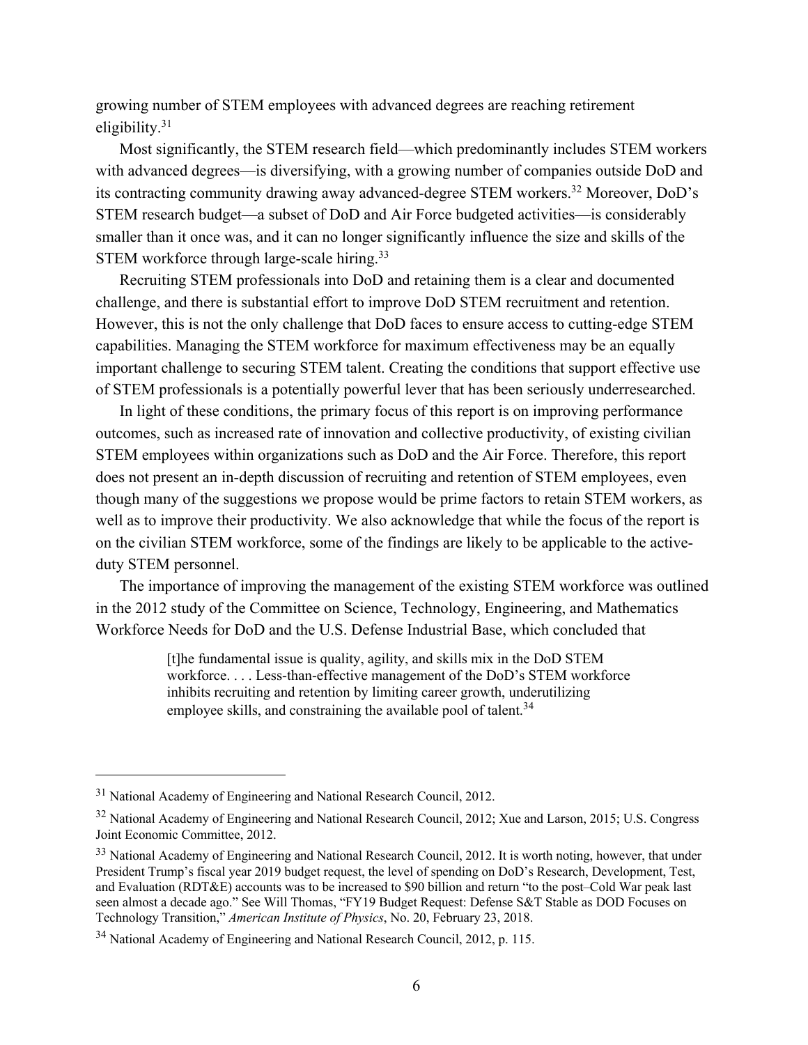growing number of STEM employees with advanced degrees are reaching retirement eligibility.[31]

Most significantly, the STEM research field—which predominantly includes STEM workers with advanced degrees—is diversifying, with a growing number of companies outside DoD and its contracting community drawing away advanced-degree STEM workers.[32] Moreover, DoD's STEM research budget—a subset of DoD and Air Force budgeted activities—is considerably smaller than it once was, and it can no longer significantly influence the size and skills of the STEM workforce through large-scale hiring.[33]

Recruiting STEM professionals into DoD and retaining them is a clear and documented challenge, and there is substantial effort to improve DoD STEM recruitment and retention. However, this is not the only challenge that DoD faces to ensure access to cutting-edge STEM capabilities. Managing the STEM workforce for maximum effectiveness may be an equally important challenge to securing STEM talent. Creating the conditions that support effective use of STEM professionals is a potentially powerful lever that has been seriously underresearched.

In light of these conditions, the primary focus of this report is on improving performance outcomes, such as increased rate of innovation and collective productivity, of existing civilian STEM employees within organizations such as DoD and the Air Force. Therefore, this report does not present an in-depth discussion of recruiting and retention of STEM employees, even though many of the suggestions we propose would be prime factors to retain STEM workers, as well as to improve their productivity. We also acknowledge that while the focus of the report is on the civilian STEM workforce, some of the findings are likely to be applicable to the active-duty STEM personnel.

The importance of improving the management of the existing STEM workforce was outlined in the 2012 study of the Committee on Science, Technology, Engineering, and Mathematics Workforce Needs for DoD and the U.S. Defense Industrial Base, which concluded that

> [t]he fundamental issue is quality, agility, and skills mix in the DoD STEM workforce. . . . Less-than-effective management of the DoD's STEM workforce inhibits recruiting and retention by limiting career growth, underutilizing employee skills, and constraining the available pool of talent.[34]

---

[31] National Academy of Engineering and National Research Council, 2012.

[32] National Academy of Engineering and National Research Council, 2012; Xue and Larson, 2015; U.S. Congress Joint Economic Committee, 2012.

[33] National Academy of Engineering and National Research Council, 2012. It is worth noting, however, that under President Trump's fiscal year 2019 budget request, the level of spending on DoD's Research, Development, Test, and Evaluation (RDT&E) accounts was to be increased to $90 billion and return "to the post–Cold War peak last seen almost a decade ago." See Will Thomas, "FY19 Budget Request: Defense S&T Stable as DOD Focuses on Technology Transition," *American Institute of Physics*, No. 20, February 23, 2018.

[34] National Academy of Engineering and National Research Council, 2012, p. 115.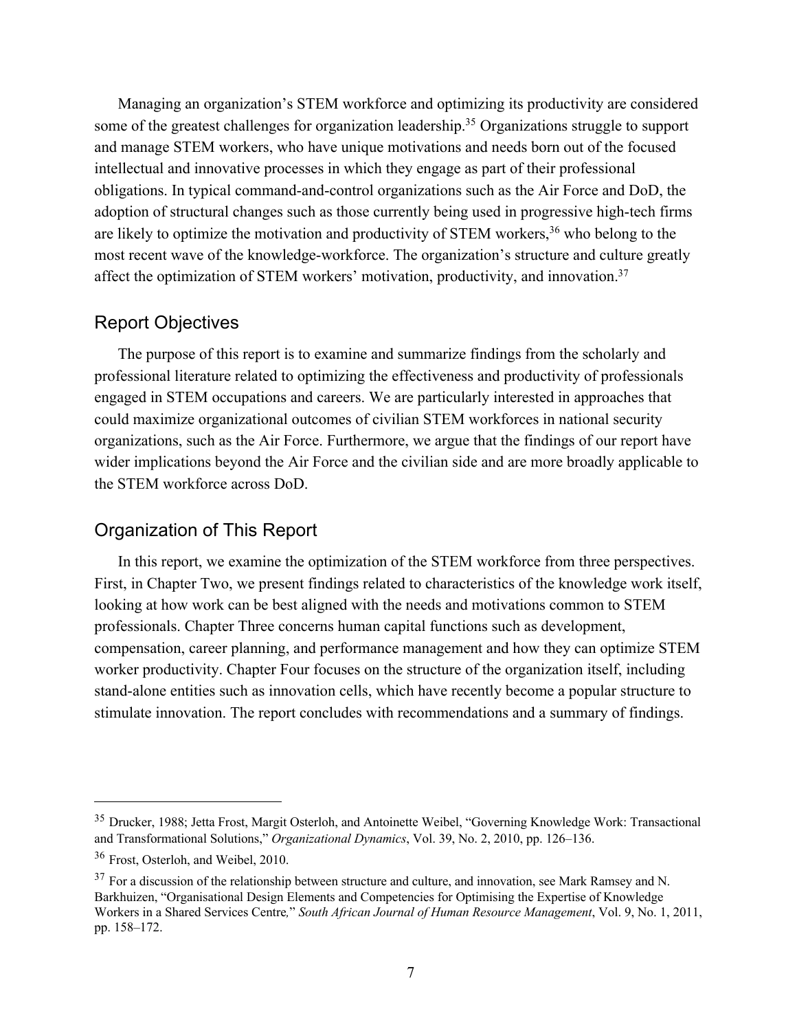Managing an organization's STEM workforce and optimizing its productivity are considered some of the greatest challenges for organization leadership.[35] Organizations struggle to support and manage STEM workers, who have unique motivations and needs born out of the focused intellectual and innovative processes in which they engage as part of their professional obligations. In typical command-and-control organizations such as the Air Force and DoD, the adoption of structural changes such as those currently being used in progressive high-tech firms are likely to optimize the motivation and productivity of STEM workers,[36] who belong to the most recent wave of the knowledge-workforce. The organization's structure and culture greatly affect the optimization of STEM workers' motivation, productivity, and innovation.[37]

## Report Objectives

The purpose of this report is to examine and summarize findings from the scholarly and professional literature related to optimizing the effectiveness and productivity of professionals engaged in STEM occupations and careers. We are particularly interested in approaches that could maximize organizational outcomes of civilian STEM workforces in national security organizations, such as the Air Force. Furthermore, we argue that the findings of our report have wider implications beyond the Air Force and the civilian side and are more broadly applicable to the STEM workforce across DoD.

## Organization of This Report

In this report, we examine the optimization of the STEM workforce from three perspectives. First, in Chapter Two, we present findings related to characteristics of the knowledge work itself, looking at how work can be best aligned with the needs and motivations common to STEM professionals. Chapter Three concerns human capital functions such as development, compensation, career planning, and performance management and how they can optimize STEM worker productivity. Chapter Four focuses on the structure of the organization itself, including stand-alone entities such as innovation cells, which have recently become a popular structure to stimulate innovation. The report concludes with recommendations and a summary of findings.

---

[35] Drucker, 1988; Jetta Frost, Margit Osterloh, and Antoinette Weibel, "Governing Knowledge Work: Transactional and Transformational Solutions," *Organizational Dynamics*, Vol. 39, No. 2, 2010, pp. 126–136.

[36] Frost, Osterloh, and Weibel, 2010.

[37] For a discussion of the relationship between structure and culture, and innovation, see Mark Ramsey and N. Barkhuizen, "Organisational Design Elements and Competencies for Optimising the Expertise of Knowledge Workers in a Shared Services Centre," *South African Journal of Human Resource Management*, Vol. 9, No. 1, 2011, pp. 158–172.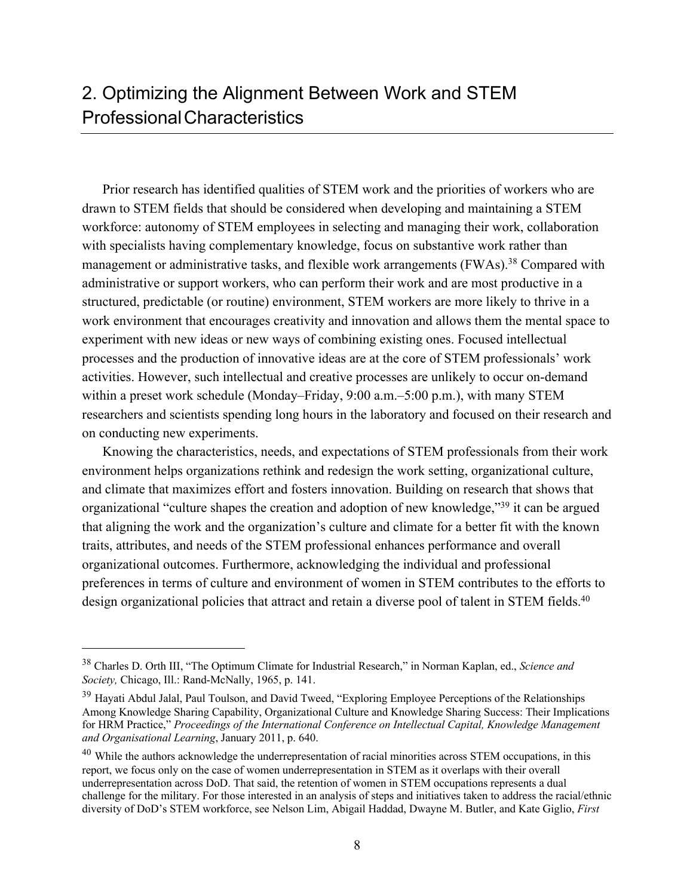# 2. Optimizing the Alignment Between Work and STEM Professional Characteristics

Prior research has identified qualities of STEM work and the priorities of workers who are drawn to STEM fields that should be considered when developing and maintaining a STEM workforce: autonomy of STEM employees in selecting and managing their work, collaboration with specialists having complementary knowledge, focus on substantive work rather than management or administrative tasks, and flexible work arrangements (FWAs).[38] Compared with administrative or support workers, who can perform their work and are most productive in a structured, predictable (or routine) environment, STEM workers are more likely to thrive in a work environment that encourages creativity and innovation and allows them the mental space to experiment with new ideas or new ways of combining existing ones. Focused intellectual processes and the production of innovative ideas are at the core of STEM professionals' work activities. However, such intellectual and creative processes are unlikely to occur on-demand within a preset work schedule (Monday–Friday, 9:00 a.m.–5:00 p.m.), with many STEM researchers and scientists spending long hours in the laboratory and focused on their research and on conducting new experiments.

Knowing the characteristics, needs, and expectations of STEM professionals from their work environment helps organizations rethink and redesign the work setting, organizational culture, and climate that maximizes effort and fosters innovation. Building on research that shows that organizational "culture shapes the creation and adoption of new knowledge,"[39] it can be argued that aligning the work and the organization's culture and climate for a better fit with the known traits, attributes, and needs of the STEM professional enhances performance and overall organizational outcomes. Furthermore, acknowledging the individual and professional preferences in terms of culture and environment of women in STEM contributes to the efforts to design organizational policies that attract and retain a diverse pool of talent in STEM fields.[40]

---

[38] Charles D. Orth III, "The Optimum Climate for Industrial Research," in Norman Kaplan, ed., *Science and Society,* Chicago, Ill.: Rand-McNally, 1965, p. 141.

[39] Hayati Abdul Jalal, Paul Toulson, and David Tweed, "Exploring Employee Perceptions of the Relationships Among Knowledge Sharing Capability, Organizational Culture and Knowledge Sharing Success: Their Implications for HRM Practice," *Proceedings of the International Conference on Intellectual Capital, Knowledge Management and Organisational Learning*, January 2011, p. 640.

[40] While the authors acknowledge the underrepresentation of racial minorities across STEM occupations, in this report, we focus only on the case of women underrepresentation in STEM as it overlaps with their overall underrepresentation across DoD. That said, the retention of women in STEM occupations represents a dual challenge for the military. For those interested in an analysis of steps and initiatives taken to address the racial/ethnic diversity of DoD's STEM workforce, see Nelson Lim, Abigail Haddad, Dwayne M. Butler, and Kate Giglio, *First*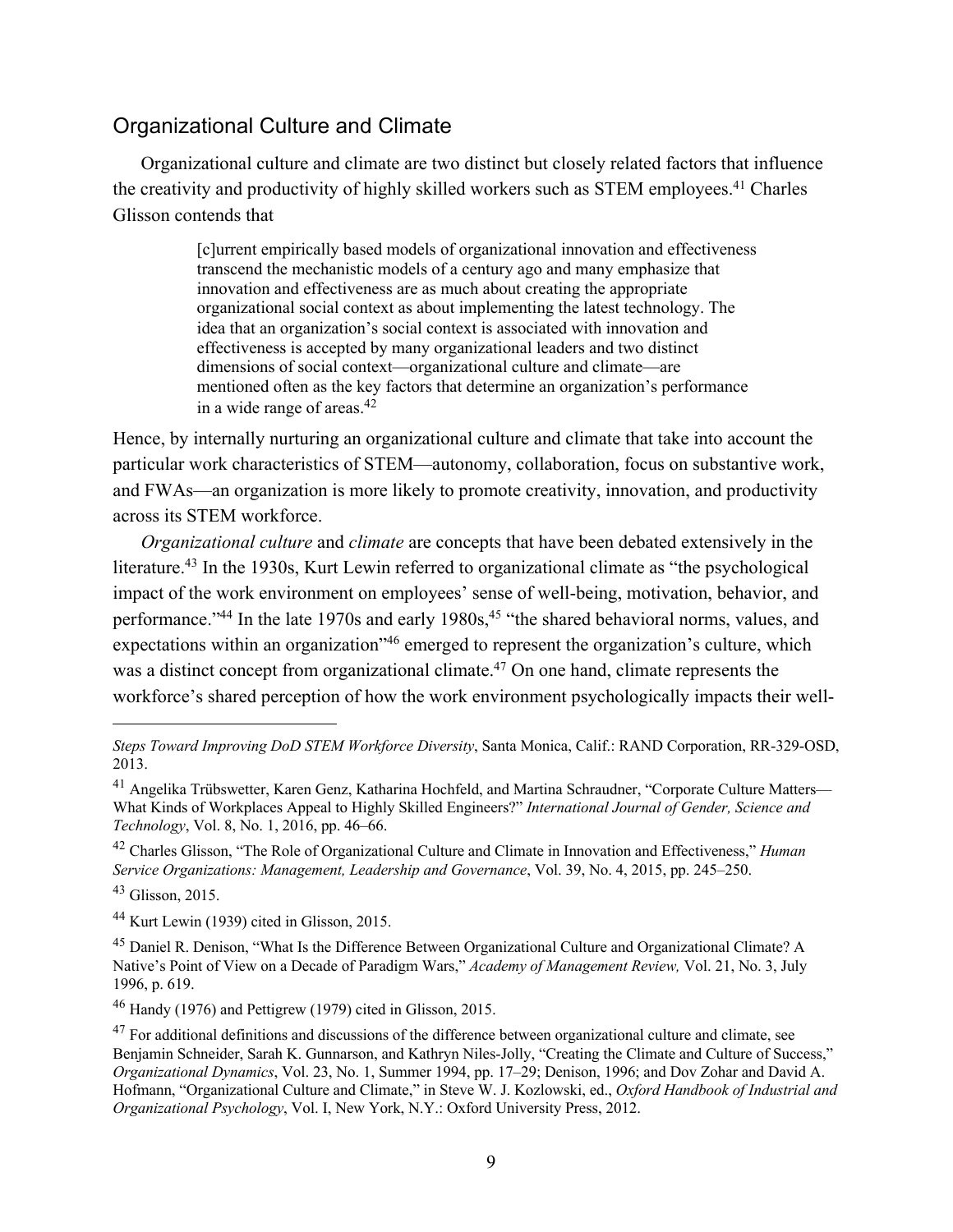## Organizational Culture and Climate

Organizational culture and climate are two distinct but closely related factors that influence the creativity and productivity of highly skilled workers such as STEM employees.[41] Charles Glisson contends that

> [c]urrent empirically based models of organizational innovation and effectiveness transcend the mechanistic models of a century ago and many emphasize that innovation and effectiveness are as much about creating the appropriate organizational social context as about implementing the latest technology. The idea that an organization's social context is associated with innovation and effectiveness is accepted by many organizational leaders and two distinct dimensions of social context—organizational culture and climate—are mentioned often as the key factors that determine an organization's performance in a wide range of areas.[42]

Hence, by internally nurturing an organizational culture and climate that take into account the particular work characteristics of STEM—autonomy, collaboration, focus on substantive work, and FWAs—an organization is more likely to promote creativity, innovation, and productivity across its STEM workforce.

*Organizational culture* and *climate* are concepts that have been debated extensively in the literature.[43] In the 1930s, Kurt Lewin referred to organizational climate as "the psychological impact of the work environment on employees' sense of well-being, motivation, behavior, and performance."[44] In the late 1970s and early 1980s,[45] "the shared behavioral norms, values, and expectations within an organization"[46] emerged to represent the organization's culture, which was a distinct concept from organizational climate.[47] On one hand, climate represents the workforce's shared perception of how the work environment psychologically impacts their well-

---

*Steps Toward Improving DoD STEM Workforce Diversity*, Santa Monica, Calif.: RAND Corporation, RR-329-OSD, 2013.

[41] Angelika Trübswetter, Karen Genz, Katharina Hochfeld, and Martina Schraudner, "Corporate Culture Matters—What Kinds of Workplaces Appeal to Highly Skilled Engineers?" *International Journal of Gender, Science and Technology*, Vol. 8, No. 1, 2016, pp. 46–66.

[42] Charles Glisson, "The Role of Organizational Culture and Climate in Innovation and Effectiveness," *Human Service Organizations: Management, Leadership and Governance*, Vol. 39, No. 4, 2015, pp. 245–250.

[43] Glisson, 2015.

[44] Kurt Lewin (1939) cited in Glisson, 2015.

[45] Daniel R. Denison, "What Is the Difference Between Organizational Culture and Organizational Climate? A Native's Point of View on a Decade of Paradigm Wars," *Academy of Management Review,* Vol. 21, No. 3, July 1996, p. 619.

[46] Handy (1976) and Pettigrew (1979) cited in Glisson, 2015.

[47] For additional definitions and discussions of the difference between organizational culture and climate, see Benjamin Schneider, Sarah K. Gunnarson, and Kathryn Niles-Jolly, "Creating the Climate and Culture of Success," *Organizational Dynamics*, Vol. 23, No. 1, Summer 1994, pp. 17–29; Denison, 1996; and Dov Zohar and David A. Hofmann, "Organizational Culture and Climate," in Steve W. J. Kozlowski, ed., *Oxford Handbook of Industrial and Organizational Psychology*, Vol. I, New York, N.Y.: Oxford University Press, 2012.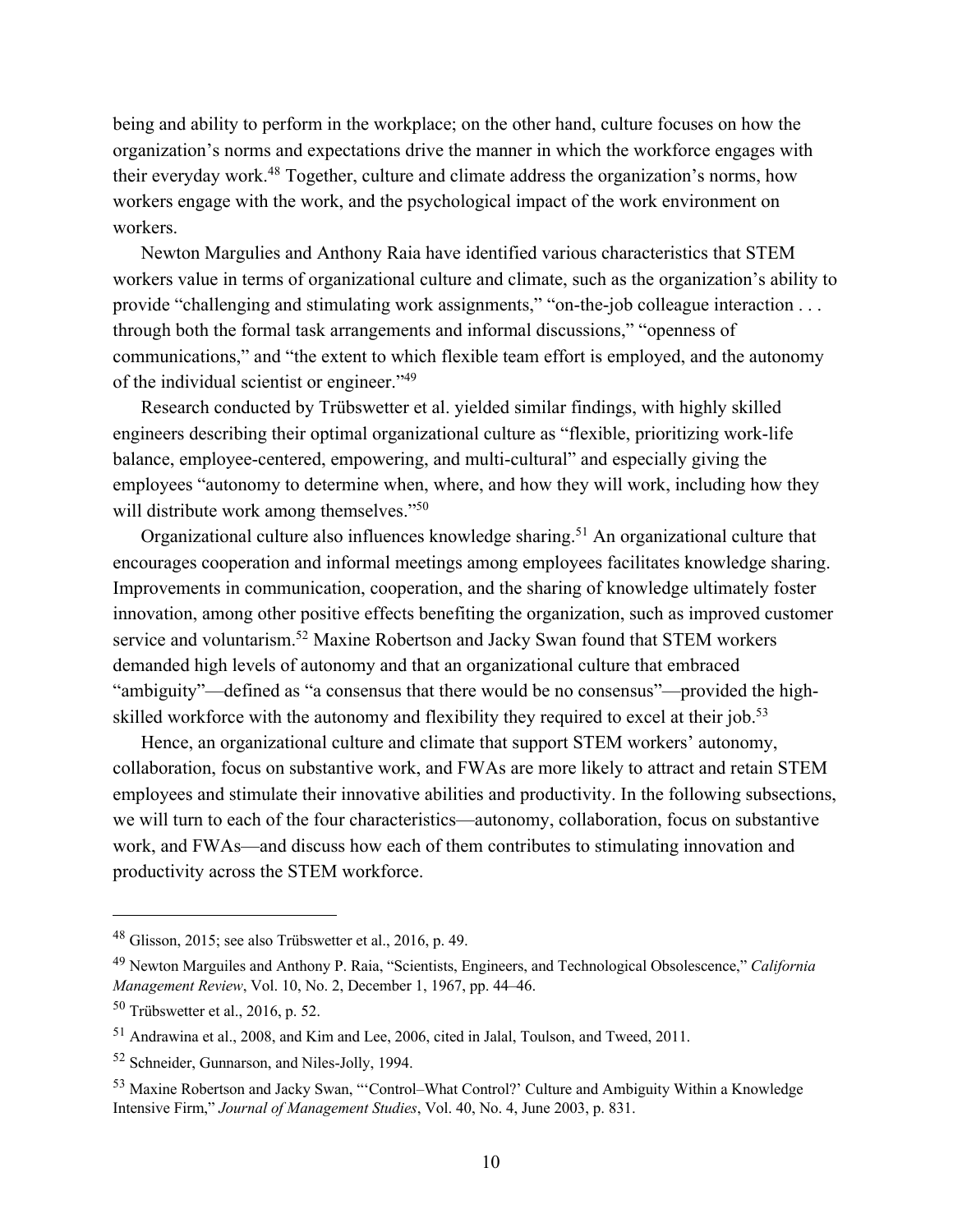being and ability to perform in the workplace; on the other hand, culture focuses on how the organization's norms and expectations drive the manner in which the workforce engages with their everyday work.[48] Together, culture and climate address the organization's norms, how workers engage with the work, and the psychological impact of the work environment on workers.

Newton Margulies and Anthony Raia have identified various characteristics that STEM workers value in terms of organizational culture and climate, such as the organization's ability to provide "challenging and stimulating work assignments," "on-the-job colleague interaction . . . through both the formal task arrangements and informal discussions," "openness of communications," and "the extent to which flexible team effort is employed, and the autonomy of the individual scientist or engineer."[49]

Research conducted by Trübswetter et al. yielded similar findings, with highly skilled engineers describing their optimal organizational culture as "flexible, prioritizing work-life balance, employee-centered, empowering, and multi-cultural" and especially giving the employees "autonomy to determine when, where, and how they will work, including how they will distribute work among themselves."[50]

Organizational culture also influences knowledge sharing.[51] An organizational culture that encourages cooperation and informal meetings among employees facilitates knowledge sharing. Improvements in communication, cooperation, and the sharing of knowledge ultimately foster innovation, among other positive effects benefiting the organization, such as improved customer service and voluntarism.[52] Maxine Robertson and Jacky Swan found that STEM workers demanded high levels of autonomy and that an organizational culture that embraced "ambiguity"—defined as "a consensus that there would be no consensus"—provided the high-skilled workforce with the autonomy and flexibility they required to excel at their job.[53]

Hence, an organizational culture and climate that support STEM workers' autonomy, collaboration, focus on substantive work, and FWAs are more likely to attract and retain STEM employees and stimulate their innovative abilities and productivity. In the following subsections, we will turn to each of the four characteristics—autonomy, collaboration, focus on substantive work, and FWAs—and discuss how each of them contributes to stimulating innovation and productivity across the STEM workforce.

---

[48] Glisson, 2015; see also Trübswetter et al., 2016, p. 49.

[49] Newton Marguiles and Anthony P. Raia, "Scientists, Engineers, and Technological Obsolescence," *California Management Review*, Vol. 10, No. 2, December 1, 1967, pp. 44–46.

[50] Trübswetter et al., 2016, p. 52.

[51] Andrawina et al., 2008, and Kim and Lee, 2006, cited in Jalal, Toulson, and Tweed, 2011.

[52] Schneider, Gunnarson, and Niles-Jolly, 1994.

[53] Maxine Robertson and Jacky Swan, "'Control–What Control?' Culture and Ambiguity Within a Knowledge Intensive Firm," *Journal of Management Studies*, Vol. 40, No. 4, June 2003, p. 831.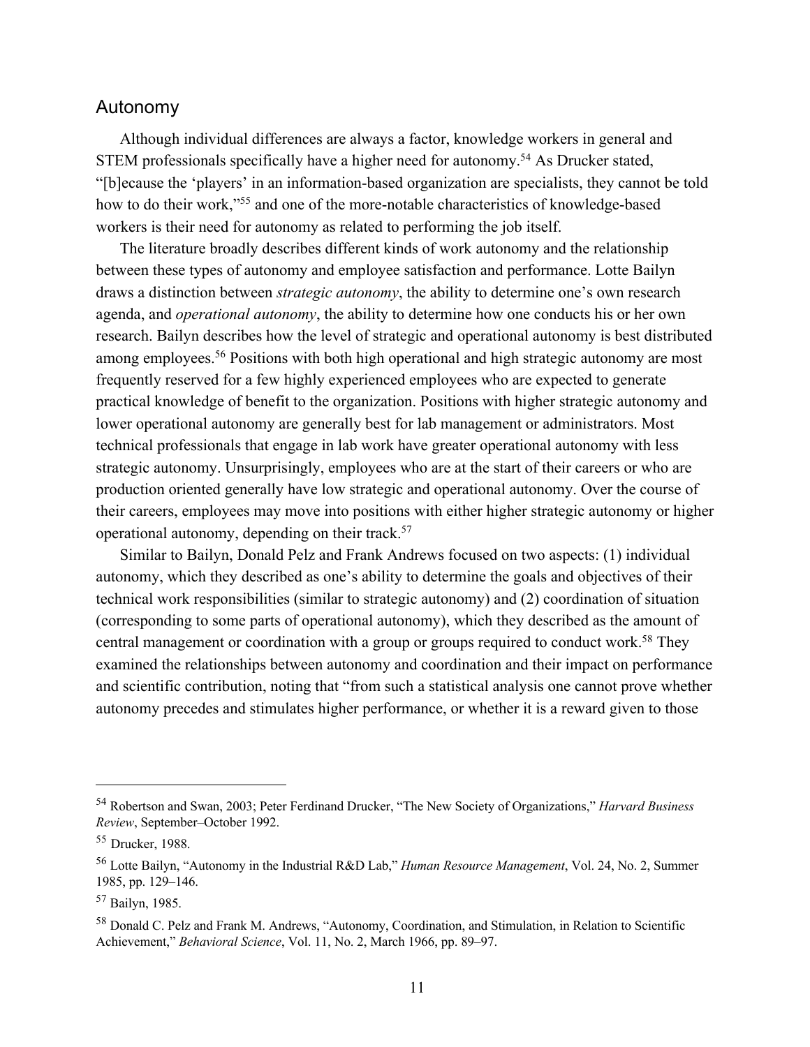## Autonomy

Although individual differences are always a factor, knowledge workers in general and STEM professionals specifically have a higher need for autonomy.[54] As Drucker stated, “[b]ecause the ‘players’ in an information-based organization are specialists, they cannot be told how to do their work,”[55] and one of the more-notable characteristics of knowledge-based workers is their need for autonomy as related to performing the job itself.

The literature broadly describes different kinds of work autonomy and the relationship between these types of autonomy and employee satisfaction and performance. Lotte Bailyn draws a distinction between *strategic autonomy*, the ability to determine one’s own research agenda, and *operational autonomy*, the ability to determine how one conducts his or her own research. Bailyn describes how the level of strategic and operational autonomy is best distributed among employees.[56] Positions with both high operational and high strategic autonomy are most frequently reserved for a few highly experienced employees who are expected to generate practical knowledge of benefit to the organization. Positions with higher strategic autonomy and lower operational autonomy are generally best for lab management or administrators. Most technical professionals that engage in lab work have greater operational autonomy with less strategic autonomy. Unsurprisingly, employees who are at the start of their careers or who are production oriented generally have low strategic and operational autonomy. Over the course of their careers, employees may move into positions with either higher strategic autonomy or higher operational autonomy, depending on their track.[57]

Similar to Bailyn, Donald Pelz and Frank Andrews focused on two aspects: (1) individual autonomy, which they described as one’s ability to determine the goals and objectives of their technical work responsibilities (similar to strategic autonomy) and (2) coordination of situation (corresponding to some parts of operational autonomy), which they described as the amount of central management or coordination with a group or groups required to conduct work.[58] They examined the relationships between autonomy and coordination and their impact on performance and scientific contribution, noting that “from such a statistical analysis one cannot prove whether autonomy precedes and stimulates higher performance, or whether it is a reward given to those

---

[54] Robertson and Swan, 2003; Peter Ferdinand Drucker, “The New Society of Organizations,” *Harvard Business Review*, September–October 1992.

[55] Drucker, 1988.

[56] Lotte Bailyn, “Autonomy in the Industrial R&D Lab,” *Human Resource Management*, Vol. 24, No. 2, Summer 1985, pp. 129–146.

[57] Bailyn, 1985.

[58] Donald C. Pelz and Frank M. Andrews, “Autonomy, Coordination, and Stimulation, in Relation to Scientific Achievement,” *Behavioral Science*, Vol. 11, No. 2, March 1966, pp. 89–97.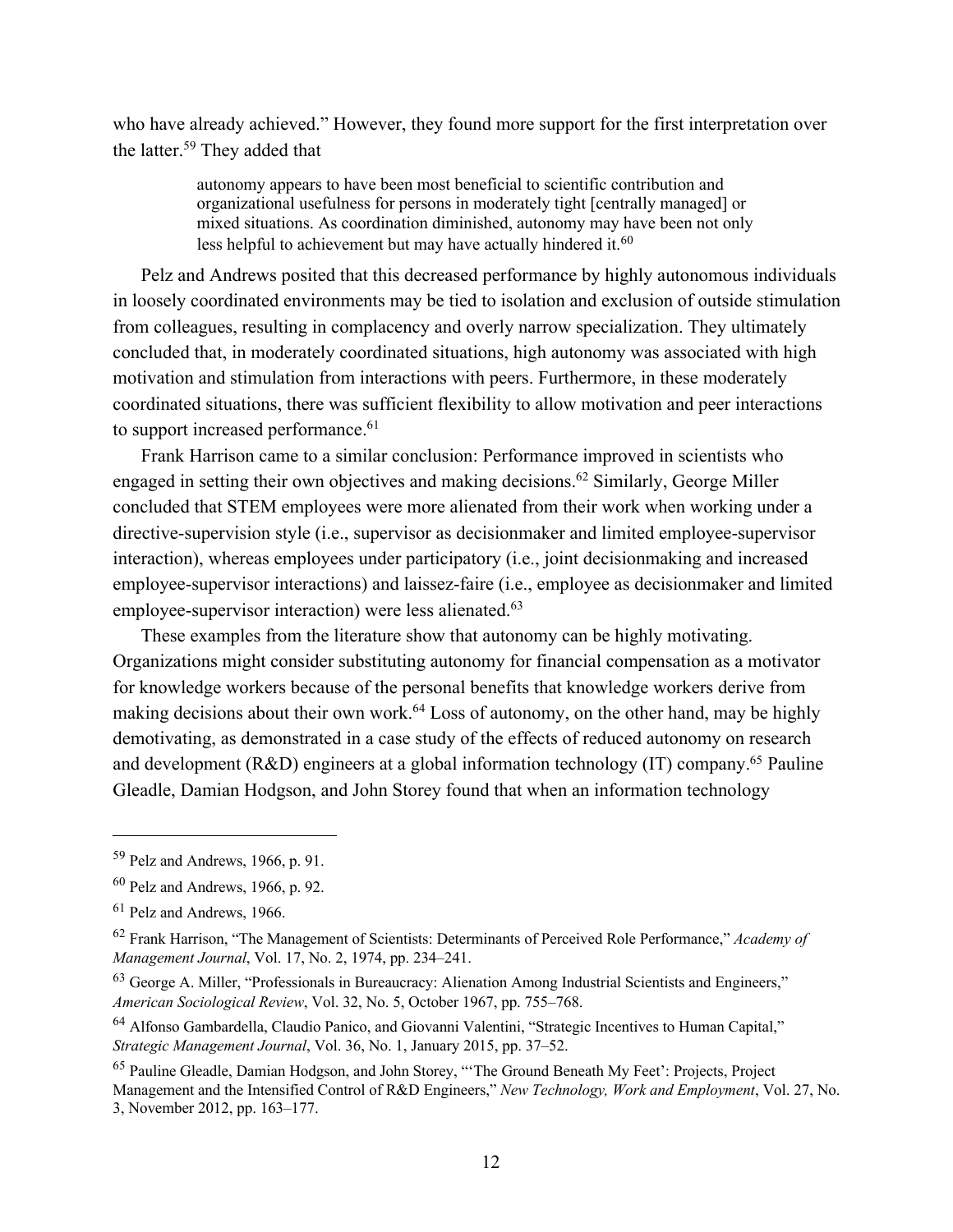who have already achieved." However, they found more support for the first interpretation over the latter.[59] They added that

> autonomy appears to have been most beneficial to scientific contribution and organizational usefulness for persons in moderately tight [centrally managed] or mixed situations. As coordination diminished, autonomy may have been not only less helpful to achievement but may have actually hindered it.[60]

Pelz and Andrews posited that this decreased performance by highly autonomous individuals in loosely coordinated environments may be tied to isolation and exclusion of outside stimulation from colleagues, resulting in complacency and overly narrow specialization. They ultimately concluded that, in moderately coordinated situations, high autonomy was associated with high motivation and stimulation from interactions with peers. Furthermore, in these moderately coordinated situations, there was sufficient flexibility to allow motivation and peer interactions to support increased performance.[61]

Frank Harrison came to a similar conclusion: Performance improved in scientists who engaged in setting their own objectives and making decisions.[62] Similarly, George Miller concluded that STEM employees were more alienated from their work when working under a directive-supervision style (i.e., supervisor as decisionmaker and limited employee-supervisor interaction), whereas employees under participatory (i.e., joint decisionmaking and increased employee-supervisor interactions) and laissez-faire (i.e., employee as decisionmaker and limited employee-supervisor interaction) were less alienated.[63]

These examples from the literature show that autonomy can be highly motivating. Organizations might consider substituting autonomy for financial compensation as a motivator for knowledge workers because of the personal benefits that knowledge workers derive from making decisions about their own work.[64] Loss of autonomy, on the other hand, may be highly demotivating, as demonstrated in a case study of the effects of reduced autonomy on research and development (R&D) engineers at a global information technology (IT) company.[65] Pauline Gleadle, Damian Hodgson, and John Storey found that when an information technology

---

[59] Pelz and Andrews, 1966, p. 91.

[60] Pelz and Andrews, 1966, p. 92.

[61] Pelz and Andrews, 1966.

[62] Frank Harrison, "The Management of Scientists: Determinants of Perceived Role Performance," *Academy of Management Journal*, Vol. 17, No. 2, 1974, pp. 234–241.

[63] George A. Miller, "Professionals in Bureaucracy: Alienation Among Industrial Scientists and Engineers," *American Sociological Review*, Vol. 32, No. 5, October 1967, pp. 755–768.

[64] Alfonso Gambardella, Claudio Panico, and Giovanni Valentini, "Strategic Incentives to Human Capital," *Strategic Management Journal*, Vol. 36, No. 1, January 2015, pp. 37–52.

[65] Pauline Gleadle, Damian Hodgson, and John Storey, "'The Ground Beneath My Feet': Projects, Project Management and the Intensified Control of R&D Engineers," *New Technology, Work and Employment*, Vol. 27, No. 3, November 2012, pp. 163–177.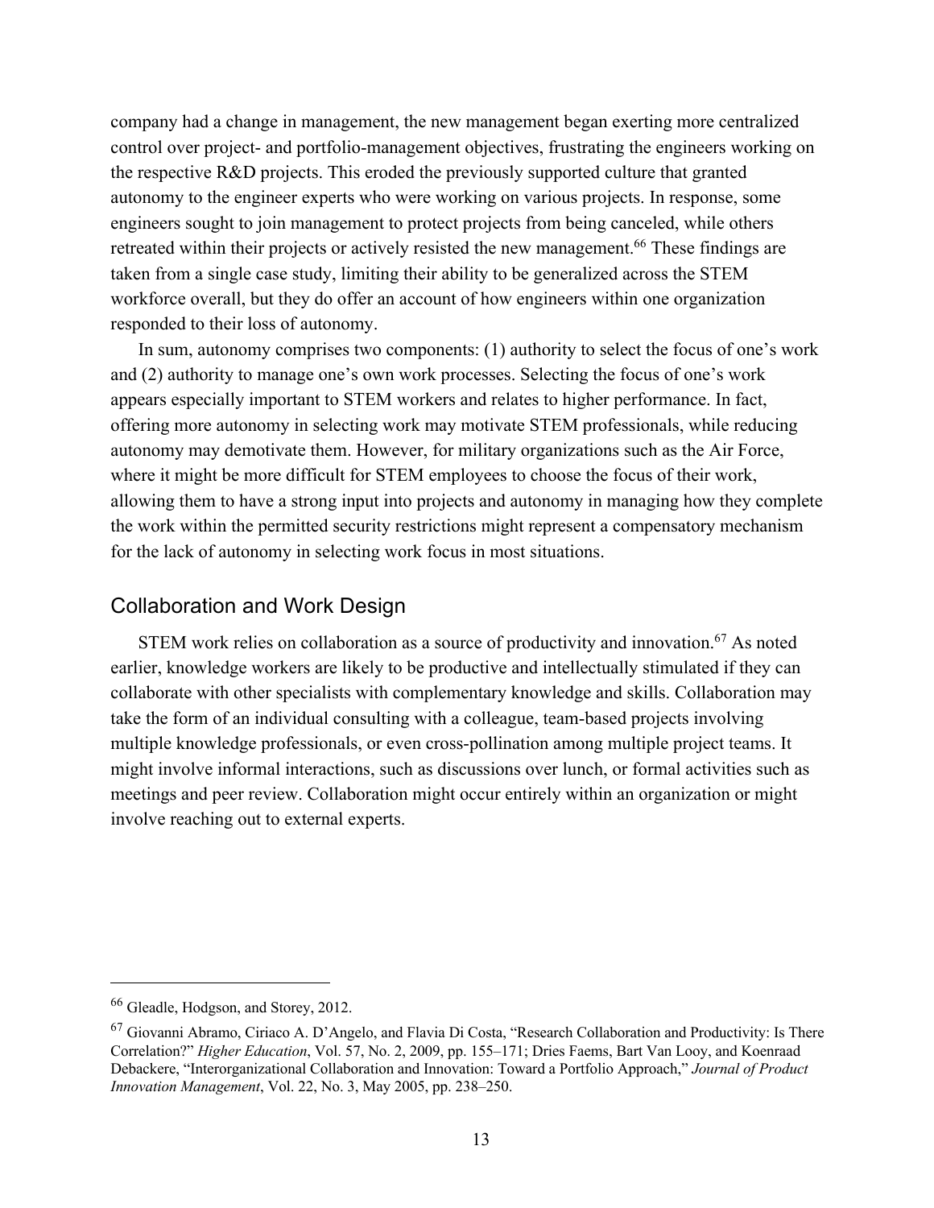company had a change in management, the new management began exerting more centralized control over project- and portfolio-management objectives, frustrating the engineers working on the respective R&D projects. This eroded the previously supported culture that granted autonomy to the engineer experts who were working on various projects. In response, some engineers sought to join management to protect projects from being canceled, while others retreated within their projects or actively resisted the new management.[66] These findings are taken from a single case study, limiting their ability to be generalized across the STEM workforce overall, but they do offer an account of how engineers within one organization responded to their loss of autonomy.

In sum, autonomy comprises two components: (1) authority to select the focus of one's work and (2) authority to manage one's own work processes. Selecting the focus of one's work appears especially important to STEM workers and relates to higher performance. In fact, offering more autonomy in selecting work may motivate STEM professionals, while reducing autonomy may demotivate them. However, for military organizations such as the Air Force, where it might be more difficult for STEM employees to choose the focus of their work, allowing them to have a strong input into projects and autonomy in managing how they complete the work within the permitted security restrictions might represent a compensatory mechanism for the lack of autonomy in selecting work focus in most situations.

## Collaboration and Work Design

STEM work relies on collaboration as a source of productivity and innovation.[67] As noted earlier, knowledge workers are likely to be productive and intellectually stimulated if they can collaborate with other specialists with complementary knowledge and skills. Collaboration may take the form of an individual consulting with a colleague, team-based projects involving multiple knowledge professionals, or even cross-pollination among multiple project teams. It might involve informal interactions, such as discussions over lunch, or formal activities such as meetings and peer review. Collaboration might occur entirely within an organization or might involve reaching out to external experts.

---

[66] Gleadle, Hodgson, and Storey, 2012.

[67] Giovanni Abramo, Ciriaco A. D'Angelo, and Flavia Di Costa, "Research Collaboration and Productivity: Is There Correlation?" *Higher Education*, Vol. 57, No. 2, 2009, pp. 155–171; Dries Faems, Bart Van Looy, and Koenraad Debackere, "Interorganizational Collaboration and Innovation: Toward a Portfolio Approach," *Journal of Product Innovation Management*, Vol. 22, No. 3, May 2005, pp. 238–250.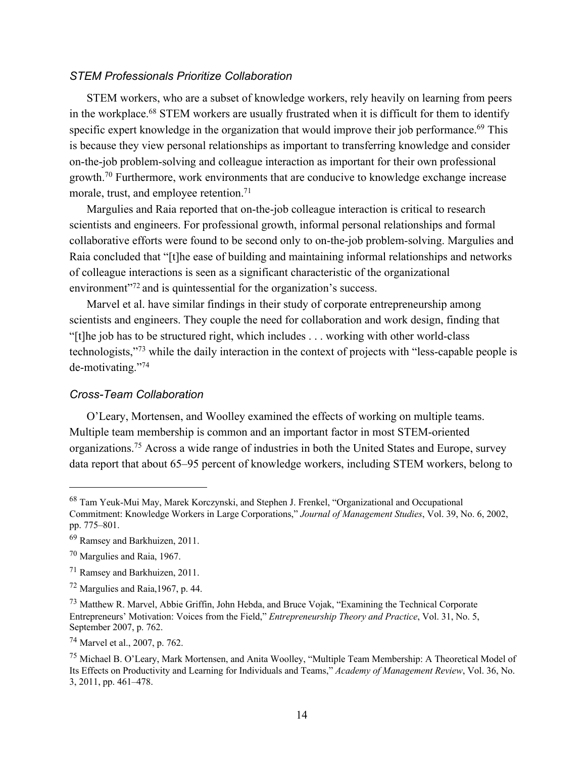### *STEM Professionals Prioritize Collaboration*

STEM workers, who are a subset of knowledge workers, rely heavily on learning from peers in the workplace.[68] STEM workers are usually frustrated when it is difficult for them to identify specific expert knowledge in the organization that would improve their job performance.[69] This is because they view personal relationships as important to transferring knowledge and consider on-the-job problem-solving and colleague interaction as important for their own professional growth.[70] Furthermore, work environments that are conducive to knowledge exchange increase morale, trust, and employee retention.[71]

Margulies and Raia reported that on-the-job colleague interaction is critical to research scientists and engineers. For professional growth, informal personal relationships and formal collaborative efforts were found to be second only to on-the-job problem-solving. Margulies and Raia concluded that "[t]he ease of building and maintaining informal relationships and networks of colleague interactions is seen as a significant characteristic of the organizational environment"[72] and is quintessential for the organization's success.

Marvel et al. have similar findings in their study of corporate entrepreneurship among scientists and engineers. They couple the need for collaboration and work design, finding that "[t]he job has to be structured right, which includes . . . working with other world-class technologists,"[73] while the daily interaction in the context of projects with "less-capable people is de-motivating."[74]

### *Cross-Team Collaboration*

O'Leary, Mortensen, and Woolley examined the effects of working on multiple teams. Multiple team membership is common and an important factor in most STEM-oriented organizations.[75] Across a wide range of industries in both the United States and Europe, survey data report that about 65–95 percent of knowledge workers, including STEM workers, belong to

---

[68] Tam Yeuk-Mui May, Marek Korczynski, and Stephen J. Frenkel, "Organizational and Occupational Commitment: Knowledge Workers in Large Corporations," *Journal of Management Studies*, Vol. 39, No. 6, 2002, pp. 775–801.

[69] Ramsey and Barkhuizen, 2011.

[70] Margulies and Raia, 1967.

[71] Ramsey and Barkhuizen, 2011.

[72] Margulies and Raia,1967, p. 44.

[73] Matthew R. Marvel, Abbie Griffin, John Hebda, and Bruce Vojak, "Examining the Technical Corporate Entrepreneurs' Motivation: Voices from the Field," *Entrepreneurship Theory and Practice*, Vol. 31, No. 5, September 2007, p. 762.

[74] Marvel et al., 2007, p. 762.

[75] Michael B. O'Leary, Mark Mortensen, and Anita Woolley, "Multiple Team Membership: A Theoretical Model of Its Effects on Productivity and Learning for Individuals and Teams," *Academy of Management Review*, Vol. 36, No. 3, 2011, pp. 461–478.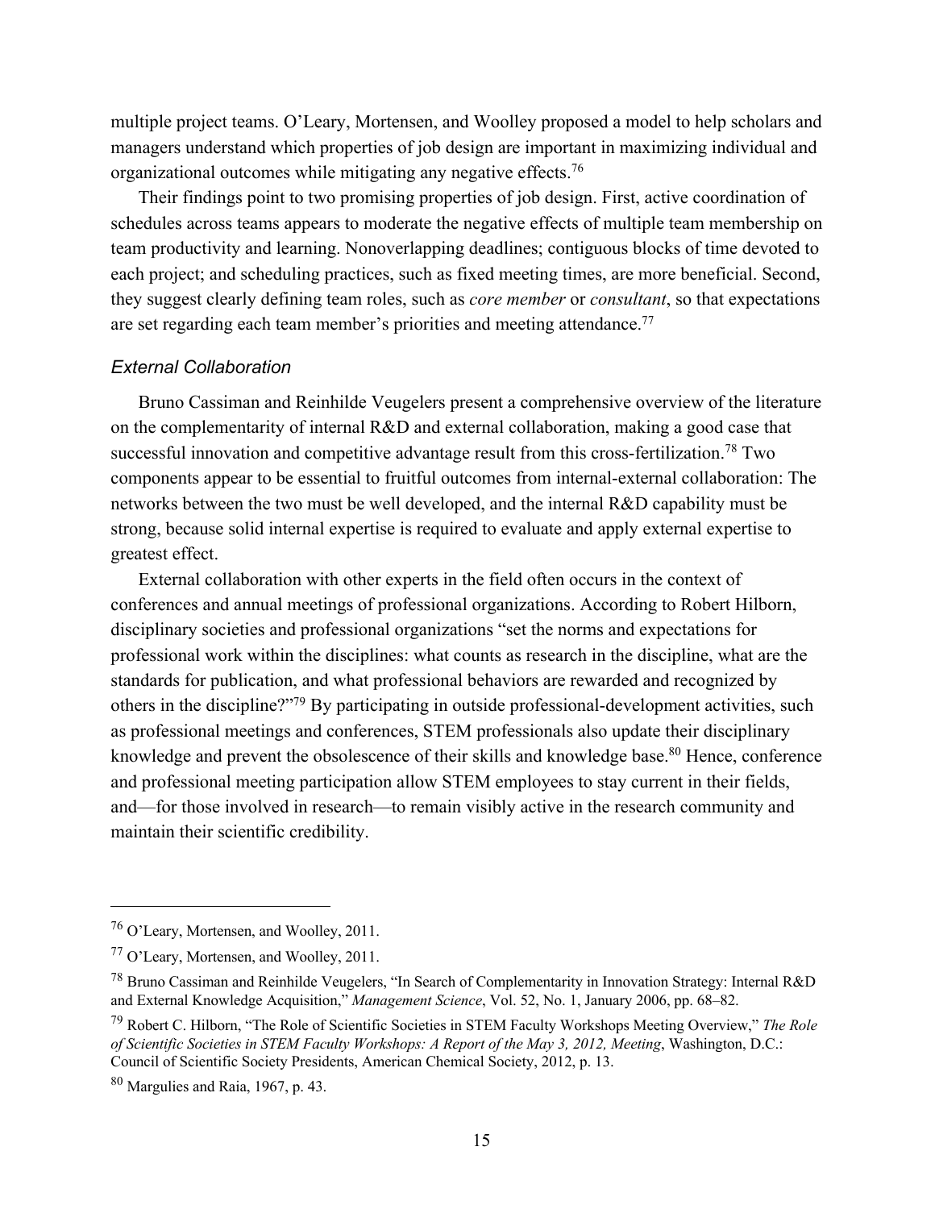multiple project teams. O'Leary, Mortensen, and Woolley proposed a model to help scholars and managers understand which properties of job design are important in maximizing individual and organizational outcomes while mitigating any negative effects.[76]

Their findings point to two promising properties of job design. First, active coordination of schedules across teams appears to moderate the negative effects of multiple team membership on team productivity and learning. Nonoverlapping deadlines; contiguous blocks of time devoted to each project; and scheduling practices, such as fixed meeting times, are more beneficial. Second, they suggest clearly defining team roles, such as *core member* or *consultant*, so that expectations are set regarding each team member's priorities and meeting attendance.[77]

### *External Collaboration*

Bruno Cassiman and Reinhilde Veugelers present a comprehensive overview of the literature on the complementarity of internal R&D and external collaboration, making a good case that successful innovation and competitive advantage result from this cross-fertilization.[78] Two components appear to be essential to fruitful outcomes from internal-external collaboration: The networks between the two must be well developed, and the internal R&D capability must be strong, because solid internal expertise is required to evaluate and apply external expertise to greatest effect.

External collaboration with other experts in the field often occurs in the context of conferences and annual meetings of professional organizations. According to Robert Hilborn, disciplinary societies and professional organizations "set the norms and expectations for professional work within the disciplines: what counts as research in the discipline, what are the standards for publication, and what professional behaviors are rewarded and recognized by others in the discipline?"[79] By participating in outside professional-development activities, such as professional meetings and conferences, STEM professionals also update their disciplinary knowledge and prevent the obsolescence of their skills and knowledge base.[80] Hence, conference and professional meeting participation allow STEM employees to stay current in their fields, and—for those involved in research—to remain visibly active in the research community and maintain their scientific credibility.

---

[76] O'Leary, Mortensen, and Woolley, 2011.

[77] O'Leary, Mortensen, and Woolley, 2011.

[78] Bruno Cassiman and Reinhilde Veugelers, "In Search of Complementarity in Innovation Strategy: Internal R&D and External Knowledge Acquisition," *Management Science*, Vol. 52, No. 1, January 2006, pp. 68–82.

[79] Robert C. Hilborn, "The Role of Scientific Societies in STEM Faculty Workshops Meeting Overview," *The Role of Scientific Societies in STEM Faculty Workshops: A Report of the May 3, 2012, Meeting*, Washington, D.C.: Council of Scientific Society Presidents, American Chemical Society, 2012, p. 13.

[80] Margulies and Raia, 1967, p. 43.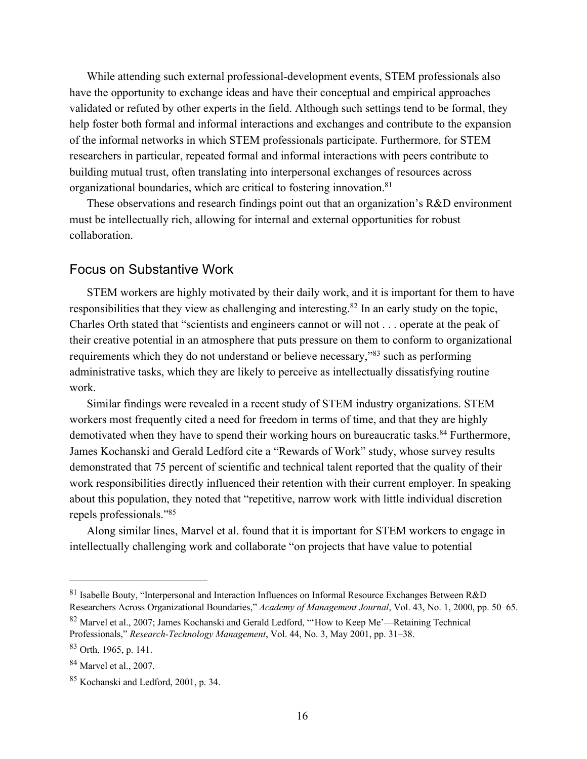While attending such external professional-development events, STEM professionals also have the opportunity to exchange ideas and have their conceptual and empirical approaches validated or refuted by other experts in the field. Although such settings tend to be formal, they help foster both formal and informal interactions and exchanges and contribute to the expansion of the informal networks in which STEM professionals participate. Furthermore, for STEM researchers in particular, repeated formal and informal interactions with peers contribute to building mutual trust, often translating into interpersonal exchanges of resources across organizational boundaries, which are critical to fostering innovation.[81]

These observations and research findings point out that an organization's R&D environment must be intellectually rich, allowing for internal and external opportunities for robust collaboration.

## Focus on Substantive Work

STEM workers are highly motivated by their daily work, and it is important for them to have responsibilities that they view as challenging and interesting.[82] In an early study on the topic, Charles Orth stated that "scientists and engineers cannot or will not . . . operate at the peak of their creative potential in an atmosphere that puts pressure on them to conform to organizational requirements which they do not understand or believe necessary,"[83] such as performing administrative tasks, which they are likely to perceive as intellectually dissatisfying routine work.

Similar findings were revealed in a recent study of STEM industry organizations. STEM workers most frequently cited a need for freedom in terms of time, and that they are highly demotivated when they have to spend their working hours on bureaucratic tasks.[84] Furthermore, James Kochanski and Gerald Ledford cite a "Rewards of Work" study, whose survey results demonstrated that 75 percent of scientific and technical talent reported that the quality of their work responsibilities directly influenced their retention with their current employer. In speaking about this population, they noted that "repetitive, narrow work with little individual discretion repels professionals."[85]

Along similar lines, Marvel et al. found that it is important for STEM workers to engage in intellectually challenging work and collaborate "on projects that have value to potential

---

[81] Isabelle Bouty, "Interpersonal and Interaction Influences on Informal Resource Exchanges Between R&D Researchers Across Organizational Boundaries," *Academy of Management Journal*, Vol. 43, No. 1, 2000, pp. 50–65.

[82] Marvel et al., 2007; James Kochanski and Gerald Ledford, "'How to Keep Me'—Retaining Technical Professionals," *Research-Technology Management*, Vol. 44, No. 3, May 2001, pp. 31–38.

[83] Orth, 1965, p. 141.

[84] Marvel et al., 2007.

[85] Kochanski and Ledford, 2001, p. 34.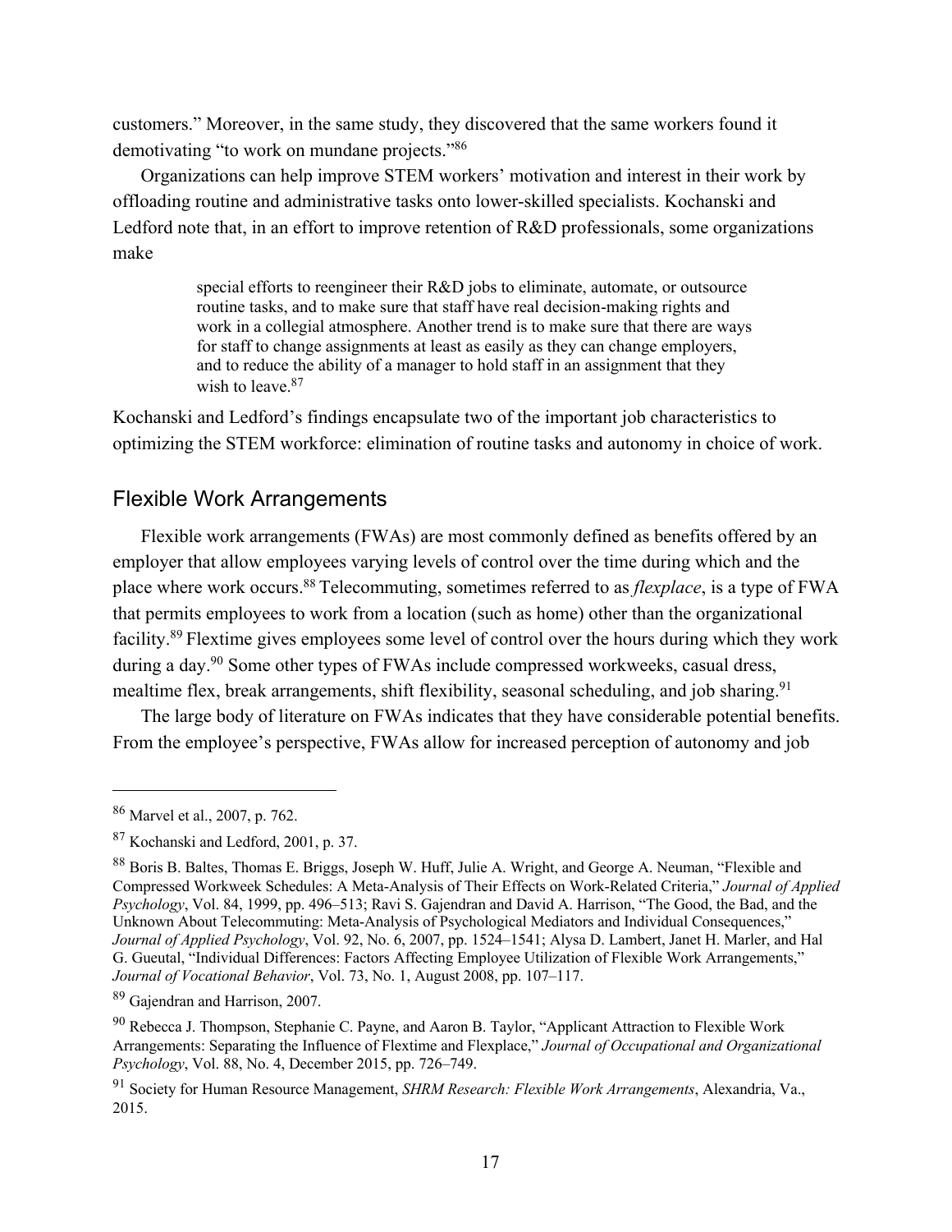customers." Moreover, in the same study, they discovered that the same workers found it demotivating "to work on mundane projects."[86]

Organizations can help improve STEM workers' motivation and interest in their work by offloading routine and administrative tasks onto lower-skilled specialists. Kochanski and Ledford note that, in an effort to improve retention of R&D professionals, some organizations make

> special efforts to reengineer their R&D jobs to eliminate, automate, or outsource routine tasks, and to make sure that staff have real decision-making rights and work in a collegial atmosphere. Another trend is to make sure that there are ways for staff to change assignments at least as easily as they can change employers, and to reduce the ability of a manager to hold staff in an assignment that they wish to leave.[87]

Kochanski and Ledford's findings encapsulate two of the important job characteristics to optimizing the STEM workforce: elimination of routine tasks and autonomy in choice of work.

## Flexible Work Arrangements

Flexible work arrangements (FWAs) are most commonly defined as benefits offered by an employer that allow employees varying levels of control over the time during which and the place where work occurs.[88] Telecommuting, sometimes referred to as *flexplace*, is a type of FWA that permits employees to work from a location (such as home) other than the organizational facility.[89] Flextime gives employees some level of control over the hours during which they work during a day.[90] Some other types of FWAs include compressed workweeks, casual dress, mealtime flex, break arrangements, shift flexibility, seasonal scheduling, and job sharing.[91]

The large body of literature on FWAs indicates that they have considerable potential benefits. From the employee's perspective, FWAs allow for increased perception of autonomy and job

---

[86] Marvel et al., 2007, p. 762.

[87] Kochanski and Ledford, 2001, p. 37.

[88] Boris B. Baltes, Thomas E. Briggs, Joseph W. Huff, Julie A. Wright, and George A. Neuman, "Flexible and Compressed Workweek Schedules: A Meta-Analysis of Their Effects on Work-Related Criteria," *Journal of Applied Psychology*, Vol. 84, 1999, pp. 496–513; Ravi S. Gajendran and David A. Harrison, "The Good, the Bad, and the Unknown About Telecommuting: Meta-Analysis of Psychological Mediators and Individual Consequences," *Journal of Applied Psychology*, Vol. 92, No. 6, 2007, pp. 1524–1541; Alysa D. Lambert, Janet H. Marler, and Hal G. Gueutal, "Individual Differences: Factors Affecting Employee Utilization of Flexible Work Arrangements," *Journal of Vocational Behavior*, Vol. 73, No. 1, August 2008, pp. 107–117.

[89] Gajendran and Harrison, 2007.

[90] Rebecca J. Thompson, Stephanie C. Payne, and Aaron B. Taylor, "Applicant Attraction to Flexible Work Arrangements: Separating the Influence of Flextime and Flexplace," *Journal of Occupational and Organizational Psychology*, Vol. 88, No. 4, December 2015, pp. 726–749.

[91] Society for Human Resource Management, *SHRM Research: Flexible Work Arrangements*, Alexandria, Va., 2015.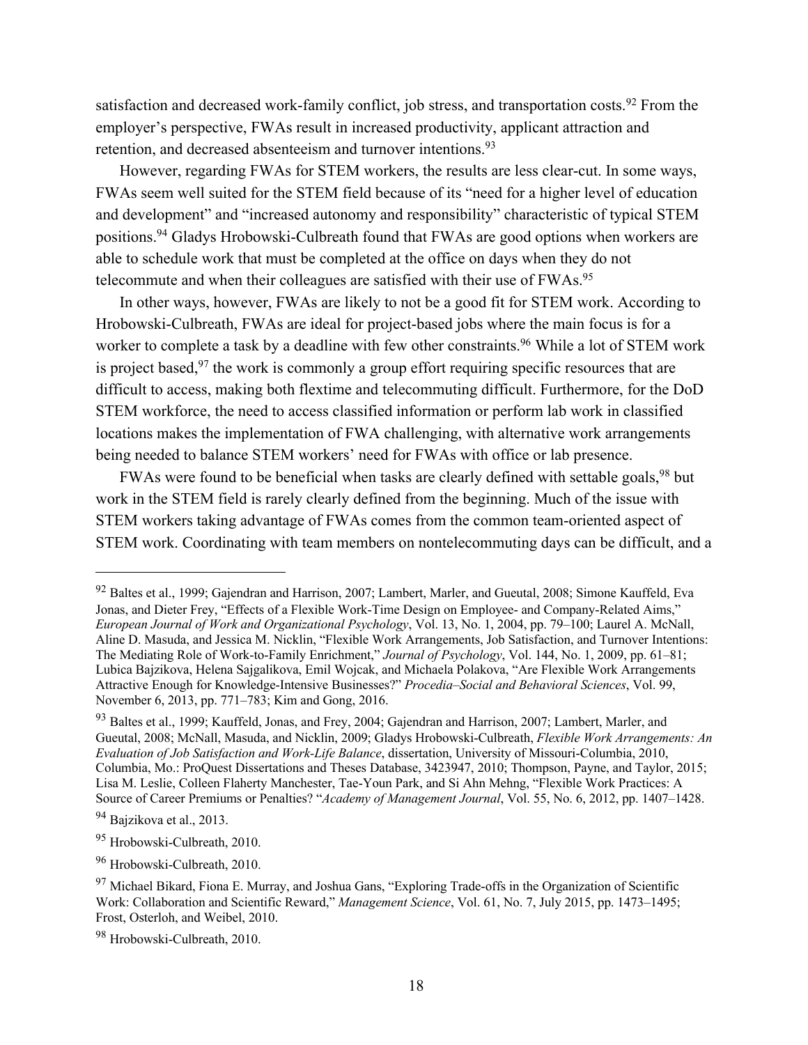satisfaction and decreased work-family conflict, job stress, and transportation costs.[92] From the employer's perspective, FWAs result in increased productivity, applicant attraction and retention, and decreased absenteeism and turnover intentions.[93]

However, regarding FWAs for STEM workers, the results are less clear-cut. In some ways, FWAs seem well suited for the STEM field because of its "need for a higher level of education and development" and "increased autonomy and responsibility" characteristic of typical STEM positions.[94] Gladys Hrobowski-Culbreath found that FWAs are good options when workers are able to schedule work that must be completed at the office on days when they do not telecommute and when their colleagues are satisfied with their use of FWAs.[95]

In other ways, however, FWAs are likely to not be a good fit for STEM work. According to Hrobowski-Culbreath, FWAs are ideal for project-based jobs where the main focus is for a worker to complete a task by a deadline with few other constraints.[96] While a lot of STEM work is project based,[97] the work is commonly a group effort requiring specific resources that are difficult to access, making both flextime and telecommuting difficult. Furthermore, for the DoD STEM workforce, the need to access classified information or perform lab work in classified locations makes the implementation of FWA challenging, with alternative work arrangements being needed to balance STEM workers' need for FWAs with office or lab presence.

FWAs were found to be beneficial when tasks are clearly defined with settable goals,[98] but work in the STEM field is rarely clearly defined from the beginning. Much of the issue with STEM workers taking advantage of FWAs comes from the common team-oriented aspect of STEM work. Coordinating with team members on nontelecommuting days can be difficult, and a

---

[92] Baltes et al., 1999; Gajendran and Harrison, 2007; Lambert, Marler, and Gueutal, 2008; Simone Kauffeld, Eva Jonas, and Dieter Frey, "Effects of a Flexible Work-Time Design on Employee- and Company-Related Aims," *European Journal of Work and Organizational Psychology*, Vol. 13, No. 1, 2004, pp. 79–100; Laurel A. McNall, Aline D. Masuda, and Jessica M. Nicklin, "Flexible Work Arrangements, Job Satisfaction, and Turnover Intentions: The Mediating Role of Work-to-Family Enrichment," *Journal of Psychology*, Vol. 144, No. 1, 2009, pp. 61–81; Lubica Bajzikova, Helena Sajgalikova, Emil Wojcak, and Michaela Polakova, "Are Flexible Work Arrangements Attractive Enough for Knowledge-Intensive Businesses?" *Procedia–Social and Behavioral Sciences*, Vol. 99, November 6, 2013, pp. 771–783; Kim and Gong, 2016.

[93] Baltes et al., 1999; Kauffeld, Jonas, and Frey, 2004; Gajendran and Harrison, 2007; Lambert, Marler, and Gueutal, 2008; McNall, Masuda, and Nicklin, 2009; Gladys Hrobowski-Culbreath, *Flexible Work Arrangements: An Evaluation of Job Satisfaction and Work-Life Balance*, dissertation, University of Missouri-Columbia, 2010, Columbia, Mo.: ProQuest Dissertations and Theses Database, 3423947, 2010; Thompson, Payne, and Taylor, 2015; Lisa M. Leslie, Colleen Flaherty Manchester, Tae-Youn Park, and Si Ahn Mehng, "Flexible Work Practices: A Source of Career Premiums or Penalties? "*Academy of Management Journal*, Vol. 55, No. 6, 2012, pp. 1407–1428.

[94] Bajzikova et al., 2013.

[95] Hrobowski-Culbreath, 2010.

[96] Hrobowski-Culbreath, 2010.

[97] Michael Bikard, Fiona E. Murray, and Joshua Gans, "Exploring Trade-offs in the Organization of Scientific Work: Collaboration and Scientific Reward," *Management Science*, Vol. 61, No. 7, July 2015, pp. 1473–1495; Frost, Osterloh, and Weibel, 2010.

[98] Hrobowski-Culbreath, 2010.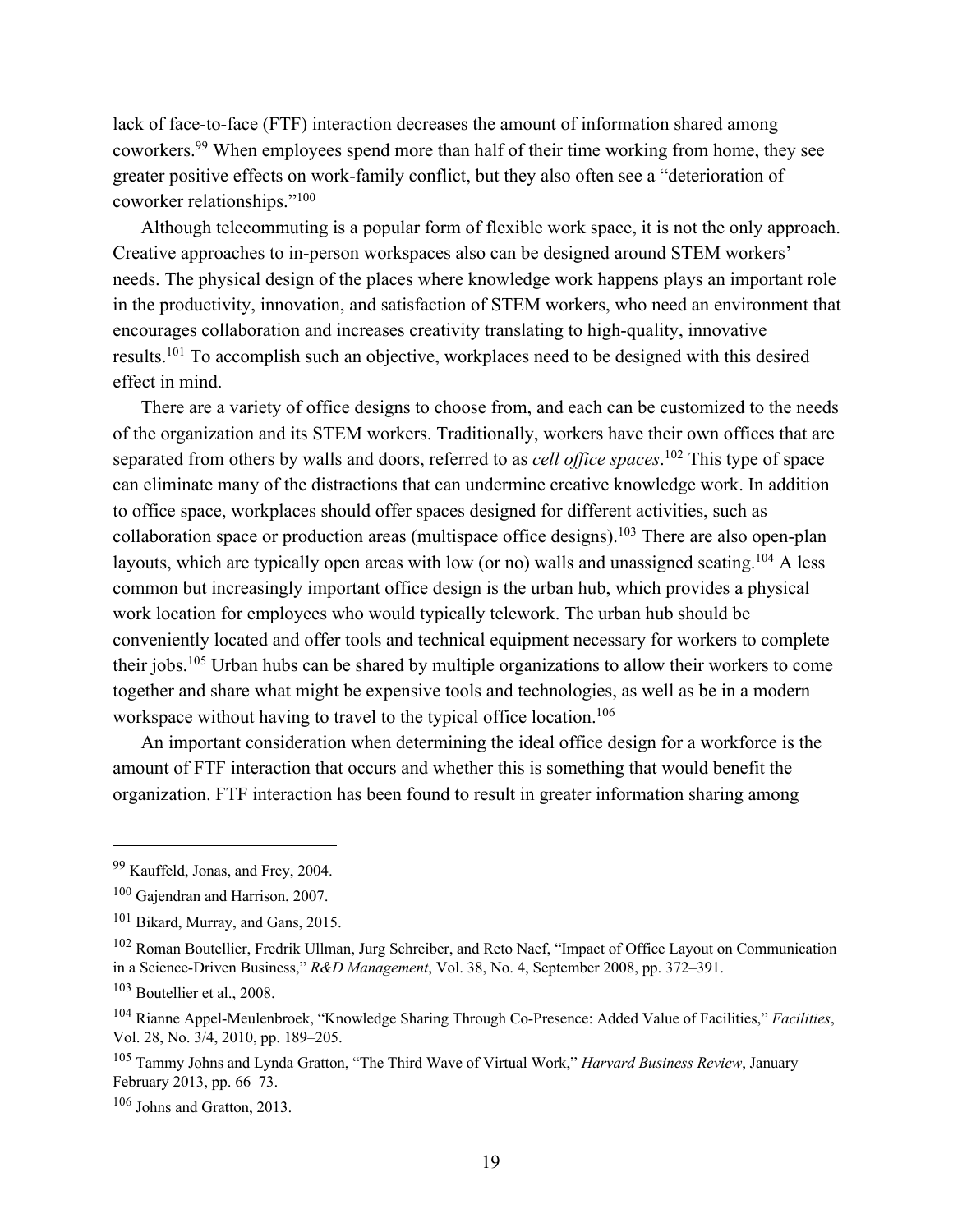lack of face-to-face (FTF) interaction decreases the amount of information shared among coworkers.[99] When employees spend more than half of their time working from home, they see greater positive effects on work-family conflict, but they also often see a "deterioration of coworker relationships."[100]

Although telecommuting is a popular form of flexible work space, it is not the only approach. Creative approaches to in-person workspaces also can be designed around STEM workers' needs. The physical design of the places where knowledge work happens plays an important role in the productivity, innovation, and satisfaction of STEM workers, who need an environment that encourages collaboration and increases creativity translating to high-quality, innovative results.[101] To accomplish such an objective, workplaces need to be designed with this desired effect in mind.

There are a variety of office designs to choose from, and each can be customized to the needs of the organization and its STEM workers. Traditionally, workers have their own offices that are separated from others by walls and doors, referred to as *cell office spaces*.[102] This type of space can eliminate many of the distractions that can undermine creative knowledge work. In addition to office space, workplaces should offer spaces designed for different activities, such as collaboration space or production areas (multispace office designs).[103] There are also open-plan layouts, which are typically open areas with low (or no) walls and unassigned seating.[104] A less common but increasingly important office design is the urban hub, which provides a physical work location for employees who would typically telework. The urban hub should be conveniently located and offer tools and technical equipment necessary for workers to complete their jobs.[105] Urban hubs can be shared by multiple organizations to allow their workers to come together and share what might be expensive tools and technologies, as well as be in a modern workspace without having to travel to the typical office location.[106]

An important consideration when determining the ideal office design for a workforce is the amount of FTF interaction that occurs and whether this is something that would benefit the organization. FTF interaction has been found to result in greater information sharing among

---

[99] Kauffeld, Jonas, and Frey, 2004.

[100] Gajendran and Harrison, 2007.

[101] Bikard, Murray, and Gans, 2015.

[102] Roman Boutellier, Fredrik Ullman, Jurg Schreiber, and Reto Naef, "Impact of Office Layout on Communication in a Science-Driven Business," *R&D Management*, Vol. 38, No. 4, September 2008, pp. 372–391.

[103] Boutellier et al., 2008.

[104] Rianne Appel-Meulenbroek, "Knowledge Sharing Through Co-Presence: Added Value of Facilities," *Facilities*, Vol. 28, No. 3/4, 2010, pp. 189–205.

[105] Tammy Johns and Lynda Gratton, "The Third Wave of Virtual Work," *Harvard Business Review*, January–February 2013, pp. 66–73.

[106] Johns and Gratton, 2013.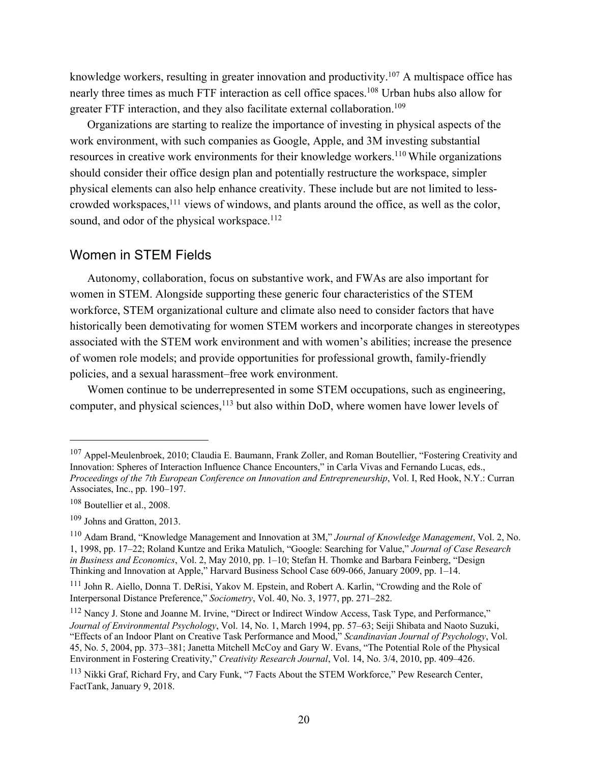knowledge workers, resulting in greater innovation and productivity.[107] A multispace office has nearly three times as much FTF interaction as cell office spaces.[108] Urban hubs also allow for greater FTF interaction, and they also facilitate external collaboration.[109]

Organizations are starting to realize the importance of investing in physical aspects of the work environment, with such companies as Google, Apple, and 3M investing substantial resources in creative work environments for their knowledge workers.[110] While organizations should consider their office design plan and potentially restructure the workspace, simpler physical elements can also help enhance creativity. These include but are not limited to less-crowded workspaces,[111] views of windows, and plants around the office, as well as the color, sound, and odor of the physical workspace.[112]

## Women in STEM Fields

Autonomy, collaboration, focus on substantive work, and FWAs are also important for women in STEM. Alongside supporting these generic four characteristics of the STEM workforce, STEM organizational culture and climate also need to consider factors that have historically been demotivating for women STEM workers and incorporate changes in stereotypes associated with the STEM work environment and with women's abilities; increase the presence of women role models; and provide opportunities for professional growth, family-friendly policies, and a sexual harassment–free work environment.

Women continue to be underrepresented in some STEM occupations, such as engineering, computer, and physical sciences,[113] but also within DoD, where women have lower levels of

---

[107] Appel-Meulenbroek, 2010; Claudia E. Baumann, Frank Zoller, and Roman Boutellier, "Fostering Creativity and Innovation: Spheres of Interaction Influence Chance Encounters," in Carla Vivas and Fernando Lucas, eds., *Proceedings of the 7th European Conference on Innovation and Entrepreneurship*, Vol. I, Red Hook, N.Y.: Curran Associates, Inc., pp. 190–197.

[108] Boutellier et al., 2008.

[109] Johns and Gratton, 2013.

[110] Adam Brand, "Knowledge Management and Innovation at 3M," *Journal of Knowledge Management*, Vol. 2, No. 1, 1998, pp. 17–22; Roland Kuntze and Erika Matulich, "Google: Searching for Value," *Journal of Case Research in Business and Economics*, Vol. 2, May 2010, pp. 1–10; Stefan H. Thomke and Barbara Feinberg, "Design Thinking and Innovation at Apple," Harvard Business School Case 609-066, January 2009, pp. 1–14.

[111] John R. Aiello, Donna T. DeRisi, Yakov M. Epstein, and Robert A. Karlin, "Crowding and the Role of Interpersonal Distance Preference," *Sociometry*, Vol. 40, No. 3, 1977, pp. 271–282.

[112] Nancy J. Stone and Joanne M. Irvine, "Direct or Indirect Window Access, Task Type, and Performance," *Journal of Environmental Psychology*, Vol. 14, No. 1, March 1994, pp. 57–63; Seiji Shibata and Naoto Suzuki, "Effects of an Indoor Plant on Creative Task Performance and Mood," *Scandinavian Journal of Psychology*, Vol. 45, No. 5, 2004, pp. 373–381; Janetta Mitchell McCoy and Gary W. Evans, "The Potential Role of the Physical Environment in Fostering Creativity," *Creativity Research Journal*, Vol. 14, No. 3/4, 2010, pp. 409–426.

[113] Nikki Graf, Richard Fry, and Cary Funk, "7 Facts About the STEM Workforce," Pew Research Center, FactTank, January 9, 2018.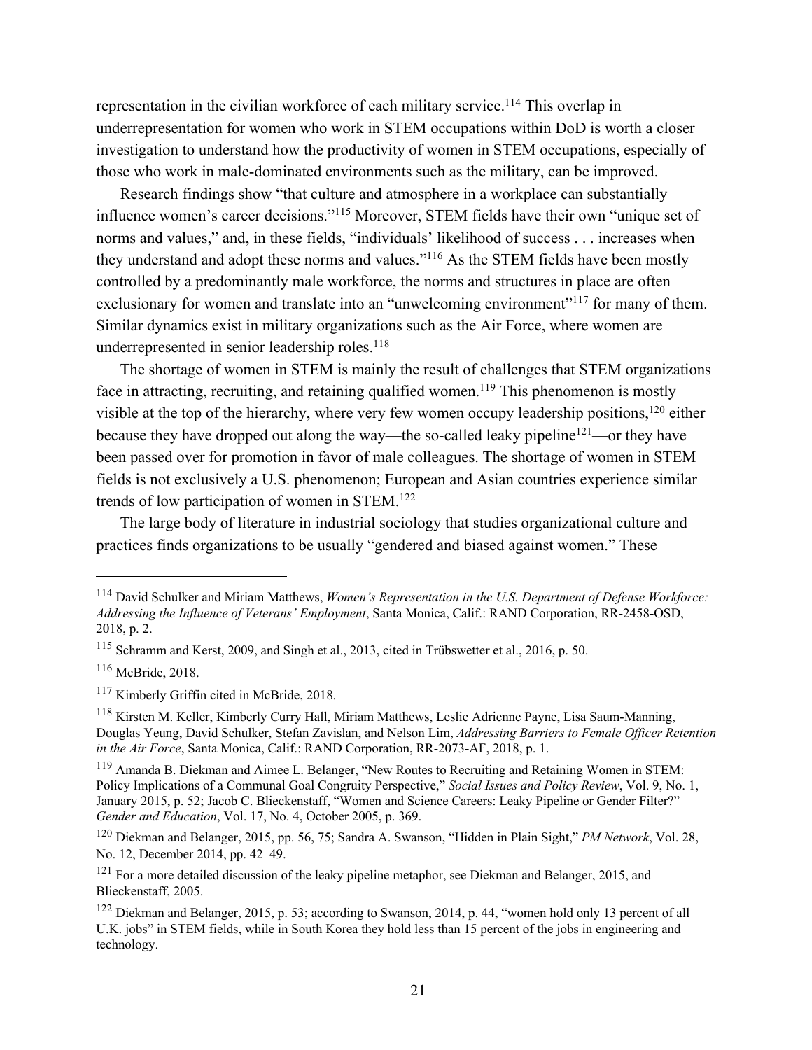representation in the civilian workforce of each military service.[114] This overlap in underrepresentation for women who work in STEM occupations within DoD is worth a closer investigation to understand how the productivity of women in STEM occupations, especially of those who work in male-dominated environments such as the military, can be improved.

Research findings show "that culture and atmosphere in a workplace can substantially influence women's career decisions."[115] Moreover, STEM fields have their own "unique set of norms and values," and, in these fields, "individuals' likelihood of success . . . increases when they understand and adopt these norms and values."[116] As the STEM fields have been mostly controlled by a predominantly male workforce, the norms and structures in place are often exclusionary for women and translate into an "unwelcoming environment"[117] for many of them. Similar dynamics exist in military organizations such as the Air Force, where women are underrepresented in senior leadership roles.[118]

The shortage of women in STEM is mainly the result of challenges that STEM organizations face in attracting, recruiting, and retaining qualified women.[119] This phenomenon is mostly visible at the top of the hierarchy, where very few women occupy leadership positions,[120] either because they have dropped out along the way—the so-called leaky pipeline[121]—or they have been passed over for promotion in favor of male colleagues. The shortage of women in STEM fields is not exclusively a U.S. phenomenon; European and Asian countries experience similar trends of low participation of women in STEM.[122]

The large body of literature in industrial sociology that studies organizational culture and practices finds organizations to be usually "gendered and biased against women." These

---

[114] David Schulker and Miriam Matthews, *Women's Representation in the U.S. Department of Defense Workforce: Addressing the Influence of Veterans' Employment*, Santa Monica, Calif.: RAND Corporation, RR-2458-OSD, 2018, p. 2.

[115] Schramm and Kerst, 2009, and Singh et al., 2013, cited in Trübswetter et al., 2016, p. 50.

[116] McBride, 2018.

[117] Kimberly Griffin cited in McBride, 2018.

[118] Kirsten M. Keller, Kimberly Curry Hall, Miriam Matthews, Leslie Adrienne Payne, Lisa Saum-Manning, Douglas Yeung, David Schulker, Stefan Zavislan, and Nelson Lim, *Addressing Barriers to Female Officer Retention in the Air Force*, Santa Monica, Calif.: RAND Corporation, RR-2073-AF, 2018, p. 1.

[119] Amanda B. Diekman and Aimee L. Belanger, "New Routes to Recruiting and Retaining Women in STEM: Policy Implications of a Communal Goal Congruity Perspective," *Social Issues and Policy Review*, Vol. 9, No. 1, January 2015, p. 52; Jacob C. Blieckenstaff, "Women and Science Careers: Leaky Pipeline or Gender Filter?" *Gender and Education*, Vol. 17, No. 4, October 2005, p. 369.

[120] Diekman and Belanger, 2015, pp. 56, 75; Sandra A. Swanson, "Hidden in Plain Sight," *PM Network*, Vol. 28, No. 12, December 2014, pp. 42–49.

[121] For a more detailed discussion of the leaky pipeline metaphor, see Diekman and Belanger, 2015, and Blieckenstaff, 2005.

[122] Diekman and Belanger, 2015, p. 53; according to Swanson, 2014, p. 44, "women hold only 13 percent of all U.K. jobs" in STEM fields, while in South Korea they hold less than 15 percent of the jobs in engineering and technology.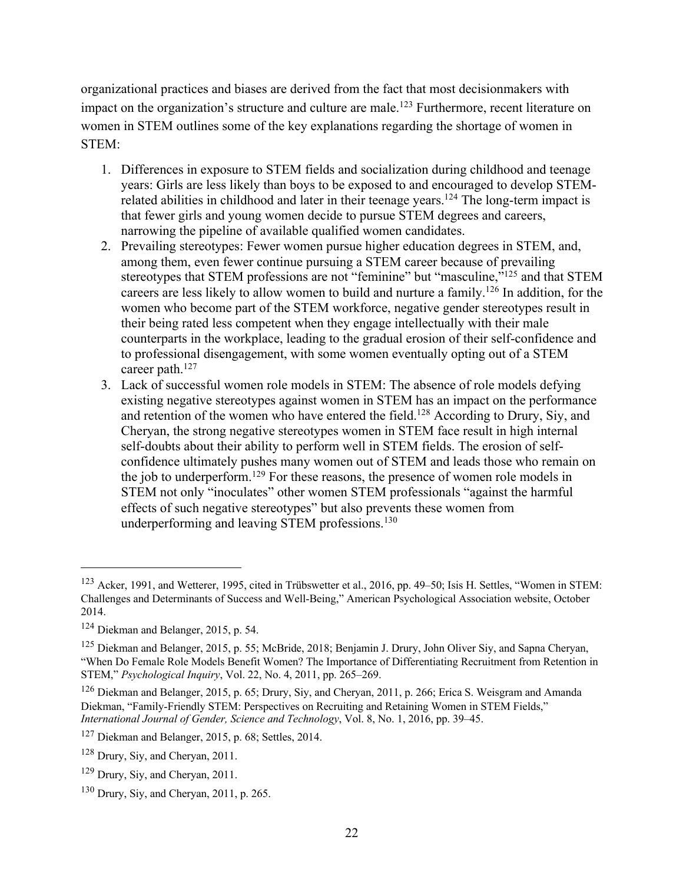organizational practices and biases are derived from the fact that most decisionmakers with impact on the organization's structure and culture are male.[123] Furthermore, recent literature on women in STEM outlines some of the key explanations regarding the shortage of women in STEM:

1. Differences in exposure to STEM fields and socialization during childhood and teenage years: Girls are less likely than boys to be exposed to and encouraged to develop STEM-related abilities in childhood and later in their teenage years.[124] The long-term impact is that fewer girls and young women decide to pursue STEM degrees and careers, narrowing the pipeline of available qualified women candidates.
2. Prevailing stereotypes: Fewer women pursue higher education degrees in STEM, and, among them, even fewer continue pursuing a STEM career because of prevailing stereotypes that STEM professions are not "feminine" but "masculine,"[125] and that STEM careers are less likely to allow women to build and nurture a family.[126] In addition, for the women who become part of the STEM workforce, negative gender stereotypes result in their being rated less competent when they engage intellectually with their male counterparts in the workplace, leading to the gradual erosion of their self-confidence and to professional disengagement, with some women eventually opting out of a STEM career path.[127]
3. Lack of successful women role models in STEM: The absence of role models defying existing negative stereotypes against women in STEM has an impact on the performance and retention of the women who have entered the field.[128] According to Drury, Siy, and Cheryan, the strong negative stereotypes women in STEM face result in high internal self-doubts about their ability to perform well in STEM fields. The erosion of self-confidence ultimately pushes many women out of STEM and leads those who remain on the job to underperform.[129] For these reasons, the presence of women role models in STEM not only "inoculates" other women STEM professionals "against the harmful effects of such negative stereotypes" but also prevents these women from underperforming and leaving STEM professions.[130]

---

[123] Acker, 1991, and Wetterer, 1995, cited in Trübswetter et al., 2016, pp. 49–50; Isis H. Settles, "Women in STEM: Challenges and Determinants of Success and Well-Being," American Psychological Association website, October 2014.

[124] Diekman and Belanger, 2015, p. 54.

[125] Diekman and Belanger, 2015, p. 55; McBride, 2018; Benjamin J. Drury, John Oliver Siy, and Sapna Cheryan, "When Do Female Role Models Benefit Women? The Importance of Differentiating Recruitment from Retention in STEM," *Psychological Inquiry*, Vol. 22, No. 4, 2011, pp. 265–269.

[126] Diekman and Belanger, 2015, p. 65; Drury, Siy, and Cheryan, 2011, p. 266; Erica S. Weisgram and Amanda Diekman, "Family-Friendly STEM: Perspectives on Recruiting and Retaining Women in STEM Fields," *International Journal of Gender, Science and Technology*, Vol. 8, No. 1, 2016, pp. 39–45.

[127] Diekman and Belanger, 2015, p. 68; Settles, 2014.

[128] Drury, Siy, and Cheryan, 2011.

[129] Drury, Siy, and Cheryan, 2011.

[130] Drury, Siy, and Cheryan, 2011, p. 265.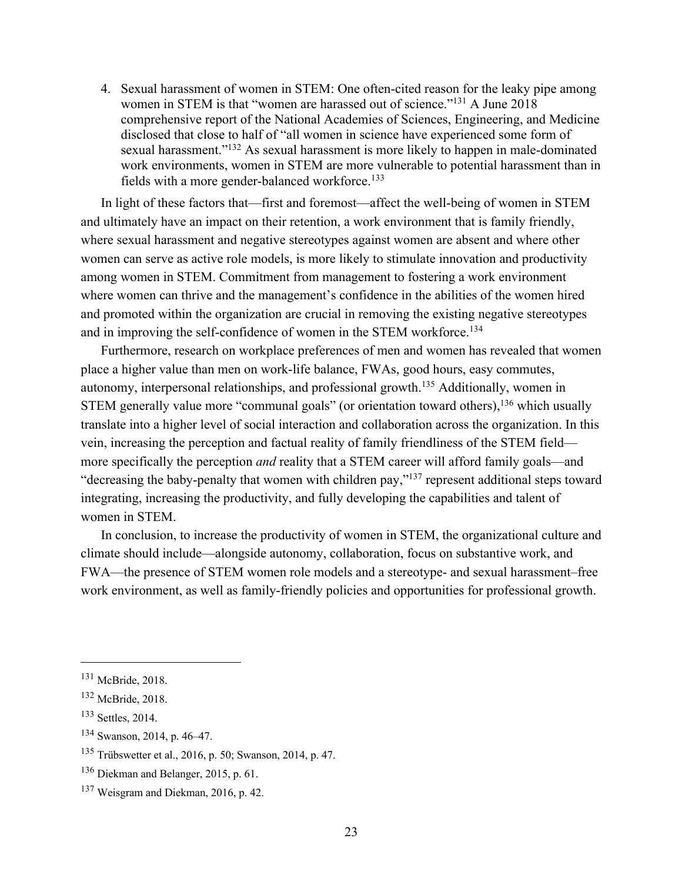4. Sexual harassment of women in STEM: One often-cited reason for the leaky pipe among women in STEM is that "women are harassed out of science."[131] A June 2018 comprehensive report of the National Academies of Sciences, Engineering, and Medicine disclosed that close to half of "all women in science have experienced some form of sexual harassment."[132] As sexual harassment is more likely to happen in male-dominated work environments, women in STEM are more vulnerable to potential harassment than in fields with a more gender-balanced workforce.[133]

In light of these factors that—first and foremost—affect the well-being of women in STEM and ultimately have an impact on their retention, a work environment that is family friendly, where sexual harassment and negative stereotypes against women are absent and where other women can serve as active role models, is more likely to stimulate innovation and productivity among women in STEM. Commitment from management to fostering a work environment where women can thrive and the management's confidence in the abilities of the women hired and promoted within the organization are crucial in removing the existing negative stereotypes and in improving the self-confidence of women in the STEM workforce.[134]

Furthermore, research on workplace preferences of men and women has revealed that women place a higher value than men on work-life balance, FWAs, good hours, easy commutes, autonomy, interpersonal relationships, and professional growth.[135] Additionally, women in STEM generally value more "communal goals" (or orientation toward others),[136] which usually translate into a higher level of social interaction and collaboration across the organization. In this vein, increasing the perception and factual reality of family friendliness of the STEM field—more specifically the perception *and* reality that a STEM career will afford family goals—and "decreasing the baby-penalty that women with children pay,"[137] represent additional steps toward integrating, increasing the productivity, and fully developing the capabilities and talent of women in STEM.

In conclusion, to increase the productivity of women in STEM, the organizational culture and climate should include—alongside autonomy, collaboration, focus on substantive work, and FWA—the presence of STEM women role models and a stereotype- and sexual harassment–free work environment, as well as family-friendly policies and opportunities for professional growth.

---

[131] McBride, 2018.

[132] McBride, 2018.

[133] Settles, 2014.

[134] Swanson, 2014, p. 46–47.

[135] Trübswetter et al., 2016, p. 50; Swanson, 2014, p. 47.

[136] Diekman and Belanger, 2015, p. 61.

[137] Weisgram and Diekman, 2016, p. 42.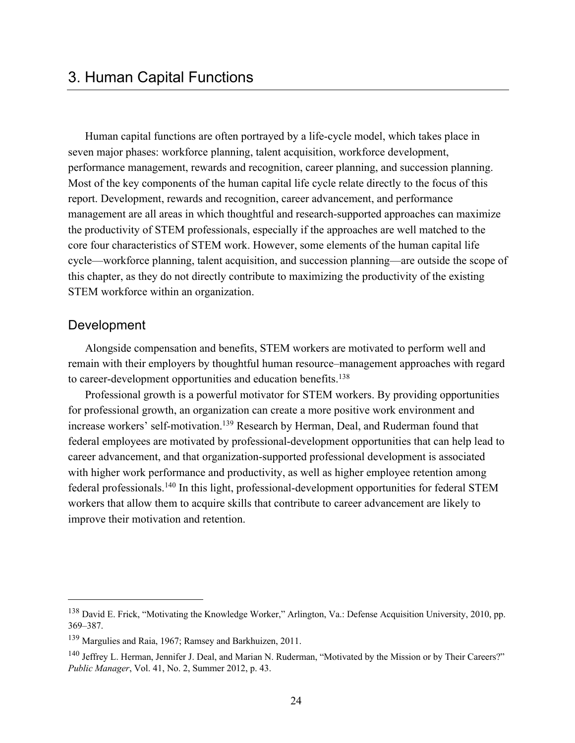# 3. Human Capital Functions

Human capital functions are often portrayed by a life-cycle model, which takes place in seven major phases: workforce planning, talent acquisition, workforce development, performance management, rewards and recognition, career planning, and succession planning. Most of the key components of the human capital life cycle relate directly to the focus of this report. Development, rewards and recognition, career advancement, and performance management are all areas in which thoughtful and research-supported approaches can maximize the productivity of STEM professionals, especially if the approaches are well matched to the core four characteristics of STEM work. However, some elements of the human capital life cycle—workforce planning, talent acquisition, and succession planning—are outside the scope of this chapter, as they do not directly contribute to maximizing the productivity of the existing STEM workforce within an organization.

## Development

Alongside compensation and benefits, STEM workers are motivated to perform well and remain with their employers by thoughtful human resource–management approaches with regard to career-development opportunities and education benefits.[138]

Professional growth is a powerful motivator for STEM workers. By providing opportunities for professional growth, an organization can create a more positive work environment and increase workers' self-motivation.[139] Research by Herman, Deal, and Ruderman found that federal employees are motivated by professional-development opportunities that can help lead to career advancement, and that organization-supported professional development is associated with higher work performance and productivity, as well as higher employee retention among federal professionals.[140] In this light, professional-development opportunities for federal STEM workers that allow them to acquire skills that contribute to career advancement are likely to improve their motivation and retention.

---

[138] David E. Frick, "Motivating the Knowledge Worker," Arlington, Va.: Defense Acquisition University, 2010, pp. 369–387.

[139] Margulies and Raia, 1967; Ramsey and Barkhuizen, 2011.

[140] Jeffrey L. Herman, Jennifer J. Deal, and Marian N. Ruderman, "Motivated by the Mission or by Their Careers?" *Public Manager*, Vol. 41, No. 2, Summer 2012, p. 43.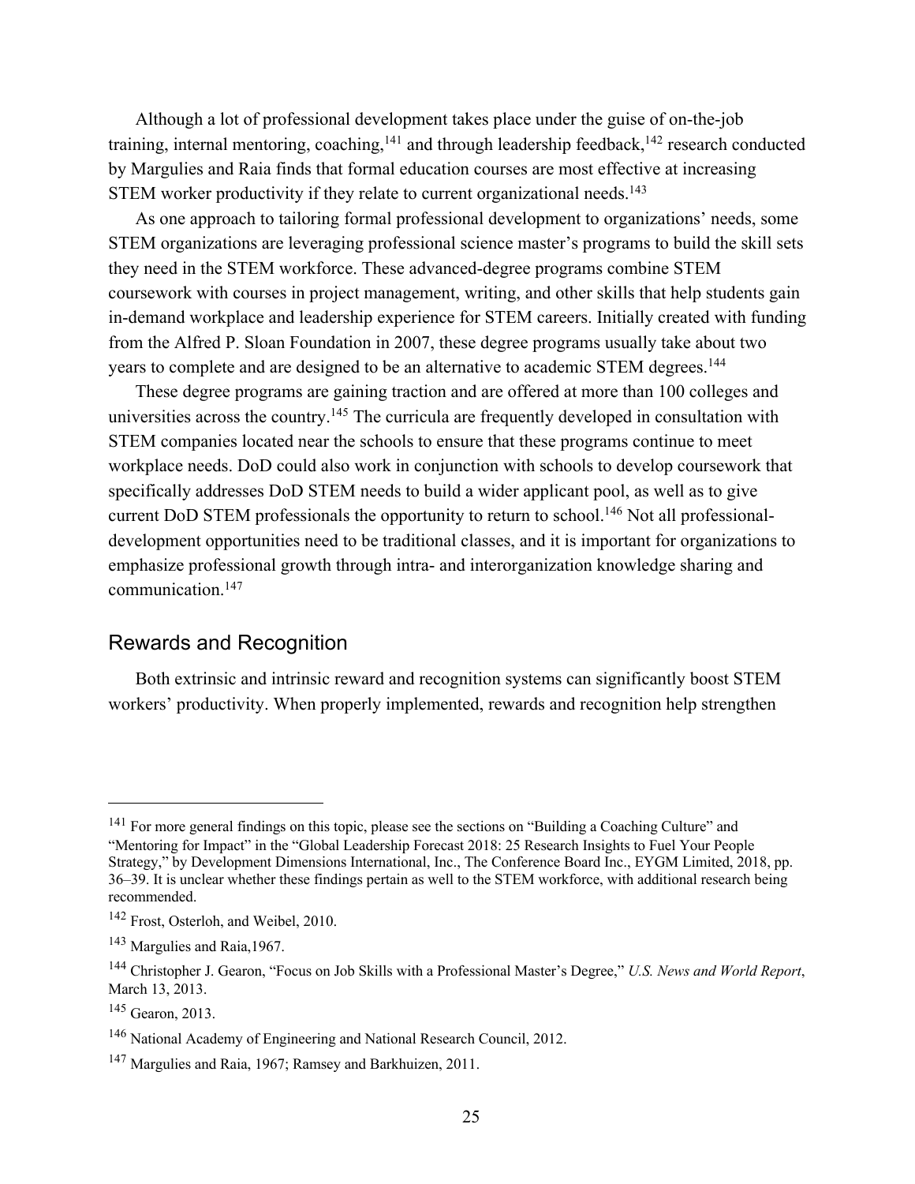Although a lot of professional development takes place under the guise of on-the-job training, internal mentoring, coaching,[141] and through leadership feedback,[142] research conducted by Margulies and Raia finds that formal education courses are most effective at increasing STEM worker productivity if they relate to current organizational needs.[143]

As one approach to tailoring formal professional development to organizations' needs, some STEM organizations are leveraging professional science master's programs to build the skill sets they need in the STEM workforce. These advanced-degree programs combine STEM coursework with courses in project management, writing, and other skills that help students gain in-demand workplace and leadership experience for STEM careers. Initially created with funding from the Alfred P. Sloan Foundation in 2007, these degree programs usually take about two years to complete and are designed to be an alternative to academic STEM degrees.[144]

These degree programs are gaining traction and are offered at more than 100 colleges and universities across the country.[145] The curricula are frequently developed in consultation with STEM companies located near the schools to ensure that these programs continue to meet workplace needs. DoD could also work in conjunction with schools to develop coursework that specifically addresses DoD STEM needs to build a wider applicant pool, as well as to give current DoD STEM professionals the opportunity to return to school.[146] Not all professional-development opportunities need to be traditional classes, and it is important for organizations to emphasize professional growth through intra- and interorganization knowledge sharing and communication.[147]

## Rewards and Recognition

Both extrinsic and intrinsic reward and recognition systems can significantly boost STEM workers' productivity. When properly implemented, rewards and recognition help strengthen

---

[141] For more general findings on this topic, please see the sections on "Building a Coaching Culture" and "Mentoring for Impact" in the "Global Leadership Forecast 2018: 25 Research Insights to Fuel Your People Strategy," by Development Dimensions International, Inc., The Conference Board Inc., EYGM Limited, 2018, pp. 36–39. It is unclear whether these findings pertain as well to the STEM workforce, with additional research being recommended.

[142] Frost, Osterloh, and Weibel, 2010.

[143] Margulies and Raia,1967.

[144] Christopher J. Gearon, "Focus on Job Skills with a Professional Master's Degree," *U.S. News and World Report*, March 13, 2013.

[145] Gearon, 2013.

[146] National Academy of Engineering and National Research Council, 2012.

[147] Margulies and Raia, 1967; Ramsey and Barkhuizen, 2011.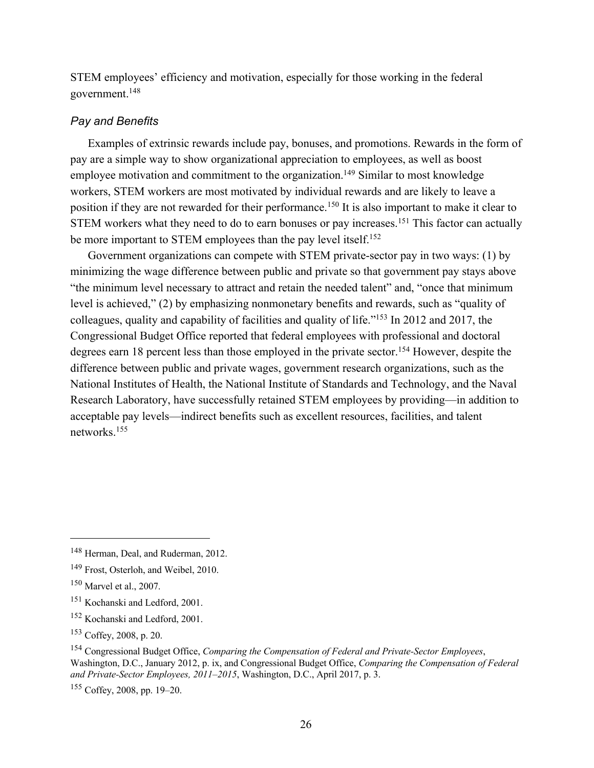STEM employees' efficiency and motivation, especially for those working in the federal government.[148]

### *Pay and Benefits*

Examples of extrinsic rewards include pay, bonuses, and promotions. Rewards in the form of pay are a simple way to show organizational appreciation to employees, as well as boost employee motivation and commitment to the organization.[149] Similar to most knowledge workers, STEM workers are most motivated by individual rewards and are likely to leave a position if they are not rewarded for their performance.[150] It is also important to make it clear to STEM workers what they need to do to earn bonuses or pay increases.[151] This factor can actually be more important to STEM employees than the pay level itself.[152]

Government organizations can compete with STEM private-sector pay in two ways: (1) by minimizing the wage difference between public and private so that government pay stays above "the minimum level necessary to attract and retain the needed talent" and, "once that minimum level is achieved," (2) by emphasizing nonmonetary benefits and rewards, such as "quality of colleagues, quality and capability of facilities and quality of life."[153] In 2012 and 2017, the Congressional Budget Office reported that federal employees with professional and doctoral degrees earn 18 percent less than those employed in the private sector.[154] However, despite the difference between public and private wages, government research organizations, such as the National Institutes of Health, the National Institute of Standards and Technology, and the Naval Research Laboratory, have successfully retained STEM employees by providing—in addition to acceptable pay levels—indirect benefits such as excellent resources, facilities, and talent networks.[155]

---

[148] Herman, Deal, and Ruderman, 2012.

[149] Frost, Osterloh, and Weibel, 2010.

[150] Marvel et al., 2007.

[151] Kochanski and Ledford, 2001.

[152] Kochanski and Ledford, 2001.

[153] Coffey, 2008, p. 20.

[154] Congressional Budget Office, *Comparing the Compensation of Federal and Private-Sector Employees*, Washington, D.C., January 2012, p. ix, and Congressional Budget Office, *Comparing the Compensation of Federal and Private-Sector Employees, 2011–2015*, Washington, D.C., April 2017, p. 3.

[155] Coffey, 2008, pp. 19–20.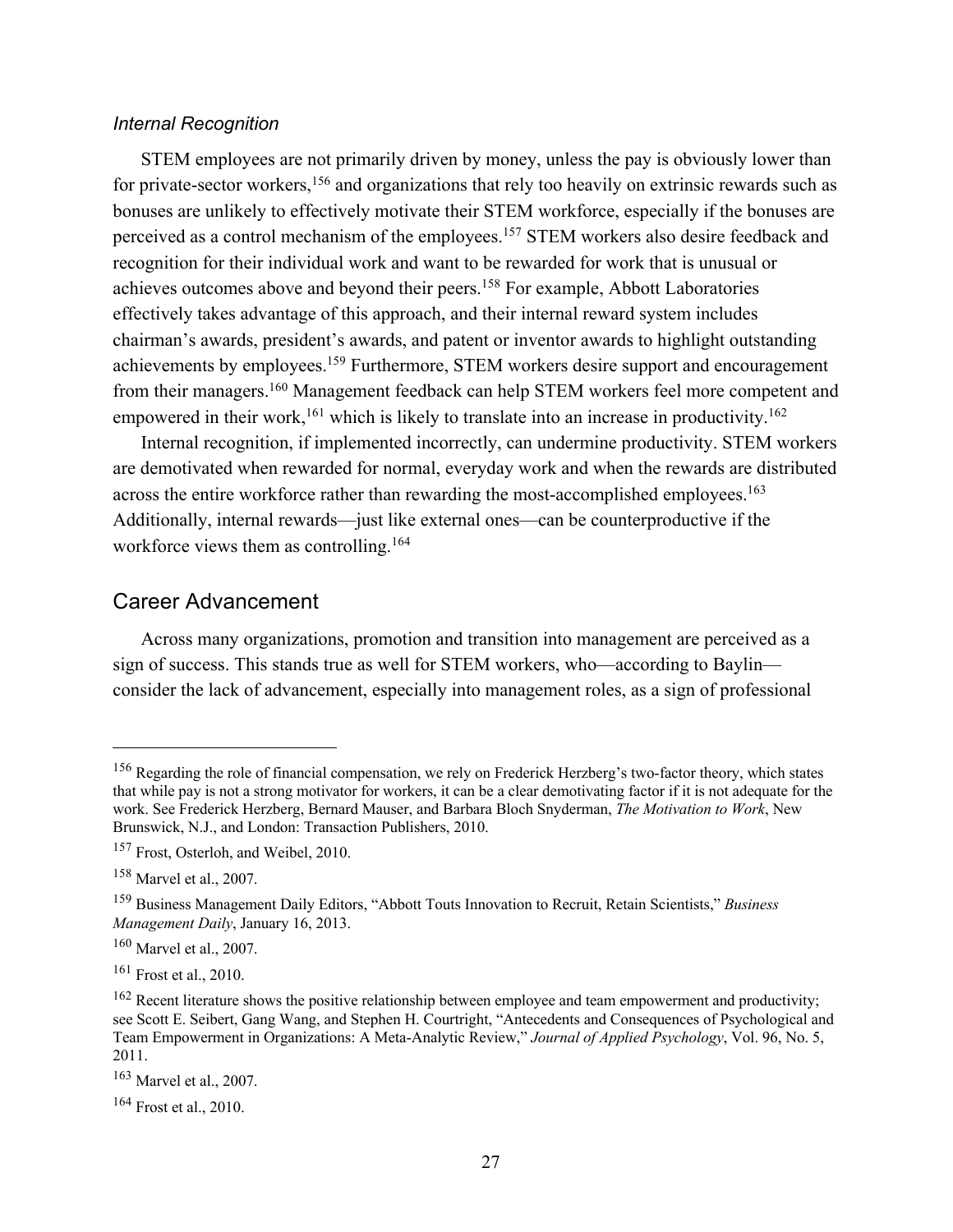### *Internal Recognition*

STEM employees are not primarily driven by money, unless the pay is obviously lower than for private-sector workers,[156] and organizations that rely too heavily on extrinsic rewards such as bonuses are unlikely to effectively motivate their STEM workforce, especially if the bonuses are perceived as a control mechanism of the employees.[157] STEM workers also desire feedback and recognition for their individual work and want to be rewarded for work that is unusual or achieves outcomes above and beyond their peers.[158] For example, Abbott Laboratories effectively takes advantage of this approach, and their internal reward system includes chairman's awards, president's awards, and patent or inventor awards to highlight outstanding achievements by employees.[159] Furthermore, STEM workers desire support and encouragement from their managers.[160] Management feedback can help STEM workers feel more competent and empowered in their work,[161] which is likely to translate into an increase in productivity.[162]

Internal recognition, if implemented incorrectly, can undermine productivity. STEM workers are demotivated when rewarded for normal, everyday work and when the rewards are distributed across the entire workforce rather than rewarding the most-accomplished employees.[163] Additionally, internal rewards—just like external ones—can be counterproductive if the workforce views them as controlling.[164]

## Career Advancement

Across many organizations, promotion and transition into management are perceived as a sign of success. This stands true as well for STEM workers, who—according to Baylin—consider the lack of advancement, especially into management roles, as a sign of professional

---

[156] Regarding the role of financial compensation, we rely on Frederick Herzberg's two-factor theory, which states that while pay is not a strong motivator for workers, it can be a clear demotivating factor if it is not adequate for the work. See Frederick Herzberg, Bernard Mauser, and Barbara Bloch Snyderman, *The Motivation to Work*, New Brunswick, N.J., and London: Transaction Publishers, 2010.

[157] Frost, Osterloh, and Weibel, 2010.

[158] Marvel et al., 2007.

[159] Business Management Daily Editors, "Abbott Touts Innovation to Recruit, Retain Scientists," *Business Management Daily*, January 16, 2013.

[160] Marvel et al., 2007.

[161] Frost et al., 2010.

[162] Recent literature shows the positive relationship between employee and team empowerment and productivity; see Scott E. Seibert, Gang Wang, and Stephen H. Courtright, "Antecedents and Consequences of Psychological and Team Empowerment in Organizations: A Meta-Analytic Review," *Journal of Applied Psychology*, Vol. 96, No. 5, 2011.

[163] Marvel et al., 2007.

[164] Frost et al., 2010.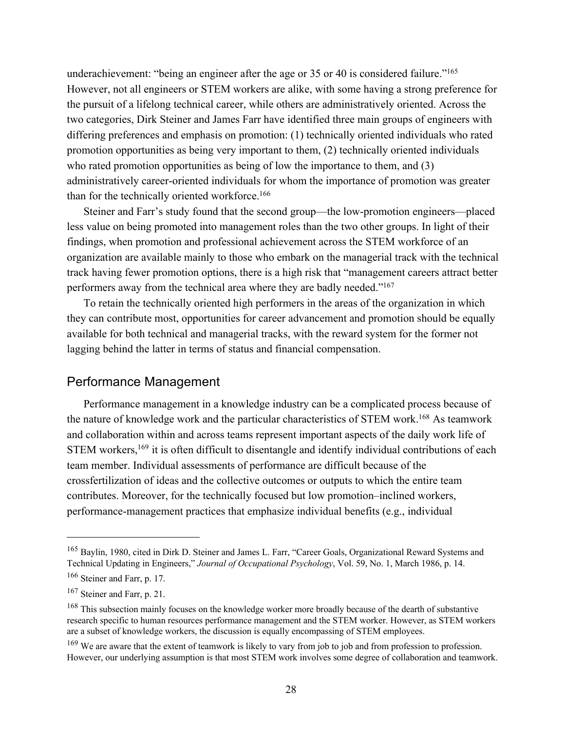underachievement: "being an engineer after the age or 35 or 40 is considered failure."[165] However, not all engineers or STEM workers are alike, with some having a strong preference for the pursuit of a lifelong technical career, while others are administratively oriented. Across the two categories, Dirk Steiner and James Farr have identified three main groups of engineers with differing preferences and emphasis on promotion: (1) technically oriented individuals who rated promotion opportunities as being very important to them, (2) technically oriented individuals who rated promotion opportunities as being of low the importance to them, and (3) administratively career-oriented individuals for whom the importance of promotion was greater than for the technically oriented workforce.[166]

Steiner and Farr's study found that the second group—the low-promotion engineers—placed less value on being promoted into management roles than the two other groups. In light of their findings, when promotion and professional achievement across the STEM workforce of an organization are available mainly to those who embark on the managerial track with the technical track having fewer promotion options, there is a high risk that "management careers attract better performers away from the technical area where they are badly needed."[167]

To retain the technically oriented high performers in the areas of the organization in which they can contribute most, opportunities for career advancement and promotion should be equally available for both technical and managerial tracks, with the reward system for the former not lagging behind the latter in terms of status and financial compensation.

## Performance Management

Performance management in a knowledge industry can be a complicated process because of the nature of knowledge work and the particular characteristics of STEM work.[168] As teamwork and collaboration within and across teams represent important aspects of the daily work life of STEM workers,[169] it is often difficult to disentangle and identify individual contributions of each team member. Individual assessments of performance are difficult because of the crossfertilization of ideas and the collective outcomes or outputs to which the entire team contributes. Moreover, for the technically focused but low promotion–inclined workers, performance-management practices that emphasize individual benefits (e.g., individual

---

[165] Baylin, 1980, cited in Dirk D. Steiner and James L. Farr, "Career Goals, Organizational Reward Systems and Technical Updating in Engineers," *Journal of Occupational Psychology*, Vol. 59, No. 1, March 1986, p. 14.

[166] Steiner and Farr, p. 17.

[167] Steiner and Farr, p. 21.

[168] This subsection mainly focuses on the knowledge worker more broadly because of the dearth of substantive research specific to human resources performance management and the STEM worker. However, as STEM workers are a subset of knowledge workers, the discussion is equally encompassing of STEM employees.

[169] We are aware that the extent of teamwork is likely to vary from job to job and from profession to profession. However, our underlying assumption is that most STEM work involves some degree of collaboration and teamwork.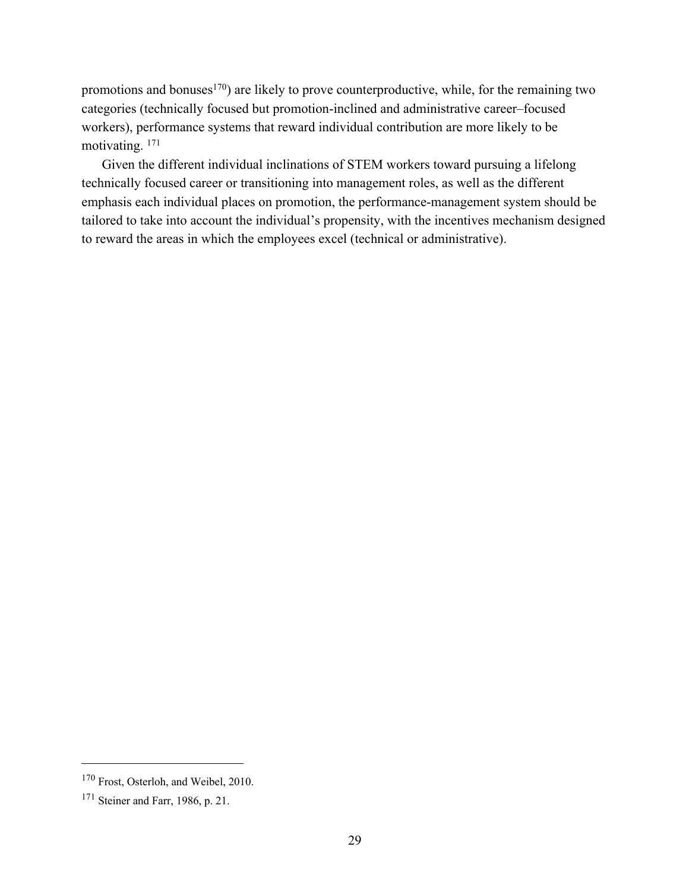promotions and bonuses[170]) are likely to prove counterproductive, while, for the remaining two categories (technically focused but promotion-inclined and administrative career–focused workers), performance systems that reward individual contribution are more likely to be motivating. [171]

Given the different individual inclinations of STEM workers toward pursuing a lifelong technically focused career or transitioning into management roles, as well as the different emphasis each individual places on promotion, the performance-management system should be tailored to take into account the individual's propensity, with the incentives mechanism designed to reward the areas in which the employees excel (technical or administrative).

---

[170] Frost, Osterloh, and Weibel, 2010.

[171] Steiner and Farr, 1986, p. 21.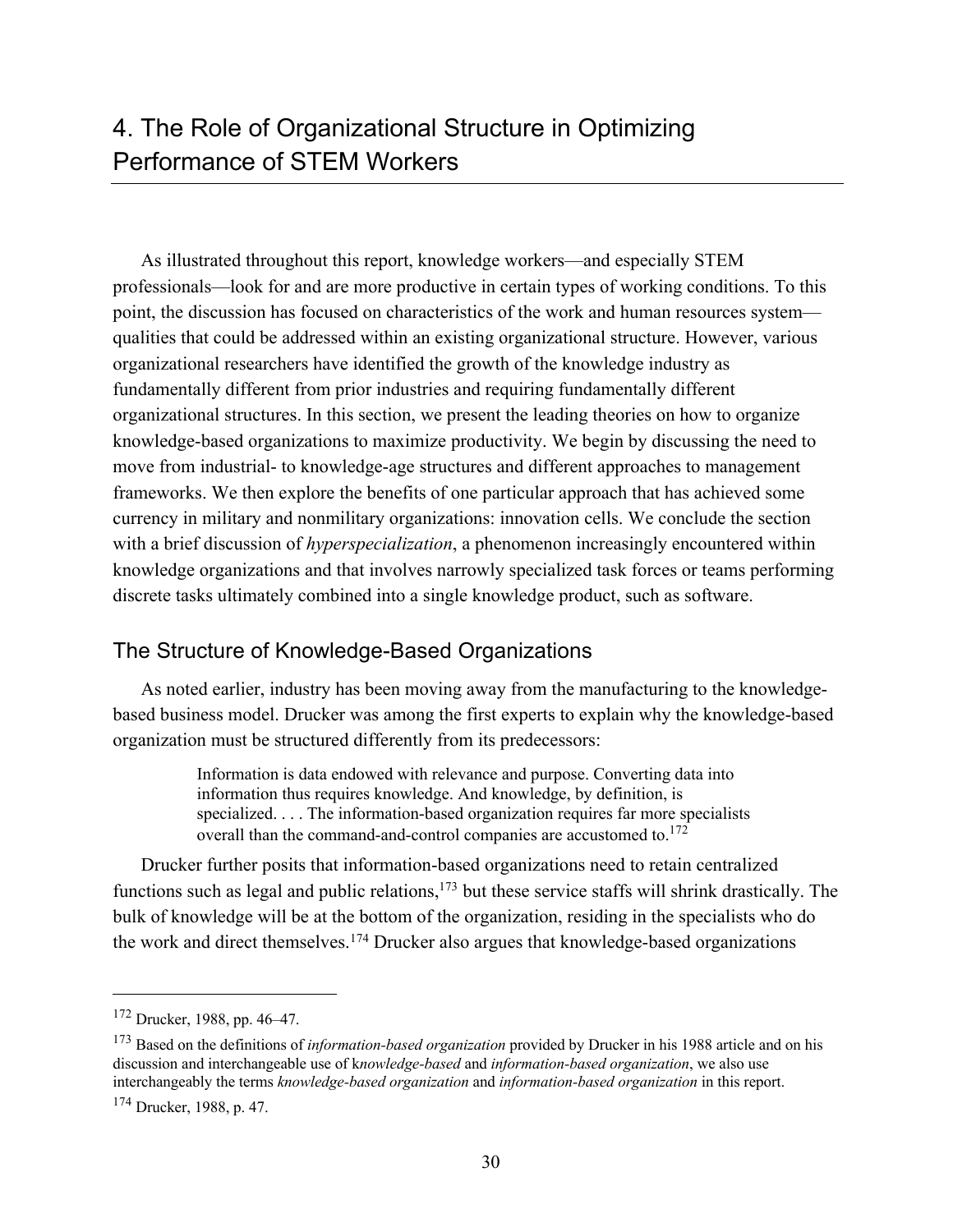# 4. The Role of Organizational Structure in Optimizing Performance of STEM Workers

As illustrated throughout this report, knowledge workers—and especially STEM professionals—look for and are more productive in certain types of working conditions. To this point, the discussion has focused on characteristics of the work and human resources system—qualities that could be addressed within an existing organizational structure. However, various organizational researchers have identified the growth of the knowledge industry as fundamentally different from prior industries and requiring fundamentally different organizational structures. In this section, we present the leading theories on how to organize knowledge-based organizations to maximize productivity. We begin by discussing the need to move from industrial- to knowledge-age structures and different approaches to management frameworks. We then explore the benefits of one particular approach that has achieved some currency in military and nonmilitary organizations: innovation cells. We conclude the section with a brief discussion of *hyperspecialization*, a phenomenon increasingly encountered within knowledge organizations and that involves narrowly specialized task forces or teams performing discrete tasks ultimately combined into a single knowledge product, such as software.

## The Structure of Knowledge-Based Organizations

As noted earlier, industry has been moving away from the manufacturing to the knowledge-based business model. Drucker was among the first experts to explain why the knowledge-based organization must be structured differently from its predecessors:

> Information is data endowed with relevance and purpose. Converting data into information thus requires knowledge. And knowledge, by definition, is specialized. . . . The information-based organization requires far more specialists overall than the command-and-control companies are accustomed to.[172]

Drucker further posits that information-based organizations need to retain centralized functions such as legal and public relations,[173] but these service staffs will shrink drastically. The bulk of knowledge will be at the bottom of the organization, residing in the specialists who do the work and direct themselves.[174] Drucker also argues that knowledge-based organizations

---

[172] Drucker, 1988, pp. 46–47.

[173] Based on the definitions of *information-based organization* provided by Drucker in his 1988 article and on his discussion and interchangeable use of k*nowledge-based* and *information-based organization*, we also use interchangeably the terms *knowledge-based organization* and *information-based organization* in this report.

[174] Drucker, 1988, p. 47.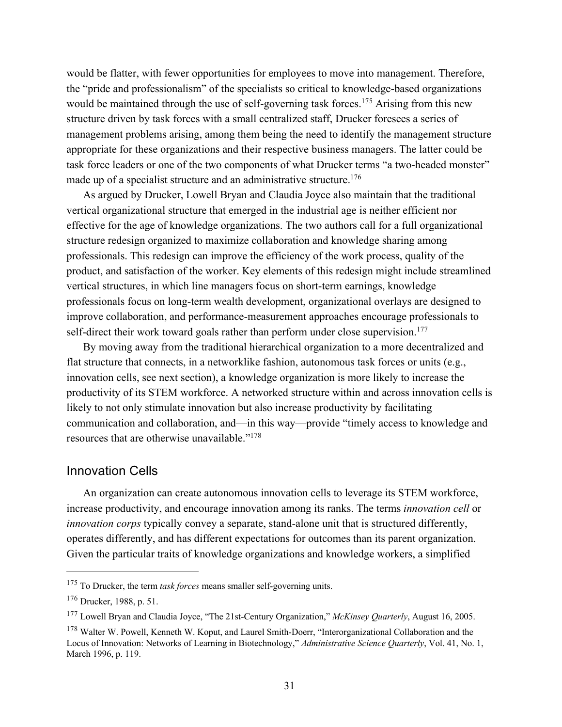would be flatter, with fewer opportunities for employees to move into management. Therefore, the "pride and professionalism" of the specialists so critical to knowledge-based organizations would be maintained through the use of self-governing task forces.[175] Arising from this new structure driven by task forces with a small centralized staff, Drucker foresees a series of management problems arising, among them being the need to identify the management structure appropriate for these organizations and their respective business managers. The latter could be task force leaders or one of the two components of what Drucker terms "a two-headed monster" made up of a specialist structure and an administrative structure.[176]

As argued by Drucker, Lowell Bryan and Claudia Joyce also maintain that the traditional vertical organizational structure that emerged in the industrial age is neither efficient nor effective for the age of knowledge organizations. The two authors call for a full organizational structure redesign organized to maximize collaboration and knowledge sharing among professionals. This redesign can improve the efficiency of the work process, quality of the product, and satisfaction of the worker. Key elements of this redesign might include streamlined vertical structures, in which line managers focus on short-term earnings, knowledge professionals focus on long-term wealth development, organizational overlays are designed to improve collaboration, and performance-measurement approaches encourage professionals to self-direct their work toward goals rather than perform under close supervision.[177]

By moving away from the traditional hierarchical organization to a more decentralized and flat structure that connects, in a networklike fashion, autonomous task forces or units (e.g., innovation cells, see next section), a knowledge organization is more likely to increase the productivity of its STEM workforce. A networked structure within and across innovation cells is likely to not only stimulate innovation but also increase productivity by facilitating communication and collaboration, and—in this way—provide "timely access to knowledge and resources that are otherwise unavailable."[178]

## Innovation Cells

An organization can create autonomous innovation cells to leverage its STEM workforce, increase productivity, and encourage innovation among its ranks. The terms *innovation cell* or *innovation corps* typically convey a separate, stand-alone unit that is structured differently, operates differently, and has different expectations for outcomes than its parent organization. Given the particular traits of knowledge organizations and knowledge workers, a simplified

---

[175] To Drucker, the term *task forces* means smaller self-governing units.

[176] Drucker, 1988, p. 51.

[177] Lowell Bryan and Claudia Joyce, "The 21st-Century Organization," *McKinsey Quarterly*, August 16, 2005.

[178] Walter W. Powell, Kenneth W. Koput, and Laurel Smith-Doerr, "Interorganizational Collaboration and the Locus of Innovation: Networks of Learning in Biotechnology," *Administrative Science Quarterly*, Vol. 41, No. 1, March 1996, p. 119.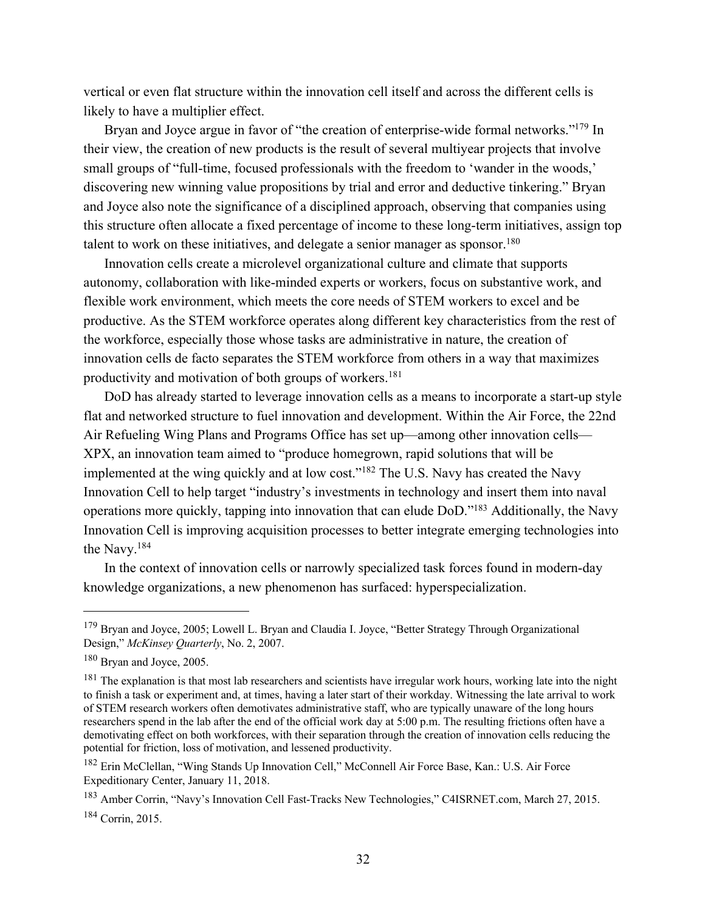vertical or even flat structure within the innovation cell itself and across the different cells is likely to have a multiplier effect.

Bryan and Joyce argue in favor of "the creation of enterprise-wide formal networks."[179] In their view, the creation of new products is the result of several multiyear projects that involve small groups of "full-time, focused professionals with the freedom to 'wander in the woods,' discovering new winning value propositions by trial and error and deductive tinkering." Bryan and Joyce also note the significance of a disciplined approach, observing that companies using this structure often allocate a fixed percentage of income to these long-term initiatives, assign top talent to work on these initiatives, and delegate a senior manager as sponsor.[180]

Innovation cells create a microlevel organizational culture and climate that supports autonomy, collaboration with like-minded experts or workers, focus on substantive work, and flexible work environment, which meets the core needs of STEM workers to excel and be productive. As the STEM workforce operates along different key characteristics from the rest of the workforce, especially those whose tasks are administrative in nature, the creation of innovation cells de facto separates the STEM workforce from others in a way that maximizes productivity and motivation of both groups of workers.[181]

DoD has already started to leverage innovation cells as a means to incorporate a start-up style flat and networked structure to fuel innovation and development. Within the Air Force, the 22nd Air Refueling Wing Plans and Programs Office has set up—among other innovation cells—XPX, an innovation team aimed to "produce homegrown, rapid solutions that will be implemented at the wing quickly and at low cost."[182] The U.S. Navy has created the Navy Innovation Cell to help target "industry's investments in technology and insert them into naval operations more quickly, tapping into innovation that can elude DoD."[183] Additionally, the Navy Innovation Cell is improving acquisition processes to better integrate emerging technologies into the Navy.[184]

In the context of innovation cells or narrowly specialized task forces found in modern-day knowledge organizations, a new phenomenon has surfaced: hyperspecialization.

---

[179] Bryan and Joyce, 2005; Lowell L. Bryan and Claudia I. Joyce, "Better Strategy Through Organizational Design," *McKinsey Quarterly*, No. 2, 2007.

[180] Bryan and Joyce, 2005.

[181] The explanation is that most lab researchers and scientists have irregular work hours, working late into the night to finish a task or experiment and, at times, having a later start of their workday. Witnessing the late arrival to work of STEM research workers often demotivates administrative staff, who are typically unaware of the long hours researchers spend in the lab after the end of the official work day at 5:00 p.m. The resulting frictions often have a demotivating effect on both workforces, with their separation through the creation of innovation cells reducing the potential for friction, loss of motivation, and lessened productivity.

[182] Erin McClellan, "Wing Stands Up Innovation Cell," McConnell Air Force Base, Kan.: U.S. Air Force Expeditionary Center, January 11, 2018.

[183] Amber Corrin, "Navy's Innovation Cell Fast-Tracks New Technologies," C4ISRNET.com, March 27, 2015.

[184] Corrin, 2015.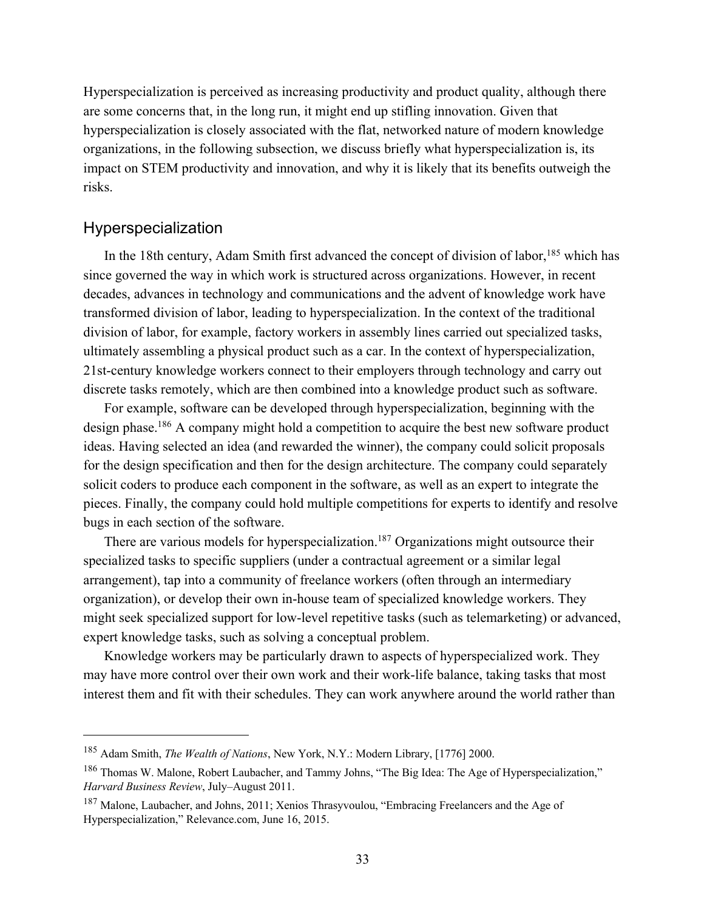Hyperspecialization is perceived as increasing productivity and product quality, although there are some concerns that, in the long run, it might end up stifling innovation. Given that hyperspecialization is closely associated with the flat, networked nature of modern knowledge organizations, in the following subsection, we discuss briefly what hyperspecialization is, its impact on STEM productivity and innovation, and why it is likely that its benefits outweigh the risks.

## Hyperspecialization

In the 18th century, Adam Smith first advanced the concept of division of labor,[185] which has since governed the way in which work is structured across organizations. However, in recent decades, advances in technology and communications and the advent of knowledge work have transformed division of labor, leading to hyperspecialization. In the context of the traditional division of labor, for example, factory workers in assembly lines carried out specialized tasks, ultimately assembling a physical product such as a car. In the context of hyperspecialization, 21st-century knowledge workers connect to their employers through technology and carry out discrete tasks remotely, which are then combined into a knowledge product such as software.

For example, software can be developed through hyperspecialization, beginning with the design phase.[186] A company might hold a competition to acquire the best new software product ideas. Having selected an idea (and rewarded the winner), the company could solicit proposals for the design specification and then for the design architecture. The company could separately solicit coders to produce each component in the software, as well as an expert to integrate the pieces. Finally, the company could hold multiple competitions for experts to identify and resolve bugs in each section of the software.

There are various models for hyperspecialization.[187] Organizations might outsource their specialized tasks to specific suppliers (under a contractual agreement or a similar legal arrangement), tap into a community of freelance workers (often through an intermediary organization), or develop their own in-house team of specialized knowledge workers. They might seek specialized support for low-level repetitive tasks (such as telemarketing) or advanced, expert knowledge tasks, such as solving a conceptual problem.

Knowledge workers may be particularly drawn to aspects of hyperspecialized work. They may have more control over their own work and their work-life balance, taking tasks that most interest them and fit with their schedules. They can work anywhere around the world rather than

---

[185] Adam Smith, *The Wealth of Nations*, New York, N.Y.: Modern Library, [1776] 2000.

[186] Thomas W. Malone, Robert Laubacher, and Tammy Johns, "The Big Idea: The Age of Hyperspecialization," *Harvard Business Review*, July–August 2011.

[187] Malone, Laubacher, and Johns, 2011; Xenios Thrasyvoulou, "Embracing Freelancers and the Age of Hyperspecialization," Relevance.com, June 16, 2015.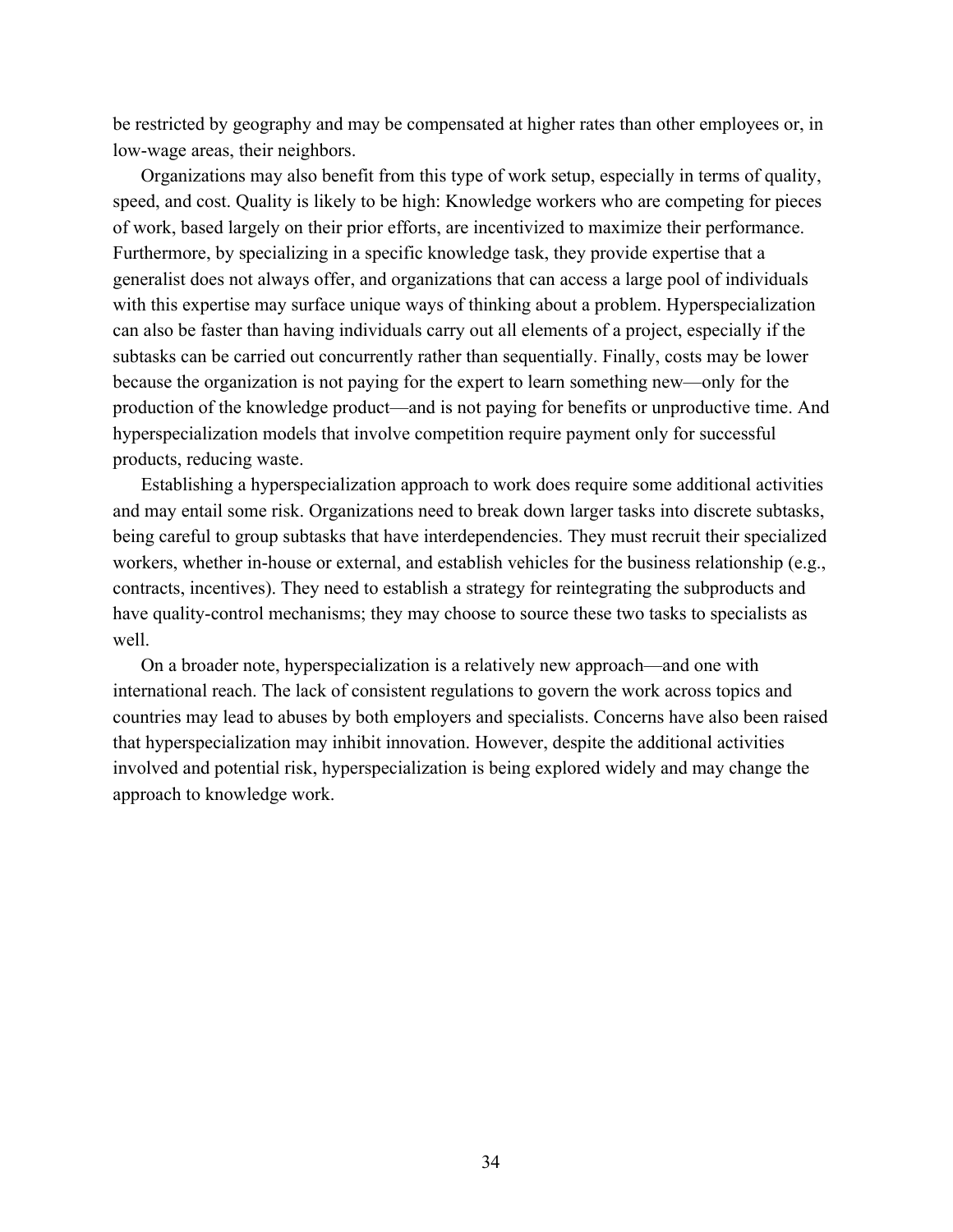be restricted by geography and may be compensated at higher rates than other employees or, in low-wage areas, their neighbors.

Organizations may also benefit from this type of work setup, especially in terms of quality, speed, and cost. Quality is likely to be high: Knowledge workers who are competing for pieces of work, based largely on their prior efforts, are incentivized to maximize their performance. Furthermore, by specializing in a specific knowledge task, they provide expertise that a generalist does not always offer, and organizations that can access a large pool of individuals with this expertise may surface unique ways of thinking about a problem. Hyperspecialization can also be faster than having individuals carry out all elements of a project, especially if the subtasks can be carried out concurrently rather than sequentially. Finally, costs may be lower because the organization is not paying for the expert to learn something new—only for the production of the knowledge product—and is not paying for benefits or unproductive time. And hyperspecialization models that involve competition require payment only for successful products, reducing waste.

Establishing a hyperspecialization approach to work does require some additional activities and may entail some risk. Organizations need to break down larger tasks into discrete subtasks, being careful to group subtasks that have interdependencies. They must recruit their specialized workers, whether in-house or external, and establish vehicles for the business relationship (e.g., contracts, incentives). They need to establish a strategy for reintegrating the subproducts and have quality-control mechanisms; they may choose to source these two tasks to specialists as well.

On a broader note, hyperspecialization is a relatively new approach—and one with international reach. The lack of consistent regulations to govern the work across topics and countries may lead to abuses by both employers and specialists. Concerns have also been raised that hyperspecialization may inhibit innovation. However, despite the additional activities involved and potential risk, hyperspecialization is being explored widely and may change the approach to knowledge work.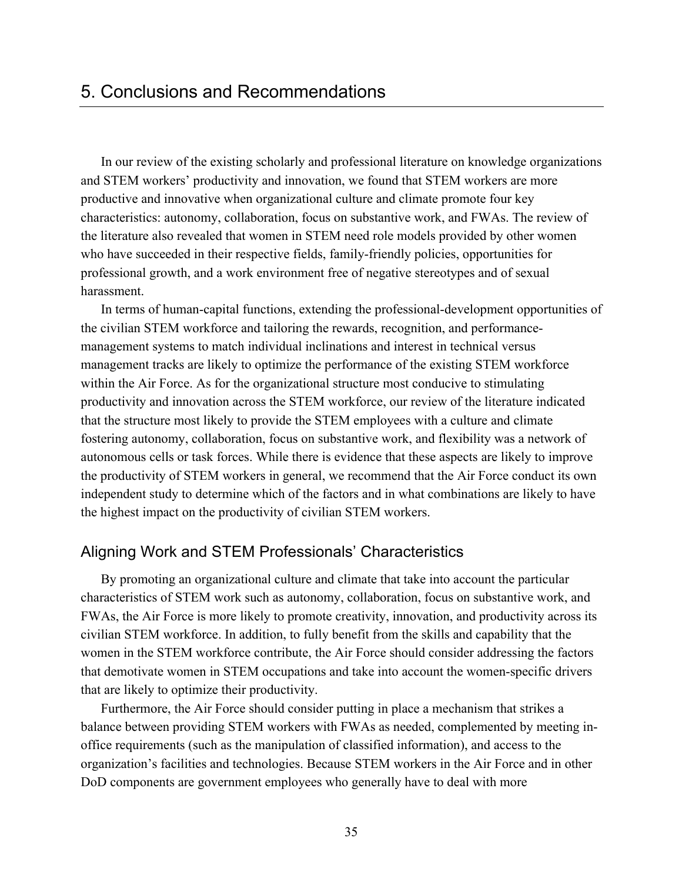# 5. Conclusions and Recommendations

In our review of the existing scholarly and professional literature on knowledge organizations and STEM workers' productivity and innovation, we found that STEM workers are more productive and innovative when organizational culture and climate promote four key characteristics: autonomy, collaboration, focus on substantive work, and FWAs. The review of the literature also revealed that women in STEM need role models provided by other women who have succeeded in their respective fields, family-friendly policies, opportunities for professional growth, and a work environment free of negative stereotypes and of sexual harassment.

In terms of human-capital functions, extending the professional-development opportunities of the civilian STEM workforce and tailoring the rewards, recognition, and performance-management systems to match individual inclinations and interest in technical versus management tracks are likely to optimize the performance of the existing STEM workforce within the Air Force. As for the organizational structure most conducive to stimulating productivity and innovation across the STEM workforce, our review of the literature indicated that the structure most likely to provide the STEM employees with a culture and climate fostering autonomy, collaboration, focus on substantive work, and flexibility was a network of autonomous cells or task forces. While there is evidence that these aspects are likely to improve the productivity of STEM workers in general, we recommend that the Air Force conduct its own independent study to determine which of the factors and in what combinations are likely to have the highest impact on the productivity of civilian STEM workers.

## Aligning Work and STEM Professionals' Characteristics

By promoting an organizational culture and climate that take into account the particular characteristics of STEM work such as autonomy, collaboration, focus on substantive work, and FWAs, the Air Force is more likely to promote creativity, innovation, and productivity across its civilian STEM workforce. In addition, to fully benefit from the skills and capability that the women in the STEM workforce contribute, the Air Force should consider addressing the factors that demotivate women in STEM occupations and take into account the women-specific drivers that are likely to optimize their productivity.

Furthermore, the Air Force should consider putting in place a mechanism that strikes a balance between providing STEM workers with FWAs as needed, complemented by meeting in-office requirements (such as the manipulation of classified information), and access to the organization's facilities and technologies. Because STEM workers in the Air Force and in other DoD components are government employees who generally have to deal with more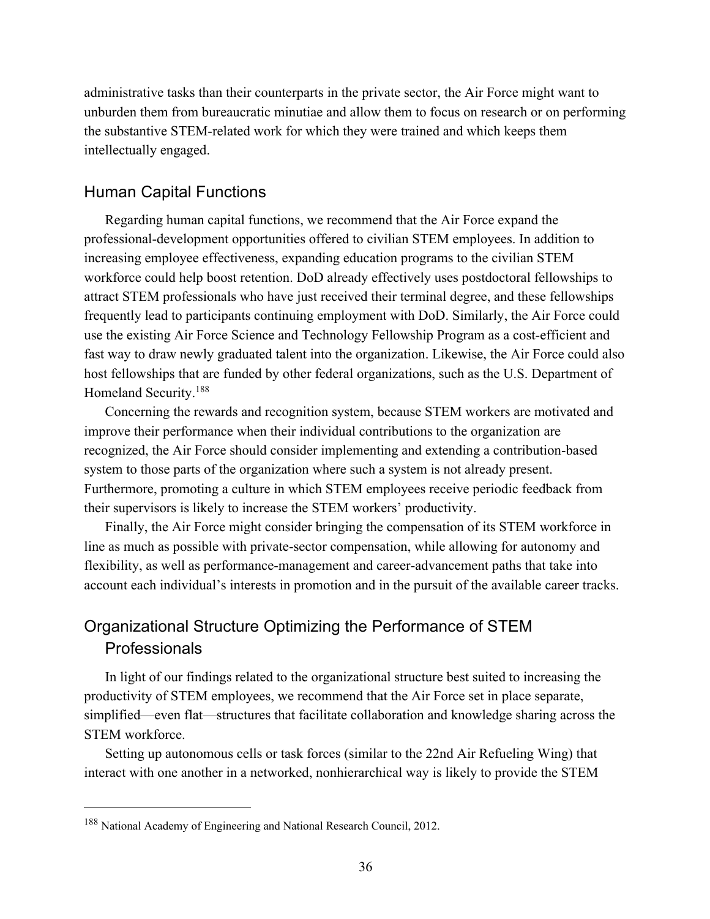administrative tasks than their counterparts in the private sector, the Air Force might want to unburden them from bureaucratic minutiae and allow them to focus on research or on performing the substantive STEM-related work for which they were trained and which keeps them intellectually engaged.

## Human Capital Functions

Regarding human capital functions, we recommend that the Air Force expand the professional-development opportunities offered to civilian STEM employees. In addition to increasing employee effectiveness, expanding education programs to the civilian STEM workforce could help boost retention. DoD already effectively uses postdoctoral fellowships to attract STEM professionals who have just received their terminal degree, and these fellowships frequently lead to participants continuing employment with DoD. Similarly, the Air Force could use the existing Air Force Science and Technology Fellowship Program as a cost-efficient and fast way to draw newly graduated talent into the organization. Likewise, the Air Force could also host fellowships that are funded by other federal organizations, such as the U.S. Department of Homeland Security.[188]

Concerning the rewards and recognition system, because STEM workers are motivated and improve their performance when their individual contributions to the organization are recognized, the Air Force should consider implementing and extending a contribution-based system to those parts of the organization where such a system is not already present. Furthermore, promoting a culture in which STEM employees receive periodic feedback from their supervisors is likely to increase the STEM workers' productivity.

Finally, the Air Force might consider bringing the compensation of its STEM workforce in line as much as possible with private-sector compensation, while allowing for autonomy and flexibility, as well as performance-management and career-advancement paths that take into account each individual's interests in promotion and in the pursuit of the available career tracks.

## Organizational Structure Optimizing the Performance of STEM Professionals

In light of our findings related to the organizational structure best suited to increasing the productivity of STEM employees, we recommend that the Air Force set in place separate, simplified—even flat—structures that facilitate collaboration and knowledge sharing across the STEM workforce.

Setting up autonomous cells or task forces (similar to the 22nd Air Refueling Wing) that interact with one another in a networked, nonhierarchical way is likely to provide the STEM

---

[188] National Academy of Engineering and National Research Council, 2012.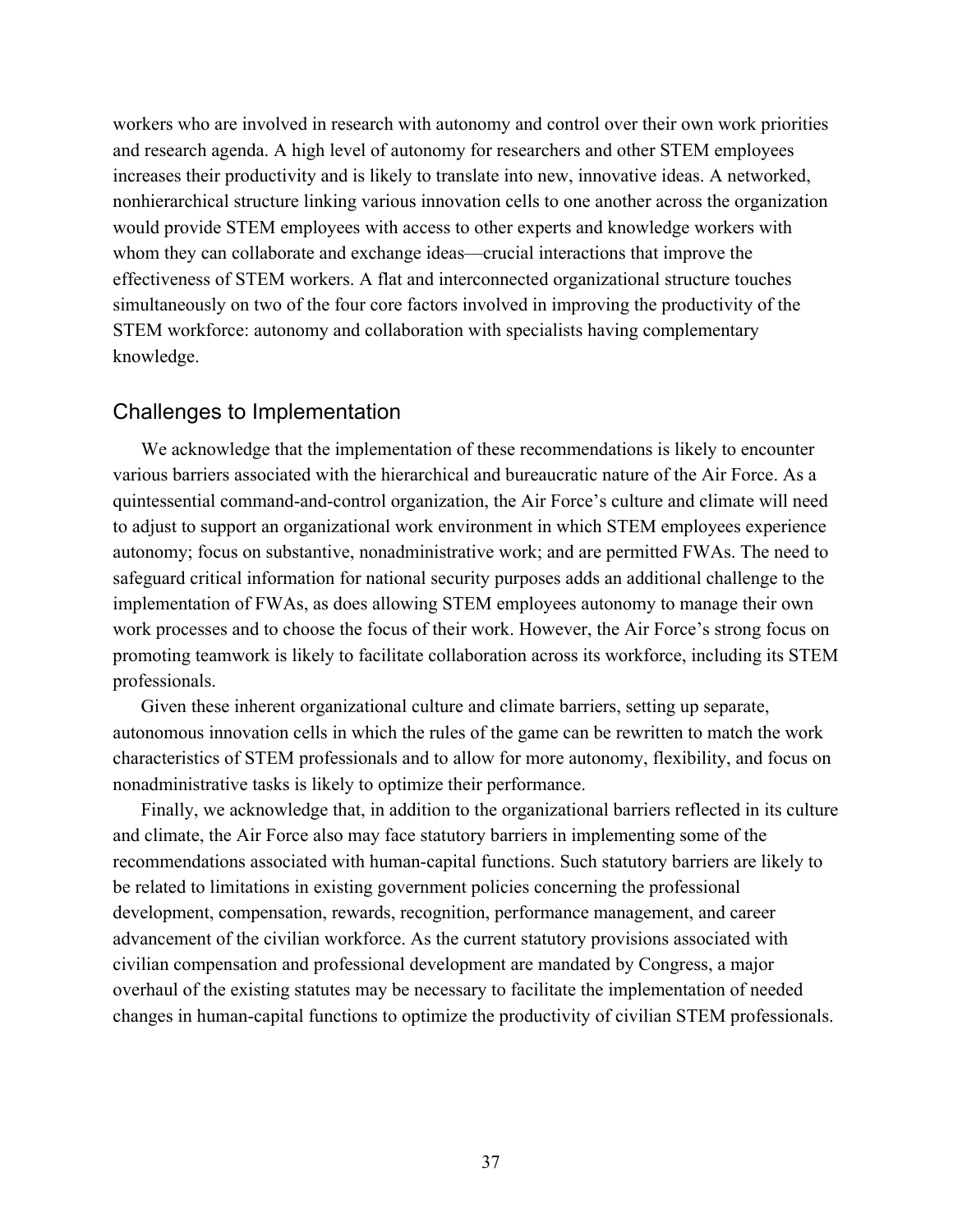workers who are involved in research with autonomy and control over their own work priorities and research agenda. A high level of autonomy for researchers and other STEM employees increases their productivity and is likely to translate into new, innovative ideas. A networked, nonhierarchical structure linking various innovation cells to one another across the organization would provide STEM employees with access to other experts and knowledge workers with whom they can collaborate and exchange ideas—crucial interactions that improve the effectiveness of STEM workers. A flat and interconnected organizational structure touches simultaneously on two of the four core factors involved in improving the productivity of the STEM workforce: autonomy and collaboration with specialists having complementary knowledge.

## Challenges to Implementation

We acknowledge that the implementation of these recommendations is likely to encounter various barriers associated with the hierarchical and bureaucratic nature of the Air Force. As a quintessential command-and-control organization, the Air Force's culture and climate will need to adjust to support an organizational work environment in which STEM employees experience autonomy; focus on substantive, nonadministrative work; and are permitted FWAs. The need to safeguard critical information for national security purposes adds an additional challenge to the implementation of FWAs, as does allowing STEM employees autonomy to manage their own work processes and to choose the focus of their work. However, the Air Force's strong focus on promoting teamwork is likely to facilitate collaboration across its workforce, including its STEM professionals.

Given these inherent organizational culture and climate barriers, setting up separate, autonomous innovation cells in which the rules of the game can be rewritten to match the work characteristics of STEM professionals and to allow for more autonomy, flexibility, and focus on nonadministrative tasks is likely to optimize their performance.

Finally, we acknowledge that, in addition to the organizational barriers reflected in its culture and climate, the Air Force also may face statutory barriers in implementing some of the recommendations associated with human-capital functions. Such statutory barriers are likely to be related to limitations in existing government policies concerning the professional development, compensation, rewards, recognition, performance management, and career advancement of the civilian workforce. As the current statutory provisions associated with civilian compensation and professional development are mandated by Congress, a major overhaul of the existing statutes may be necessary to facilitate the implementation of needed changes in human-capital functions to optimize the productivity of civilian STEM professionals.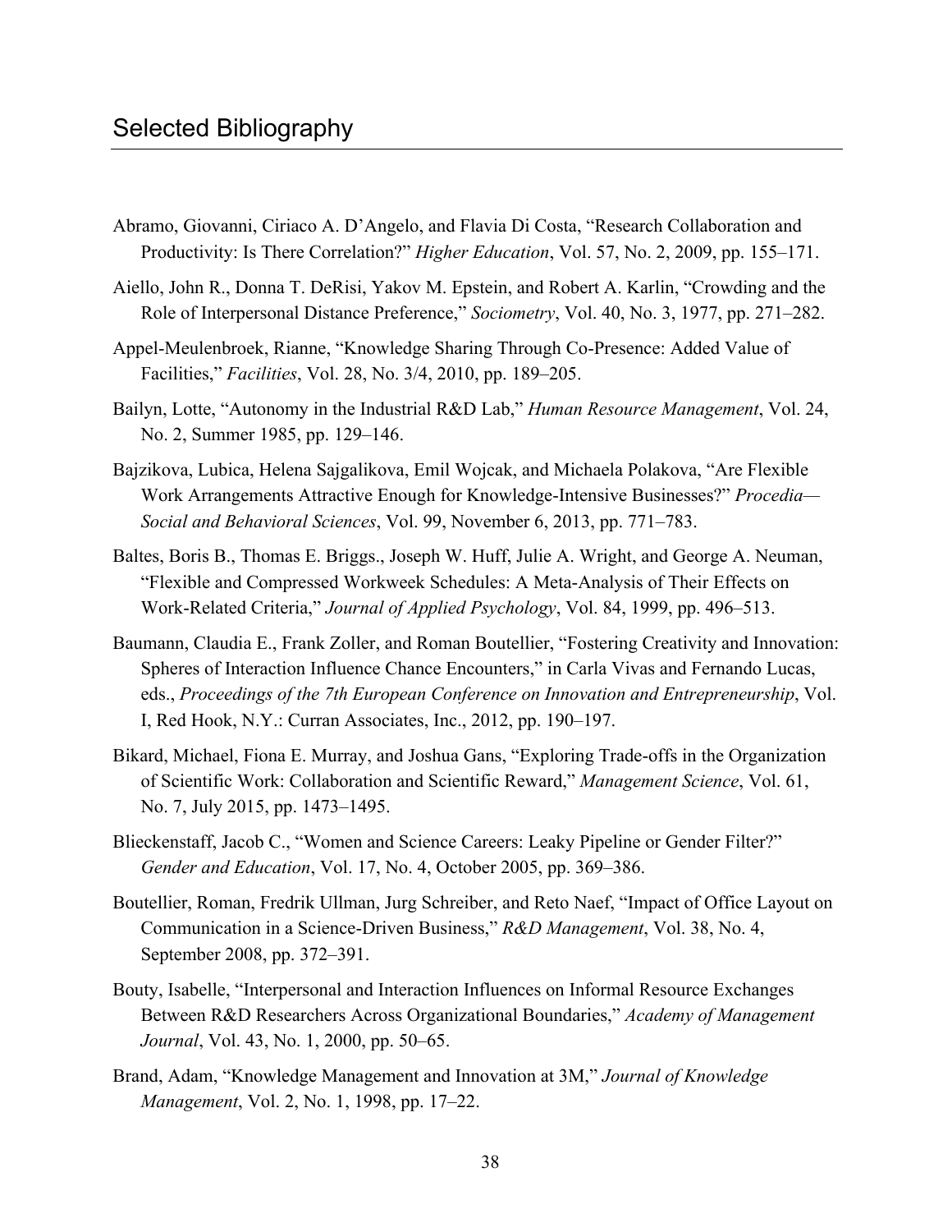## Selected Bibliography

Abramo, Giovanni, Ciriaco A. D'Angelo, and Flavia Di Costa, "Research Collaboration and Productivity: Is There Correlation?" *Higher Education*, Vol. 57, No. 2, 2009, pp. 155–171.

Aiello, John R., Donna T. DeRisi, Yakov M. Epstein, and Robert A. Karlin, "Crowding and the Role of Interpersonal Distance Preference," *Sociometry*, Vol. 40, No. 3, 1977, pp. 271–282.

Appel-Meulenbroek, Rianne, "Knowledge Sharing Through Co-Presence: Added Value of Facilities," *Facilities*, Vol. 28, No. 3/4, 2010, pp. 189–205.

Bailyn, Lotte, "Autonomy in the Industrial R&D Lab," *Human Resource Management*, Vol. 24, No. 2, Summer 1985, pp. 129–146.

Bajzikova, Lubica, Helena Sajgalikova, Emil Wojcak, and Michaela Polakova, "Are Flexible Work Arrangements Attractive Enough for Knowledge-Intensive Businesses?" *Procedia—Social and Behavioral Sciences*, Vol. 99, November 6, 2013, pp. 771–783.

Baltes, Boris B., Thomas E. Briggs., Joseph W. Huff, Julie A. Wright, and George A. Neuman, "Flexible and Compressed Workweek Schedules: A Meta-Analysis of Their Effects on Work-Related Criteria," *Journal of Applied Psychology*, Vol. 84, 1999, pp. 496–513.

Baumann, Claudia E., Frank Zoller, and Roman Boutellier, "Fostering Creativity and Innovation: Spheres of Interaction Influence Chance Encounters," in Carla Vivas and Fernando Lucas, eds., *Proceedings of the 7th European Conference on Innovation and Entrepreneurship*, Vol. I, Red Hook, N.Y.: Curran Associates, Inc., 2012, pp. 190–197.

Bikard, Michael, Fiona E. Murray, and Joshua Gans, "Exploring Trade-offs in the Organization of Scientific Work: Collaboration and Scientific Reward," *Management Science*, Vol. 61, No. 7, July 2015, pp. 1473–1495.

Blieckenstaff, Jacob C., "Women and Science Careers: Leaky Pipeline or Gender Filter?" *Gender and Education*, Vol. 17, No. 4, October 2005, pp. 369–386.

Boutellier, Roman, Fredrik Ullman, Jurg Schreiber, and Reto Naef, "Impact of Office Layout on Communication in a Science-Driven Business," *R&D Management*, Vol. 38, No. 4, September 2008, pp. 372–391.

Bouty, Isabelle, "Interpersonal and Interaction Influences on Informal Resource Exchanges Between R&D Researchers Across Organizational Boundaries," *Academy of Management Journal*, Vol. 43, No. 1, 2000, pp. 50–65.

Brand, Adam, "Knowledge Management and Innovation at 3M," *Journal of Knowledge Management*, Vol. 2, No. 1, 1998, pp. 17–22.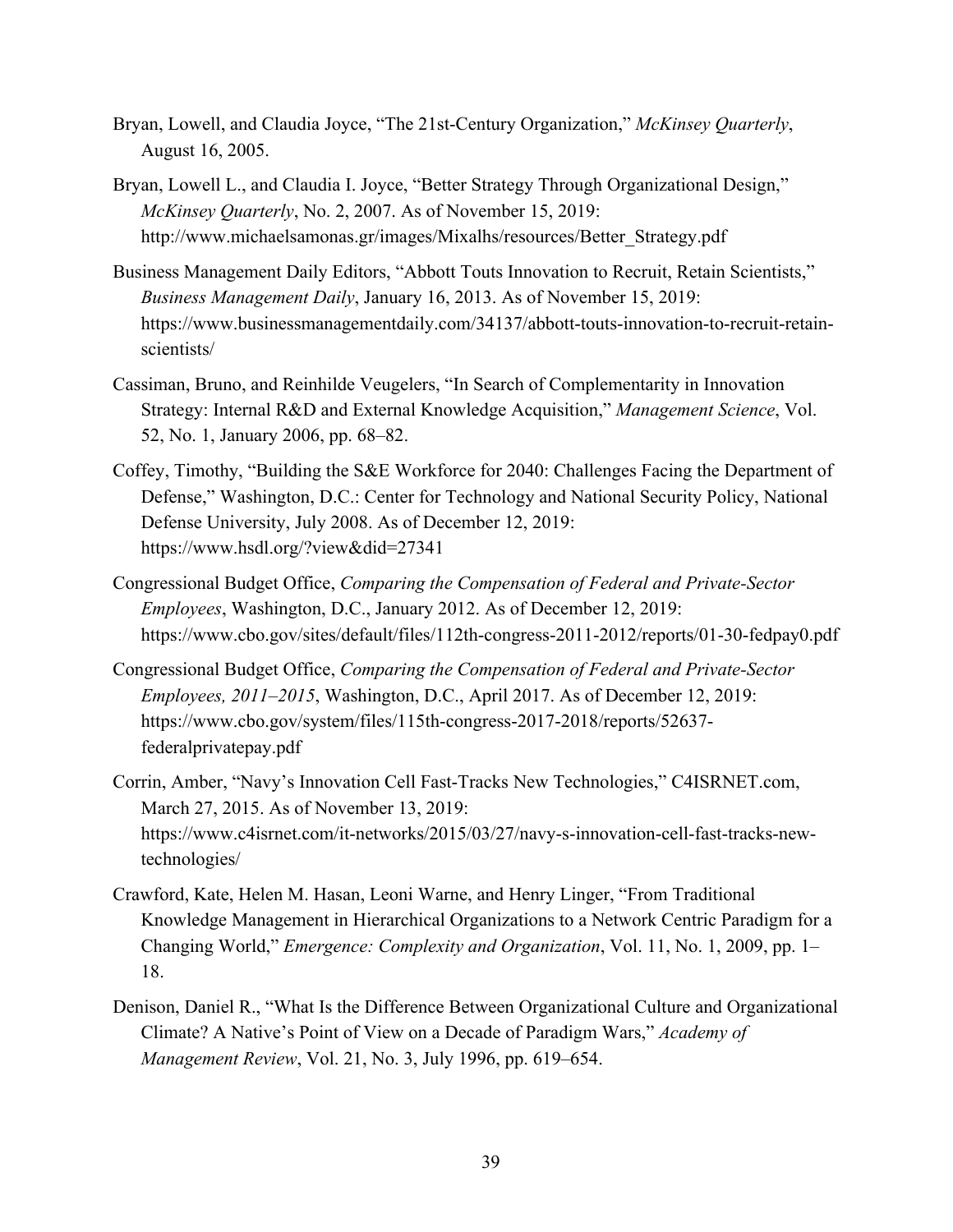Bryan, Lowell, and Claudia Joyce, "The 21st-Century Organization," *McKinsey Quarterly*, August 16, 2005.

Bryan, Lowell L., and Claudia I. Joyce, "Better Strategy Through Organizational Design," *McKinsey Quarterly*, No. 2, 2007. As of November 15, 2019: http://www.michaelsamonas.gr/images/Mixalhs/resources/Better_Strategy.pdf

Business Management Daily Editors, "Abbott Touts Innovation to Recruit, Retain Scientists," *Business Management Daily*, January 16, 2013. As of November 15, 2019: https://www.businessmanagementdaily.com/34137/abbott-touts-innovation-to-recruit-retain-scientists/

Cassiman, Bruno, and Reinhilde Veugelers, "In Search of Complementarity in Innovation Strategy: Internal R&D and External Knowledge Acquisition," *Management Science*, Vol. 52, No. 1, January 2006, pp. 68–82.

Coffey, Timothy, "Building the S&E Workforce for 2040: Challenges Facing the Department of Defense," Washington, D.C.: Center for Technology and National Security Policy, National Defense University, July 2008. As of December 12, 2019: https://www.hsdl.org/?view&did=27341

Congressional Budget Office, *Comparing the Compensation of Federal and Private-Sector Employees*, Washington, D.C., January 2012. As of December 12, 2019: https://www.cbo.gov/sites/default/files/112th-congress-2011-2012/reports/01-30-fedpay0.pdf

Congressional Budget Office, *Comparing the Compensation of Federal and Private-Sector Employees, 2011–2015*, Washington, D.C., April 2017. As of December 12, 2019: https://www.cbo.gov/system/files/115th-congress-2017-2018/reports/52637-federalprivatepay.pdf

Corrin, Amber, "Navy's Innovation Cell Fast-Tracks New Technologies," C4ISRNET.com, March 27, 2015. As of November 13, 2019: https://www.c4isrnet.com/it-networks/2015/03/27/navy-s-innovation-cell-fast-tracks-new-technologies/

Crawford, Kate, Helen M. Hasan, Leoni Warne, and Henry Linger, "From Traditional Knowledge Management in Hierarchical Organizations to a Network Centric Paradigm for a Changing World," *Emergence: Complexity and Organization*, Vol. 11, No. 1, 2009, pp. 1–18.

Denison, Daniel R., "What Is the Difference Between Organizational Culture and Organizational Climate? A Native's Point of View on a Decade of Paradigm Wars," *Academy of Management Review*, Vol. 21, No. 3, July 1996, pp. 619–654.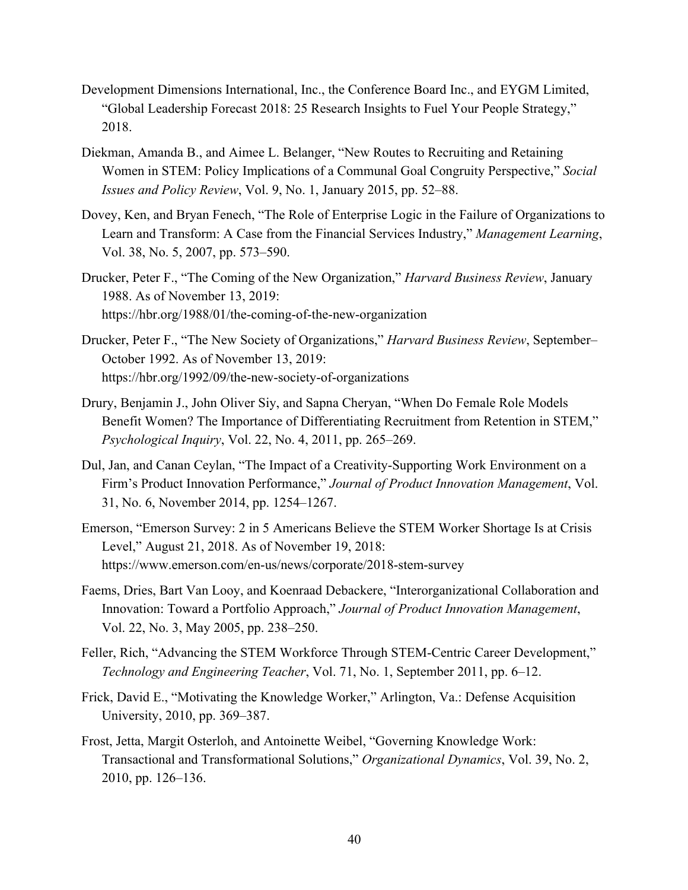Development Dimensions International, Inc., the Conference Board Inc., and EYGM Limited, "Global Leadership Forecast 2018: 25 Research Insights to Fuel Your People Strategy," 2018.

Diekman, Amanda B., and Aimee L. Belanger, "New Routes to Recruiting and Retaining Women in STEM: Policy Implications of a Communal Goal Congruity Perspective," *Social Issues and Policy Review*, Vol. 9, No. 1, January 2015, pp. 52–88.

Dovey, Ken, and Bryan Fenech, "The Role of Enterprise Logic in the Failure of Organizations to Learn and Transform: A Case from the Financial Services Industry," *Management Learning*, Vol. 38, No. 5, 2007, pp. 573–590.

Drucker, Peter F., "The Coming of the New Organization," *Harvard Business Review*, January 1988. As of November 13, 2019: https://hbr.org/1988/01/the-coming-of-the-new-organization

Drucker, Peter F., "The New Society of Organizations," *Harvard Business Review*, September–October 1992. As of November 13, 2019: https://hbr.org/1992/09/the-new-society-of-organizations

Drury, Benjamin J., John Oliver Siy, and Sapna Cheryan, "When Do Female Role Models Benefit Women? The Importance of Differentiating Recruitment from Retention in STEM," *Psychological Inquiry*, Vol. 22, No. 4, 2011, pp. 265–269.

Dul, Jan, and Canan Ceylan, "The Impact of a Creativity-Supporting Work Environment on a Firm's Product Innovation Performance," *Journal of Product Innovation Management*, Vol. 31, No. 6, November 2014, pp. 1254–1267.

Emerson, "Emerson Survey: 2 in 5 Americans Believe the STEM Worker Shortage Is at Crisis Level," August 21, 2018. As of November 19, 2018: https://www.emerson.com/en-us/news/corporate/2018-stem-survey

Faems, Dries, Bart Van Looy, and Koenraad Debackere, "Interorganizational Collaboration and Innovation: Toward a Portfolio Approach," *Journal of Product Innovation Management*, Vol. 22, No. 3, May 2005, pp. 238–250.

Feller, Rich, "Advancing the STEM Workforce Through STEM-Centric Career Development," *Technology and Engineering Teacher*, Vol. 71, No. 1, September 2011, pp. 6–12.

Frick, David E., "Motivating the Knowledge Worker," Arlington, Va.: Defense Acquisition University, 2010, pp. 369–387.

Frost, Jetta, Margit Osterloh, and Antoinette Weibel, "Governing Knowledge Work: Transactional and Transformational Solutions," *Organizational Dynamics*, Vol. 39, No. 2, 2010, pp. 126–136.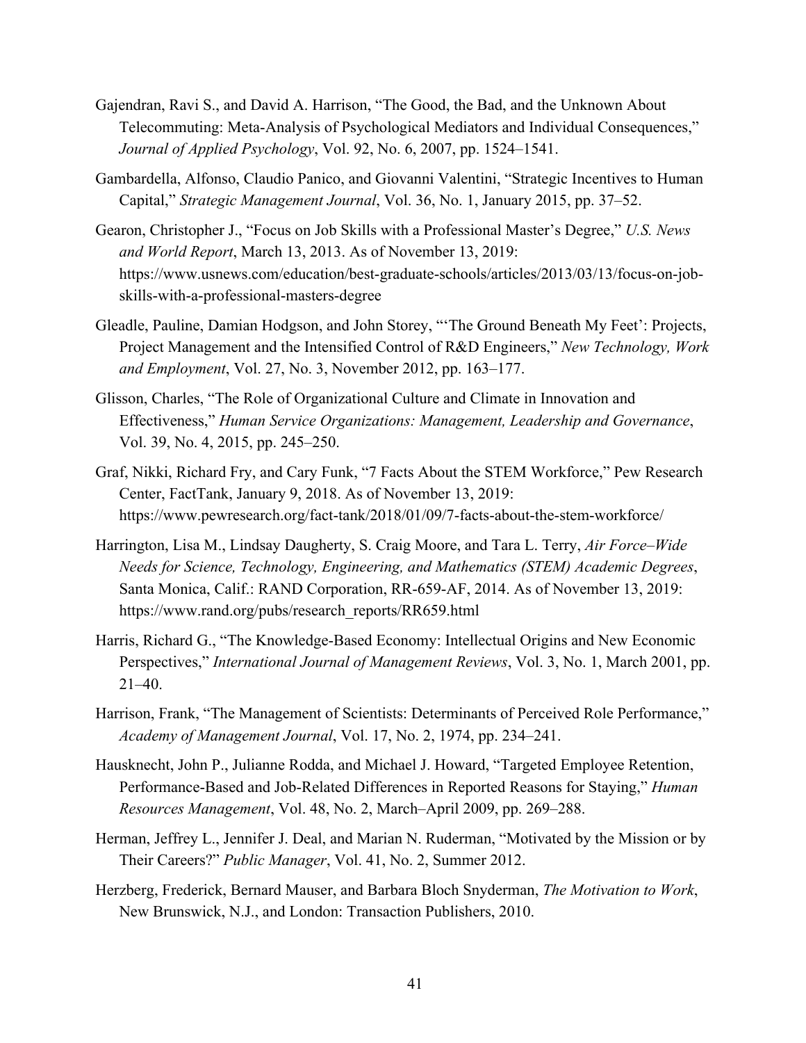Gajendran, Ravi S., and David A. Harrison, "The Good, the Bad, and the Unknown About Telecommuting: Meta-Analysis of Psychological Mediators and Individual Consequences," *Journal of Applied Psychology*, Vol. 92, No. 6, 2007, pp. 1524–1541.

Gambardella, Alfonso, Claudio Panico, and Giovanni Valentini, "Strategic Incentives to Human Capital," *Strategic Management Journal*, Vol. 36, No. 1, January 2015, pp. 37–52.

Gearon, Christopher J., "Focus on Job Skills with a Professional Master's Degree," *U.S. News and World Report*, March 13, 2013. As of November 13, 2019: https://www.usnews.com/education/best-graduate-schools/articles/2013/03/13/focus-on-job-skills-with-a-professional-masters-degree

Gleadle, Pauline, Damian Hodgson, and John Storey, "'The Ground Beneath My Feet': Projects, Project Management and the Intensified Control of R&D Engineers," *New Technology, Work and Employment*, Vol. 27, No. 3, November 2012, pp. 163–177.

Glisson, Charles, "The Role of Organizational Culture and Climate in Innovation and Effectiveness," *Human Service Organizations: Management, Leadership and Governance*, Vol. 39, No. 4, 2015, pp. 245–250.

Graf, Nikki, Richard Fry, and Cary Funk, "7 Facts About the STEM Workforce," Pew Research Center, FactTank, January 9, 2018. As of November 13, 2019: https://www.pewresearch.org/fact-tank/2018/01/09/7-facts-about-the-stem-workforce/

Harrington, Lisa M., Lindsay Daugherty, S. Craig Moore, and Tara L. Terry, *Air Force–Wide Needs for Science, Technology, Engineering, and Mathematics (STEM) Academic Degrees*, Santa Monica, Calif.: RAND Corporation, RR-659-AF, 2014. As of November 13, 2019: https://www.rand.org/pubs/research_reports/RR659.html

Harris, Richard G., "The Knowledge-Based Economy: Intellectual Origins and New Economic Perspectives," *International Journal of Management Reviews*, Vol. 3, No. 1, March 2001, pp. 21–40.

Harrison, Frank, "The Management of Scientists: Determinants of Perceived Role Performance," *Academy of Management Journal*, Vol. 17, No. 2, 1974, pp. 234–241.

Hausknecht, John P., Julianne Rodda, and Michael J. Howard, "Targeted Employee Retention, Performance-Based and Job-Related Differences in Reported Reasons for Staying," *Human Resources Management*, Vol. 48, No. 2, March–April 2009, pp. 269–288.

Herman, Jeffrey L., Jennifer J. Deal, and Marian N. Ruderman, "Motivated by the Mission or by Their Careers?" *Public Manager*, Vol. 41, No. 2, Summer 2012.

Herzberg, Frederick, Bernard Mauser, and Barbara Bloch Snyderman, *The Motivation to Work*, New Brunswick, N.J., and London: Transaction Publishers, 2010.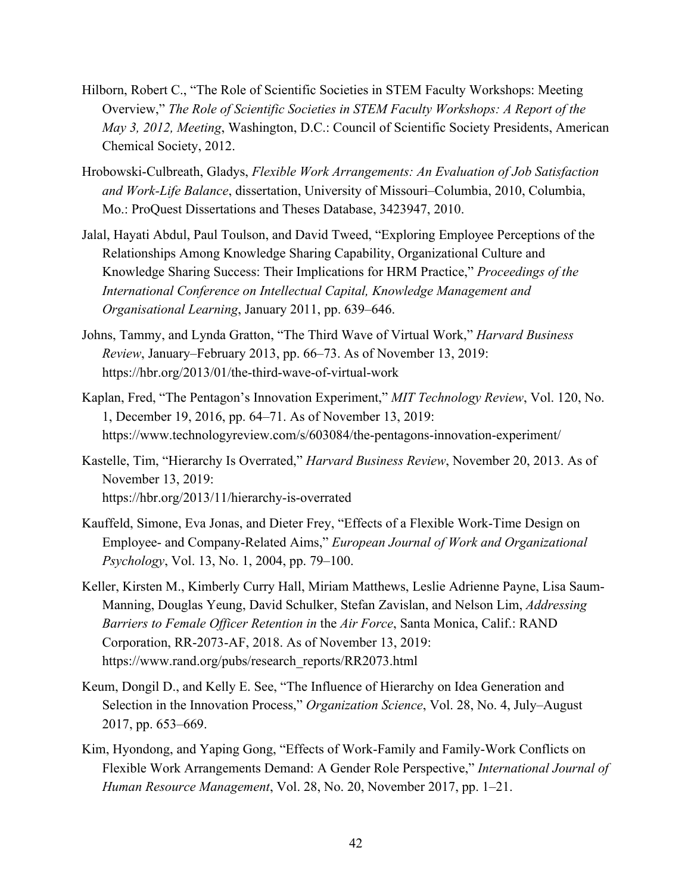Hilborn, Robert C., "The Role of Scientific Societies in STEM Faculty Workshops: Meeting Overview," *The Role of Scientific Societies in STEM Faculty Workshops: A Report of the May 3, 2012, Meeting*, Washington, D.C.: Council of Scientific Society Presidents, American Chemical Society, 2012.

Hrobowski-Culbreath, Gladys, *Flexible Work Arrangements: An Evaluation of Job Satisfaction and Work-Life Balance*, dissertation, University of Missouri–Columbia, 2010, Columbia, Mo.: ProQuest Dissertations and Theses Database, 3423947, 2010.

Jalal, Hayati Abdul, Paul Toulson, and David Tweed, "Exploring Employee Perceptions of the Relationships Among Knowledge Sharing Capability, Organizational Culture and Knowledge Sharing Success: Their Implications for HRM Practice," *Proceedings of the International Conference on Intellectual Capital, Knowledge Management and Organisational Learning*, January 2011, pp. 639–646.

Johns, Tammy, and Lynda Gratton, "The Third Wave of Virtual Work," *Harvard Business Review*, January–February 2013, pp. 66–73. As of November 13, 2019: https://hbr.org/2013/01/the-third-wave-of-virtual-work

Kaplan, Fred, "The Pentagon's Innovation Experiment," *MIT Technology Review*, Vol. 120, No. 1, December 19, 2016, pp. 64–71. As of November 13, 2019: https://www.technologyreview.com/s/603084/the-pentagons-innovation-experiment/

Kastelle, Tim, "Hierarchy Is Overrated," *Harvard Business Review*, November 20, 2013. As of November 13, 2019: https://hbr.org/2013/11/hierarchy-is-overrated

Kauffeld, Simone, Eva Jonas, and Dieter Frey, "Effects of a Flexible Work-Time Design on Employee- and Company-Related Aims," *European Journal of Work and Organizational Psychology*, Vol. 13, No. 1, 2004, pp. 79–100.

Keller, Kirsten M., Kimberly Curry Hall, Miriam Matthews, Leslie Adrienne Payne, Lisa Saum-Manning, Douglas Yeung, David Schulker, Stefan Zavislan, and Nelson Lim, *Addressing Barriers to Female Officer Retention in* the *Air Force*, Santa Monica, Calif.: RAND Corporation, RR-2073-AF, 2018. As of November 13, 2019: https://www.rand.org/pubs/research_reports/RR2073.html

Keum, Dongil D., and Kelly E. See, "The Influence of Hierarchy on Idea Generation and Selection in the Innovation Process," *Organization Science*, Vol. 28, No. 4, July–August 2017, pp. 653–669.

Kim, Hyondong, and Yaping Gong, "Effects of Work-Family and Family-Work Conflicts on Flexible Work Arrangements Demand: A Gender Role Perspective," *International Journal of Human Resource Management*, Vol. 28, No. 20, November 2017, pp. 1–21.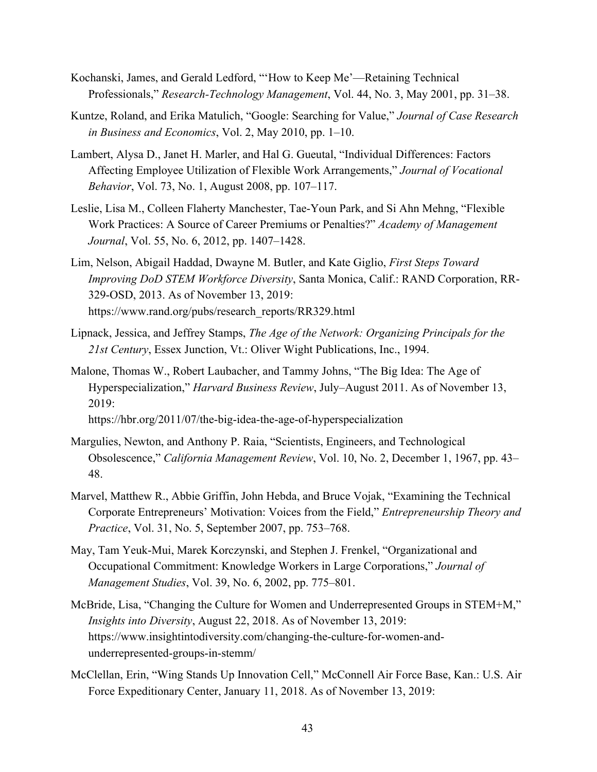Kochanski, James, and Gerald Ledford, "'How to Keep Me'—Retaining Technical Professionals," *Research-Technology Management*, Vol. 44, No. 3, May 2001, pp. 31–38.

Kuntze, Roland, and Erika Matulich, "Google: Searching for Value," *Journal of Case Research in Business and Economics*, Vol. 2, May 2010, pp. 1–10.

Lambert, Alysa D., Janet H. Marler, and Hal G. Gueutal, "Individual Differences: Factors Affecting Employee Utilization of Flexible Work Arrangements," *Journal of Vocational Behavior*, Vol. 73, No. 1, August 2008, pp. 107–117.

Leslie, Lisa M., Colleen Flaherty Manchester, Tae-Youn Park, and Si Ahn Mehng, "Flexible Work Practices: A Source of Career Premiums or Penalties?" *Academy of Management Journal*, Vol. 55, No. 6, 2012, pp. 1407–1428.

Lim, Nelson, Abigail Haddad, Dwayne M. Butler, and Kate Giglio, *First Steps Toward Improving DoD STEM Workforce Diversity*, Santa Monica, Calif.: RAND Corporation, RR-329-OSD, 2013. As of November 13, 2019: https://www.rand.org/pubs/research_reports/RR329.html

Lipnack, Jessica, and Jeffrey Stamps, *The Age of the Network: Organizing Principals for the 21st Century*, Essex Junction, Vt.: Oliver Wight Publications, Inc., 1994.

Malone, Thomas W., Robert Laubacher, and Tammy Johns, "The Big Idea: The Age of Hyperspecialization," *Harvard Business Review*, July–August 2011. As of November 13, 2019: https://hbr.org/2011/07/the-big-idea-the-age-of-hyperspecialization

Margulies, Newton, and Anthony P. Raia, "Scientists, Engineers, and Technological Obsolescence," *California Management Review*, Vol. 10, No. 2, December 1, 1967, pp. 43–48.

Marvel, Matthew R., Abbie Griffin, John Hebda, and Bruce Vojak, "Examining the Technical Corporate Entrepreneurs' Motivation: Voices from the Field," *Entrepreneurship Theory and Practice*, Vol. 31, No. 5, September 2007, pp. 753–768.

May, Tam Yeuk-Mui, Marek Korczynski, and Stephen J. Frenkel, "Organizational and Occupational Commitment: Knowledge Workers in Large Corporations," *Journal of Management Studies*, Vol. 39, No. 6, 2002, pp. 775–801.

McBride, Lisa, "Changing the Culture for Women and Underrepresented Groups in STEM+M," *Insights into Diversity*, August 22, 2018. As of November 13, 2019: https://www.insightintodiversity.com/changing-the-culture-for-women-and-underrepresented-groups-in-stemm/

McClellan, Erin, "Wing Stands Up Innovation Cell," McConnell Air Force Base, Kan.: U.S. Air Force Expeditionary Center, January 11, 2018. As of November 13, 2019: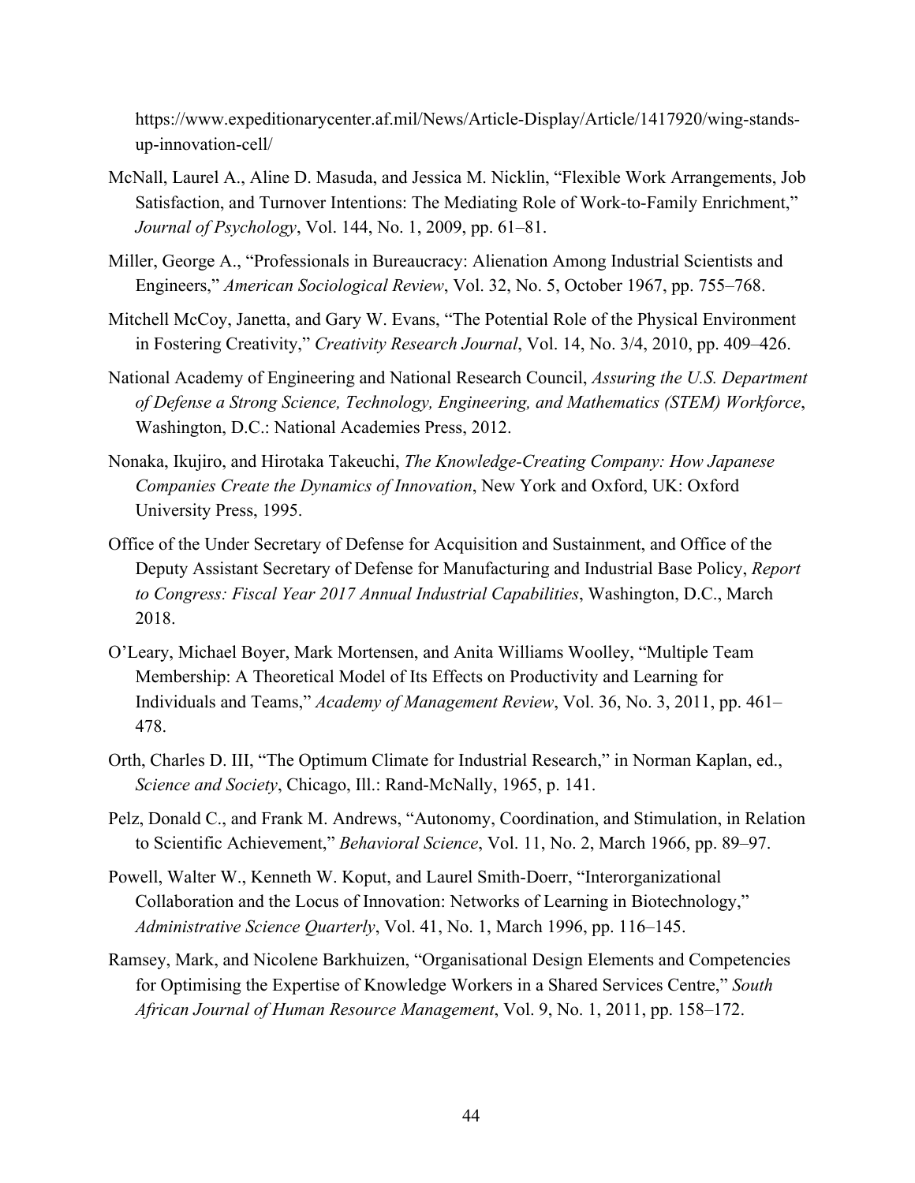https://www.expeditionarycenter.af.mil/News/Article-Display/Article/1417920/wing-stands-up-innovation-cell/

McNall, Laurel A., Aline D. Masuda, and Jessica M. Nicklin, "Flexible Work Arrangements, Job Satisfaction, and Turnover Intentions: The Mediating Role of Work-to-Family Enrichment," *Journal of Psychology*, Vol. 144, No. 1, 2009, pp. 61–81.

Miller, George A., "Professionals in Bureaucracy: Alienation Among Industrial Scientists and Engineers," *American Sociological Review*, Vol. 32, No. 5, October 1967, pp. 755–768.

Mitchell McCoy, Janetta, and Gary W. Evans, "The Potential Role of the Physical Environment in Fostering Creativity," *Creativity Research Journal*, Vol. 14, No. 3/4, 2010, pp. 409–426.

National Academy of Engineering and National Research Council, *Assuring the U.S. Department of Defense a Strong Science, Technology, Engineering, and Mathematics (STEM) Workforce*, Washington, D.C.: National Academies Press, 2012.

Nonaka, Ikujiro, and Hirotaka Takeuchi, *The Knowledge-Creating Company: How Japanese Companies Create the Dynamics of Innovation*, New York and Oxford, UK: Oxford University Press, 1995.

Office of the Under Secretary of Defense for Acquisition and Sustainment, and Office of the Deputy Assistant Secretary of Defense for Manufacturing and Industrial Base Policy, *Report to Congress: Fiscal Year 2017 Annual Industrial Capabilities*, Washington, D.C., March 2018.

O'Leary, Michael Boyer, Mark Mortensen, and Anita Williams Woolley, "Multiple Team Membership: A Theoretical Model of Its Effects on Productivity and Learning for Individuals and Teams," *Academy of Management Review*, Vol. 36, No. 3, 2011, pp. 461–478.

Orth, Charles D. III, "The Optimum Climate for Industrial Research," in Norman Kaplan, ed., *Science and Society*, Chicago, Ill.: Rand-McNally, 1965, p. 141.

Pelz, Donald C., and Frank M. Andrews, "Autonomy, Coordination, and Stimulation, in Relation to Scientific Achievement," *Behavioral Science*, Vol. 11, No. 2, March 1966, pp. 89–97.

Powell, Walter W., Kenneth W. Koput, and Laurel Smith-Doerr, "Interorganizational Collaboration and the Locus of Innovation: Networks of Learning in Biotechnology," *Administrative Science Quarterly*, Vol. 41, No. 1, March 1996, pp. 116–145.

Ramsey, Mark, and Nicolene Barkhuizen, "Organisational Design Elements and Competencies for Optimising the Expertise of Knowledge Workers in a Shared Services Centre," *South African Journal of Human Resource Management*, Vol. 9, No. 1, 2011, pp. 158–172.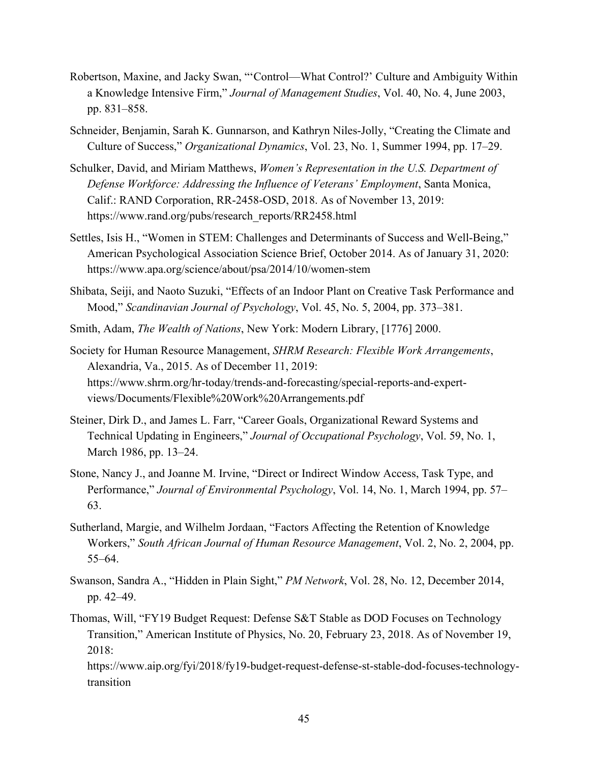Robertson, Maxine, and Jacky Swan, "'Control—What Control?' Culture and Ambiguity Within a Knowledge Intensive Firm," *Journal of Management Studies*, Vol. 40, No. 4, June 2003, pp. 831–858.

Schneider, Benjamin, Sarah K. Gunnarson, and Kathryn Niles-Jolly, "Creating the Climate and Culture of Success," *Organizational Dynamics*, Vol. 23, No. 1, Summer 1994, pp. 17–29.

Schulker, David, and Miriam Matthews, *Women's Representation in the U.S. Department of Defense Workforce: Addressing the Influence of Veterans' Employment*, Santa Monica, Calif.: RAND Corporation, RR-2458-OSD, 2018. As of November 13, 2019: https://www.rand.org/pubs/research_reports/RR2458.html

Settles, Isis H., "Women in STEM: Challenges and Determinants of Success and Well-Being," American Psychological Association Science Brief, October 2014. As of January 31, 2020: https://www.apa.org/science/about/psa/2014/10/women-stem

Shibata, Seiji, and Naoto Suzuki, "Effects of an Indoor Plant on Creative Task Performance and Mood," *Scandinavian Journal of Psychology*, Vol. 45, No. 5, 2004, pp. 373–381.

Smith, Adam, *The Wealth of Nations*, New York: Modern Library, [1776] 2000.

Society for Human Resource Management, *SHRM Research: Flexible Work Arrangements*, Alexandria, Va., 2015. As of December 11, 2019: https://www.shrm.org/hr-today/trends-and-forecasting/special-reports-and-expert-views/Documents/Flexible%20Work%20Arrangements.pdf

Steiner, Dirk D., and James L. Farr, "Career Goals, Organizational Reward Systems and Technical Updating in Engineers," *Journal of Occupational Psychology*, Vol. 59, No. 1, March 1986, pp. 13–24.

Stone, Nancy J., and Joanne M. Irvine, "Direct or Indirect Window Access, Task Type, and Performance," *Journal of Environmental Psychology*, Vol. 14, No. 1, March 1994, pp. 57–63.

Sutherland, Margie, and Wilhelm Jordaan, "Factors Affecting the Retention of Knowledge Workers," *South African Journal of Human Resource Management*, Vol. 2, No. 2, 2004, pp. 55–64.

Swanson, Sandra A., "Hidden in Plain Sight," *PM Network*, Vol. 28, No. 12, December 2014, pp. 42–49.

Thomas, Will, "FY19 Budget Request: Defense S&T Stable as DOD Focuses on Technology Transition," American Institute of Physics, No. 20, February 23, 2018. As of November 19, 2018: https://www.aip.org/fyi/2018/fy19-budget-request-defense-st-stable-dod-focuses-technology-transition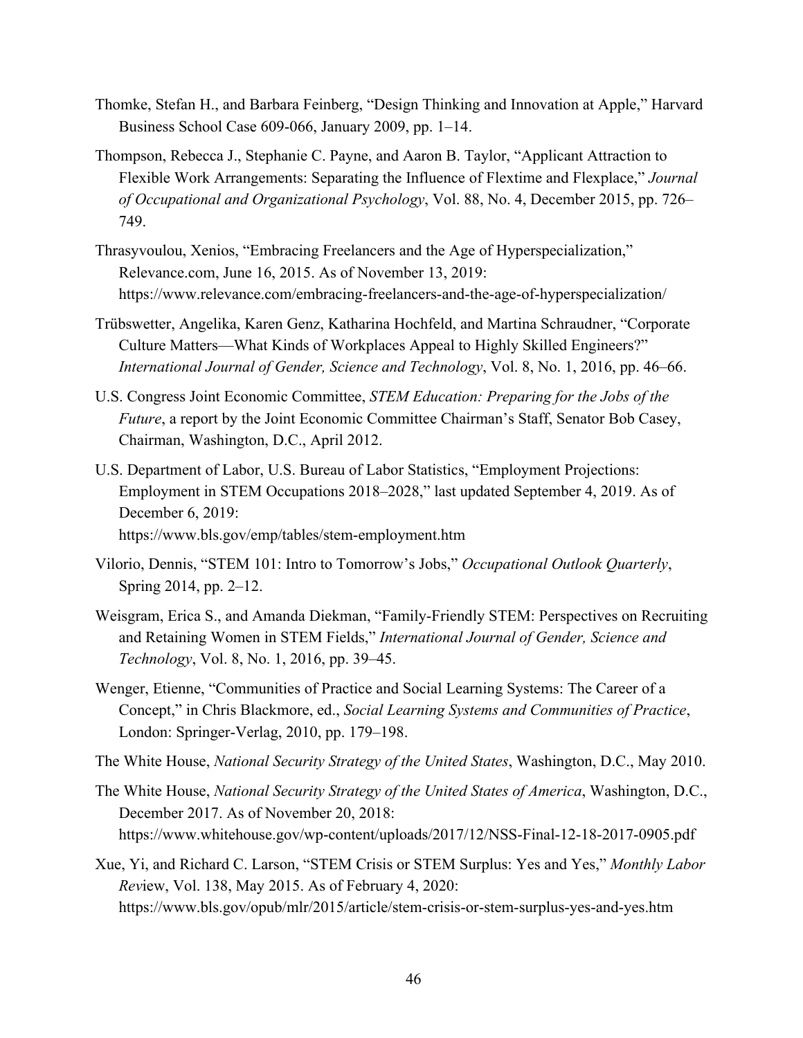Thomke, Stefan H., and Barbara Feinberg, "Design Thinking and Innovation at Apple," Harvard Business School Case 609-066, January 2009, pp. 1–14.

Thompson, Rebecca J., Stephanie C. Payne, and Aaron B. Taylor, "Applicant Attraction to Flexible Work Arrangements: Separating the Influence of Flextime and Flexplace," *Journal of Occupational and Organizational Psychology*, Vol. 88, No. 4, December 2015, pp. 726–749.

Thrasyvoulou, Xenios, "Embracing Freelancers and the Age of Hyperspecialization," Relevance.com, June 16, 2015. As of November 13, 2019: https://www.relevance.com/embracing-freelancers-and-the-age-of-hyperspecialization/

Trübswetter, Angelika, Karen Genz, Katharina Hochfeld, and Martina Schraudner, "Corporate Culture Matters—What Kinds of Workplaces Appeal to Highly Skilled Engineers?" *International Journal of Gender, Science and Technology*, Vol. 8, No. 1, 2016, pp. 46–66.

U.S. Congress Joint Economic Committee, *STEM Education: Preparing for the Jobs of the Future*, a report by the Joint Economic Committee Chairman's Staff, Senator Bob Casey, Chairman, Washington, D.C., April 2012.

U.S. Department of Labor, U.S. Bureau of Labor Statistics, "Employment Projections: Employment in STEM Occupations 2018–2028," last updated September 4, 2019. As of December 6, 2019: https://www.bls.gov/emp/tables/stem-employment.htm

Vilorio, Dennis, "STEM 101: Intro to Tomorrow's Jobs," *Occupational Outlook Quarterly*, Spring 2014, pp. 2–12.

Weisgram, Erica S., and Amanda Diekman, "Family-Friendly STEM: Perspectives on Recruiting and Retaining Women in STEM Fields," *International Journal of Gender, Science and Technology*, Vol. 8, No. 1, 2016, pp. 39–45.

Wenger, Etienne, "Communities of Practice and Social Learning Systems: The Career of a Concept," in Chris Blackmore, ed., *Social Learning Systems and Communities of Practice*, London: Springer-Verlag, 2010, pp. 179–198.

The White House, *National Security Strategy of the United States*, Washington, D.C., May 2010.

The White House, *National Security Strategy of the United States of America*, Washington, D.C., December 2017. As of November 20, 2018: https://www.whitehouse.gov/wp-content/uploads/2017/12/NSS-Final-12-18-2017-0905.pdf

Xue, Yi, and Richard C. Larson, "STEM Crisis or STEM Surplus: Yes and Yes," *Monthly Labor Rev*iew, Vol. 138, May 2015. As of February 4, 2020: https://www.bls.gov/opub/mlr/2015/article/stem-crisis-or-stem-surplus-yes-and-yes.htm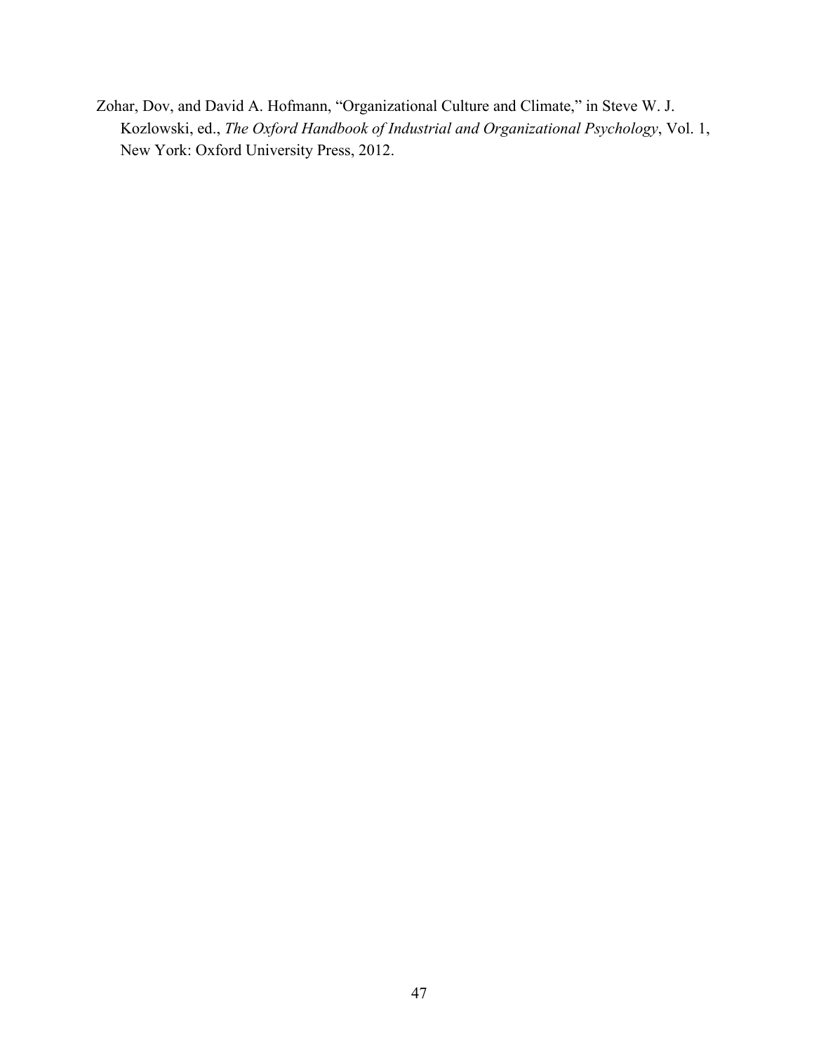Zohar, Dov, and David A. Hofmann, “Organizational Culture and Climate,” in Steve W. J. Kozlowski, ed., *The Oxford Handbook of Industrial and Organizational Psychology*, Vol. 1, New York: Oxford University Press, 2012.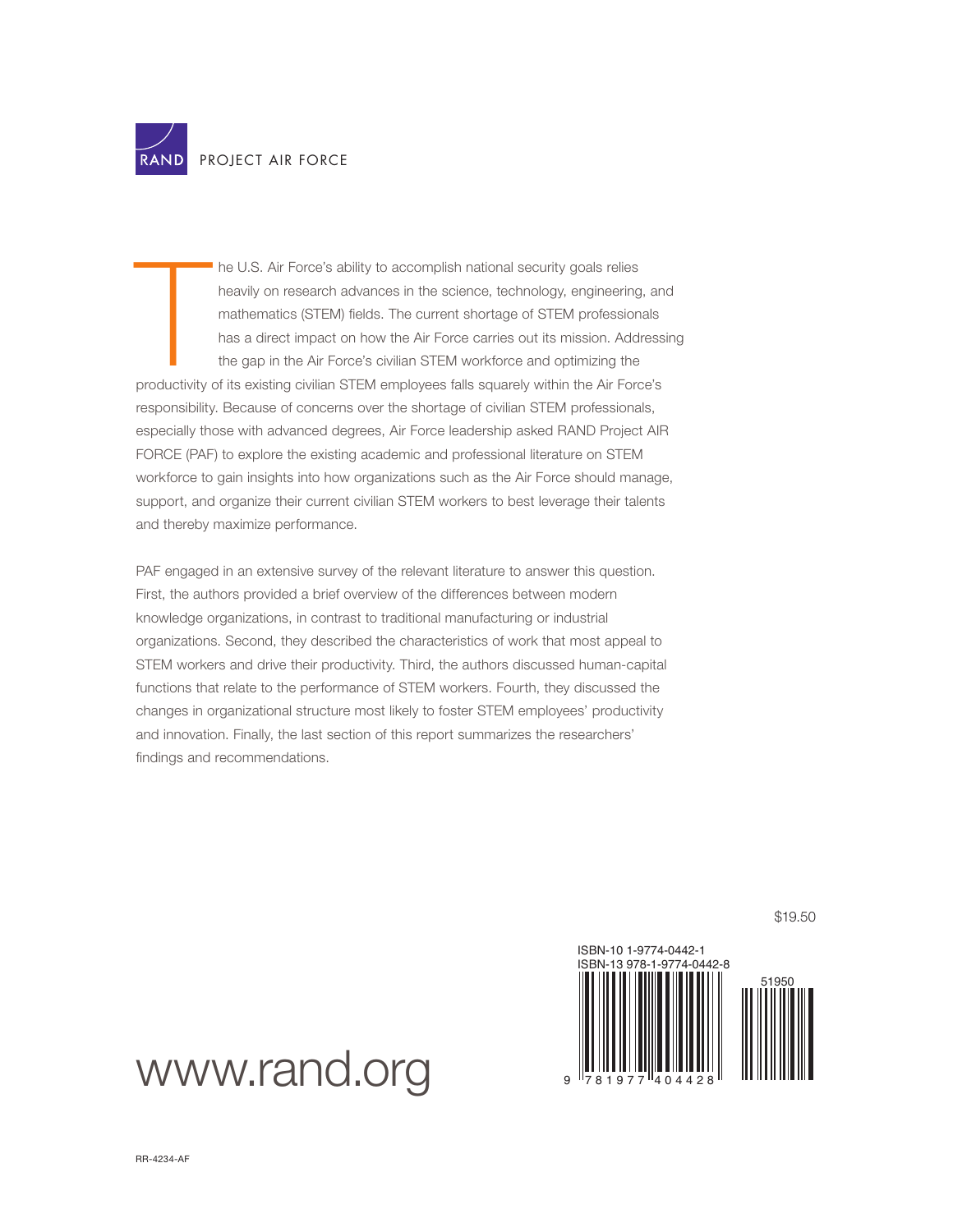RAND PROJECT AIR FORCE

The U.S. Air Force's ability to accomplish national security goals relies heavily on research advances in the science, technology, engineering, and mathematics (STEM) fields. The current shortage of STEM professionals has a direct impact on how the Air Force carries out its mission. Addressing the gap in the Air Force's civilian STEM workforce and optimizing the productivity of its existing civilian STEM employees falls squarely within the Air Force's responsibility. Because of concerns over the shortage of civilian STEM professionals, especially those with advanced degrees, Air Force leadership asked RAND Project AIR FORCE (PAF) to explore the existing academic and professional literature on STEM workforce to gain insights into how organizations such as the Air Force should manage, support, and organize their current civilian STEM workers to best leverage their talents and thereby maximize performance.

PAF engaged in an extensive survey of the relevant literature to answer this question. First, the authors provided a brief overview of the differences between modern knowledge organizations, in contrast to traditional manufacturing or industrial organizations. Second, they described the characteristics of work that most appeal to STEM workers and drive their productivity. Third, the authors discussed human-capital functions that relate to the performance of STEM workers. Fourth, they discussed the changes in organizational structure most likely to foster STEM employees' productivity and innovation. Finally, the last section of this report summarizes the researchers' findings and recommendations.

$19.50

ISBN-10 1-9774-0442-1
ISBN-13 978-1-9774-0442-8

51950

9 781977 404428

www.rand.org

RR-4234-AF